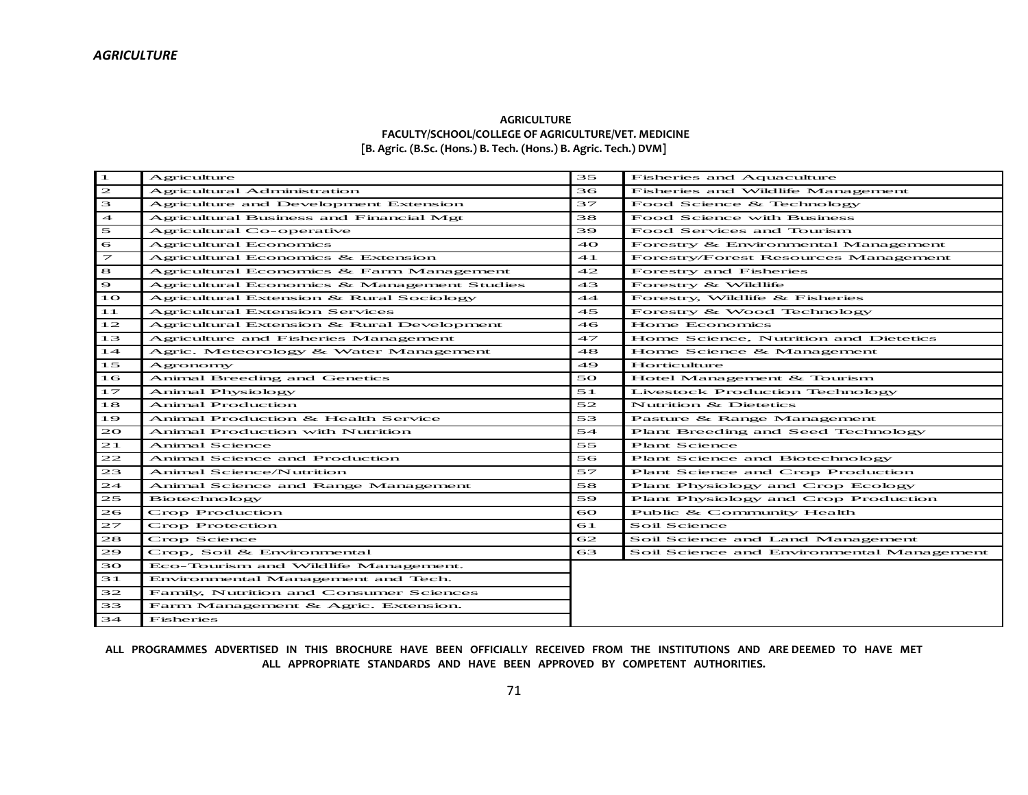*AGRICULTURE*

**AGRICULTURE**
**FACULTY/SCHOOL/COLLEGE OF AGRICULTURE/VET. MEDICINE**
**[B. Agric. (B.Sc. (Hons.) B. Tech. (Hons.) B. Agric. Tech.) DVM]**

| | | | |
|---|---|---|---|
| 1 | Agriculture | 35 | Fisheries and Aquaculture |
| 2 | Agricultural Administration | 36 | Fisheries and Wildlife Management |
| 3 | Agriculture and Development Extension | 37 | Food Science & Technology |
| 4 | Agricultural Business and Financial Mgt | 38 | Food Science with Business |
| 5 | Agricultural Co-operative | 39 | Food Services and Tourism |
| 6 | Agricultural Economics | 40 | Forestry & Environmental Management |
| 7 | Agricultural Economics & Extension | 41 | Forestry/Forest Resources Management |
| 8 | Agricultural Economics & Farm Management | 42 | Forestry and Fisheries |
| 9 | Agricultural Economics & Management Studies | 43 | Forestry & Wildlife |
| 10 | Agricultural Extension & Rural Sociology | 44 | Forestry, Wildlife & Fisheries |
| 11 | Agricultural Extension Services | 45 | Forestry & Wood Technology |
| 12 | Agricultural Extension & Rural Development | 46 | Home Economics |
| 13 | Agriculture and Fisheries Management | 47 | Home Science, Nutrition and Dietetics |
| 14 | Agric. Meteorology & Water Management | 48 | Home Science & Management |
| 15 | Agronomy | 49 | Horticulture |
| 16 | Animal Breeding and Genetics | 50 | Hotel Management & Tourism |
| 17 | Animal Physiology | 51 | Livestock Production Technology |
| 18 | Animal Production | 52 | Nutrition & Dietetics |
| 19 | Animal Production & Health Service | 53 | Pasture & Range Management |
| 20 | Animal Production with Nutrition | 54 | Plant Breeding and Seed Technology |
| 21 | Animal Science | 55 | Plant Science |
| 22 | Animal Science and Production | 56 | Plant Science and Biotechnology |
| 23 | Animal Science/Nutrition | 57 | Plant Science and Crop Production |
| 24 | Animal Science and Range Management | 58 | Plant Physiology and Crop Ecology |
| 25 | Biotechnology | 59 | Plant Physiology and Crop Production |
| 26 | Crop Production | 60 | Public & Community Health |
| 27 | Crop Protection | 61 | Soil Science |
| 28 | Crop Science | 62 | Soil Science and Land Management |
| 29 | Crop, Soil & Environmental | 63 | Soil Science and Environmental Management |
| 30 | Eco-Tourism and Wildlife Management. | | |
| 31 | Environmental Management and Tech. | | |
| 32 | Family, Nutrition and Consumer Sciences | | |
| 33 | Farm Management & Agric. Extension. | | |
| 34 | Fisheries | | |

**ALL PROGRAMMES ADVERTISED IN THIS BROCHURE HAVE BEEN OFFICIALLY RECEIVED FROM THE INSTITUTIONS AND ARE DEEMED TO HAVE MET ALL APPROPRIATE STANDARDS AND HAVE BEEN APPROVED BY COMPETENT AUTHORITIES.**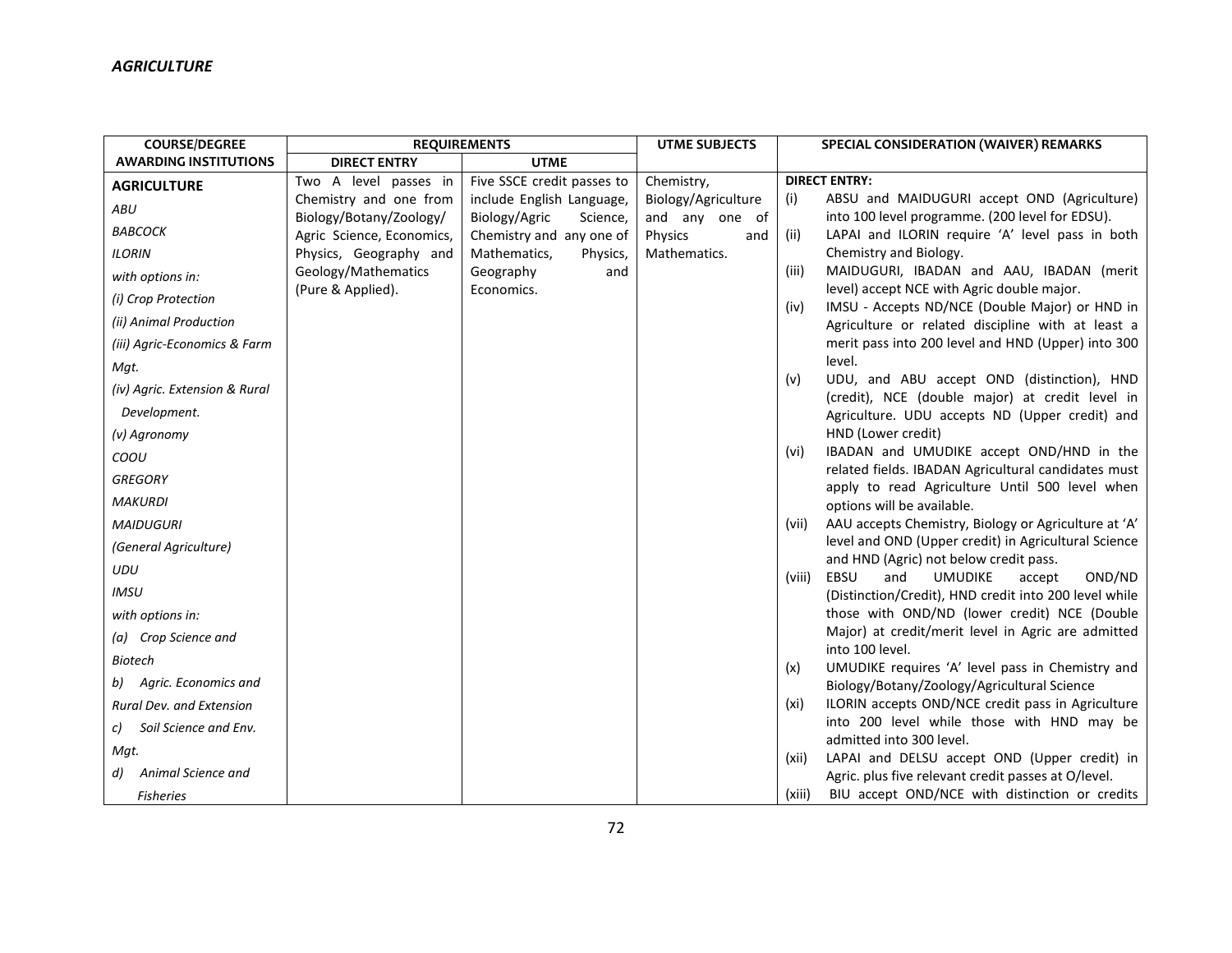*AGRICULTURE*

| COURSE/DEGREE AWARDING INSTITUTIONS | REQUIREMENTS | | UTME SUBJECTS | SPECIAL CONSIDERATION (WAIVER) REMARKS |
|---|---|---|---|---|
| | DIRECT ENTRY | UTME | | |
| **AGRICULTURE**<br>*ABU*<br>*BABCOCK*<br>*ILORIN*<br>*with options in:*<br>*(i) Crop Protection*<br>*(ii) Animal Production*<br>*(iii) Agric-Economics & Farm Mgt.*<br>*(iv) Agric. Extension & Rural Development.*<br>*(v) Agronomy*<br>*COOU*<br>*GREGORY*<br>*MAKURDI*<br>*MAIDUGURI*<br>*(General Agriculture)*<br>*UDU*<br>*IMSU*<br>*with options in:*<br>*(a) Crop Science and Biotech*<br>*b) Agric. Economics and Rural Dev. and Extension*<br>*c) Soil Science and Env. Mgt.*<br>*d) Animal Science and Fisheries* | Two A level passes in Chemistry and one from Biology/Botany/Zoology/ Agric Science, Economics, Physics, Geography and Geology/Mathematics (Pure & Applied). | Five SSCE credit passes to include English Language, Biology/Agric Science, Chemistry and any one of Mathematics, Physics, Geography and Economics. | Chemistry, Biology/Agriculture and any one of Physics and Mathematics. | **DIRECT ENTRY:**<br>(i) ABSU and MAIDUGURI accept OND (Agriculture) into 100 level programme. (200 level for EDSU).<br>(ii) LAPAI and ILORIN require 'A' level pass in both Chemistry and Biology.<br>(iii) MAIDUGURI, IBADAN and AAU, IBADAN (merit level) accept NCE with Agric double major.<br>(iv) IMSU - Accepts ND/NCE (Double Major) or HND in Agriculture or related discipline with at least a merit pass into 200 level and HND (Upper) into 300 level.<br>(v) UDU, and ABU accept OND (distinction), HND (credit), NCE (double major) at credit level in Agriculture. UDU accepts ND (Upper credit) and HND (Lower credit)<br>(vi) IBADAN and UMUDIKE accept OND/HND in the related fields. IBADAN Agricultural candidates must apply to read Agriculture Until 500 level when options will be available.<br>(vii) AAU accepts Chemistry, Biology or Agriculture at 'A' level and OND (Upper credit) in Agricultural Science and HND (Agric) not below credit pass.<br>(viii) EBSU and UMUDIKE accept OND/ND (Distinction/Credit), HND credit into 200 level while those with OND/ND (lower credit) NCE (Double Major) at credit/merit level in Agric are admitted into 100 level.<br>(x) UMUDIKE requires 'A' level pass in Chemistry and Biology/Botany/Zoology/Agricultural Science<br>(xi) ILORIN accepts OND/NCE credit pass in Agriculture into 200 level while those with HND may be admitted into 300 level.<br>(xii) LAPAI and DELSU accept OND (Upper credit) in Agric. plus five relevant credit passes at O/level.<br>(xiii) BIU accept OND/NCE with distinction or credits |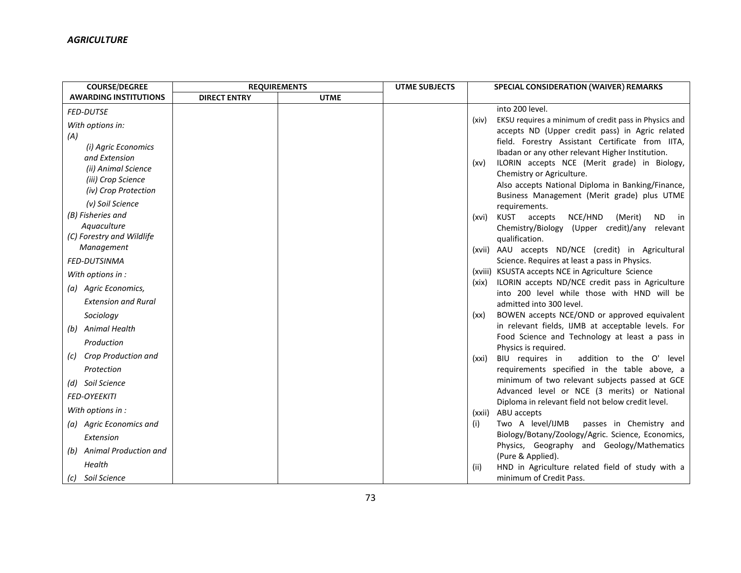*AGRICULTURE*

| COURSE/DEGREE AWARDING INSTITUTIONS | REQUIREMENTS | | UTME SUBJECTS | SPECIAL CONSIDERATION (WAIVER) REMARKS |
|---|---|---|---|---|
| | DIRECT ENTRY | UTME | | |
| *FED-DUTSE*<br>*With options in:*<br>*(A)*<br>*(i) Agric Economics and Extension*<br>*(ii) Animal Science*<br>*(iii) Crop Science*<br>*(iv) Crop Protection*<br>*(v) Soil Science*<br>*(B) Fisheries and Aquaculture*<br>*(C) Forestry and Wildlife Management*<br>*FED-DUTSINMA*<br>*With options in :*<br>*(a) Agric Economics, Extension and Rural Sociology*<br>*(b) Animal Health Production*<br>*(c) Crop Production and Protection*<br>*(d) Soil Science*<br>*FED-OYEEKITI*<br>*With options in :*<br>*(a) Agric Economics and Extension*<br>*(b) Animal Production and Health*<br>*(c) Soil Science* | | | | into 200 level.<br>(xiv) EKSU requires a minimum of credit pass in Physics and accepts ND (Upper credit pass) in Agric related field. Forestry Assistant Certificate from IITA, Ibadan or any other relevant Higher Institution.<br>(xv) ILORIN accepts NCE (Merit grade) in Biology, Chemistry or Agriculture. Also accepts National Diploma in Banking/Finance, Business Management (Merit grade) plus UTME requirements.<br>(xvi) KUST accepts NCE/HND (Merit) ND in Chemistry/Biology (Upper credit)/any relevant qualification.<br>(xvii) AAU accepts ND/NCE (credit) in Agricultural Science. Requires at least a pass in Physics.<br>(xviii) KSUSTA accepts NCE in Agriculture Science<br>(xix) ILORIN accepts ND/NCE credit pass in Agriculture into 200 level while those with HND will be admitted into 300 level.<br>(xx) BOWEN accepts NCE/OND or approved equivalent in relevant fields, IJMB at acceptable levels. For Food Science and Technology at least a pass in Physics is required.<br>(xxi) BIU requires in addition to the O' level requirements specified in the table above, a minimum of two relevant subjects passed at GCE Advanced level or NCE (3 merits) or National Diploma in relevant field not below credit level.<br>(xxii) ABU accepts<br>(i) Two A level/IJMB passes in Chemistry and Biology/Botany/Zoology/Agric. Science, Economics, Physics, Geography and Geology/Mathematics (Pure & Applied).<br>(ii) HND in Agriculture related field of study with a minimum of Credit Pass. |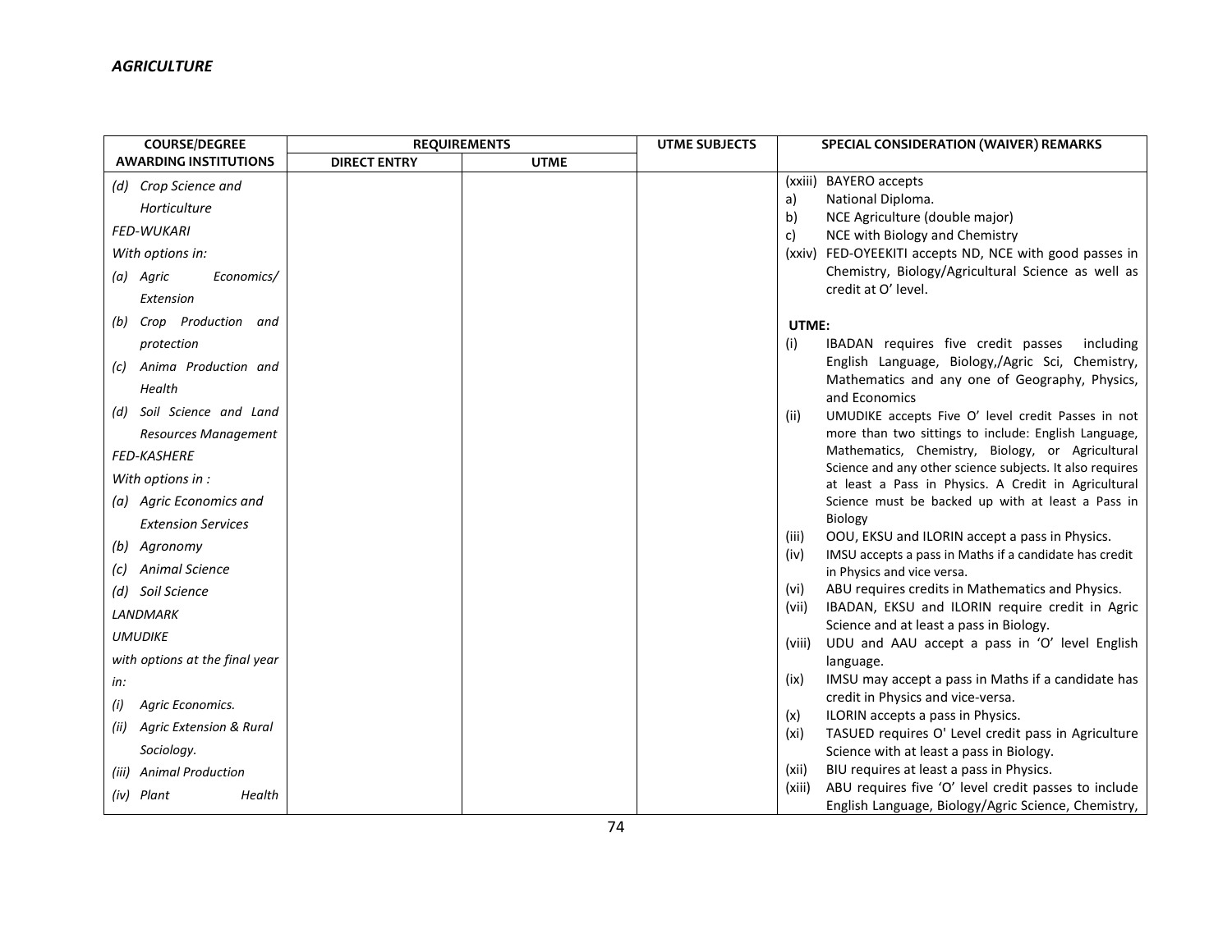*AGRICULTURE*

| COURSE/DEGREE AWARDING INSTITUTIONS | REQUIREMENTS | | UTME SUBJECTS | SPECIAL CONSIDERATION (WAIVER) REMARKS |
|---|---|---|---|---|
| | DIRECT ENTRY | UTME | | |
| *(d) Crop Science and Horticulture*<br>*FED-WUKARI*<br>*With options in:*<br>*(a) Agric Economics/ Extension*<br>*(b) Crop Production and protection*<br>*(c) Anima Production and Health*<br>*(d) Soil Science and Land Resources Management*<br>*FED-KASHERE*<br>*With options in :*<br>*(a) Agric Economics and Extension Services*<br>*(b) Agronomy*<br>*(c) Animal Science*<br>*(d) Soil Science*<br>*LANDMARK*<br>*UMUDIKE*<br>*with options at the final year in:*<br>*(i) Agric Economics.*<br>*(ii) Agric Extension & Rural Sociology.*<br>*(iii) Animal Production*<br>*(iv) Plant Health* | | | | (xxiii) BAYERO accepts<br>a) National Diploma.<br>b) NCE Agriculture (double major)<br>c) NCE with Biology and Chemistry<br>(xxiv) FED-OYEEKITI accepts ND, NCE with good passes in Chemistry, Biology/Agricultural Science as well as credit at O' level.<br><br>**UTME:**<br>(i) IBADAN requires five credit passes including English Language, Biology,/Agric Sci, Chemistry, Mathematics and any one of Geography, Physics, and Economics<br>(ii) UMUDIKE accepts Five O' level credit Passes in not more than two sittings to include: English Language, Mathematics, Chemistry, Biology, or Agricultural Science and any other science subjects. It also requires at least a Pass in Physics. A Credit in Agricultural Science must be backed up with at least a Pass in Biology<br>(iii) OOU, EKSU and ILORIN accept a pass in Physics.<br>(iv) IMSU accepts a pass in Maths if a candidate has credit in Physics and vice versa.<br>(vi) ABU requires credits in Mathematics and Physics.<br>(vii) IBADAN, EKSU and ILORIN require credit in Agric Science and at least a pass in Biology.<br>(viii) UDU and AAU accept a pass in 'O' level English language.<br>(ix) IMSU may accept a pass in Maths if a candidate has credit in Physics and vice-versa.<br>(x) ILORIN accepts a pass in Physics.<br>(xi) TASUED requires O' Level credit pass in Agriculture Science with at least a pass in Biology.<br>(xii) BIU requires at least a pass in Physics.<br>(xiii) ABU requires five 'O' level credit passes to include English Language, Biology/Agric Science, Chemistry, |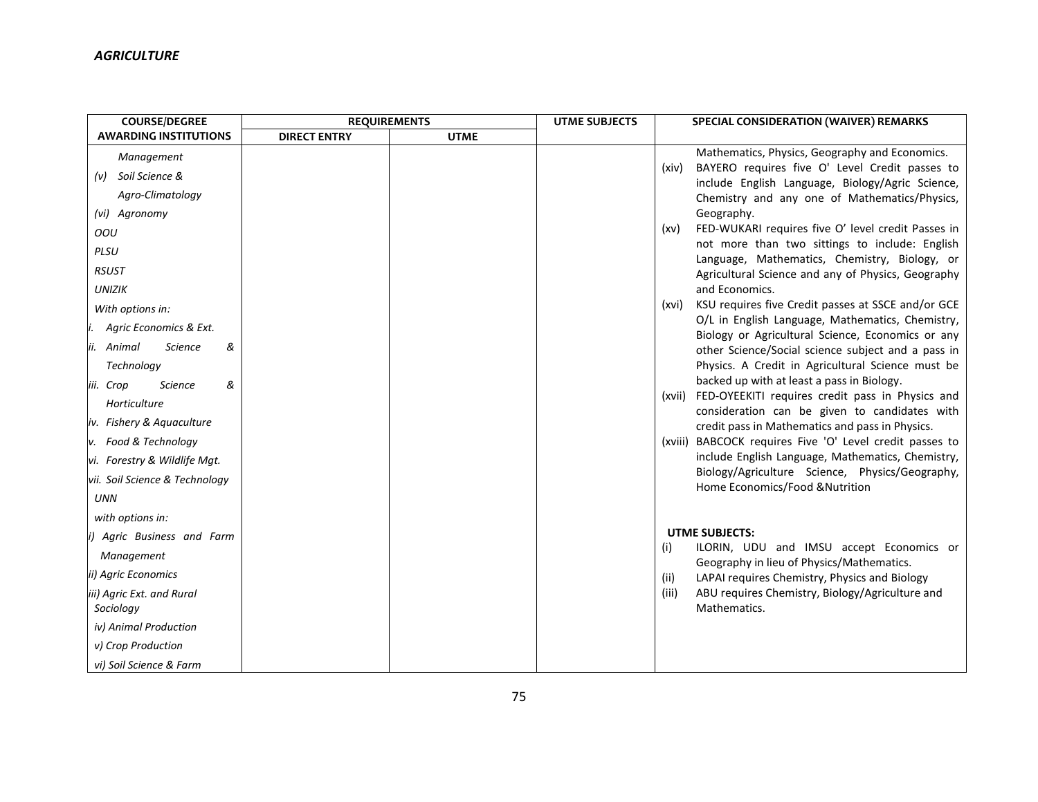*AGRICULTURE*

| COURSE/DEGREE AWARDING INSTITUTIONS | REQUIREMENTS | | UTME SUBJECTS | SPECIAL CONSIDERATION (WAIVER) REMARKS |
|---|---|---|---|---|
| | DIRECT ENTRY | UTME | | |
| *Management*<br>*(v) Soil Science & Agro-Climatology*<br>*(vi) Agronomy*<br>*OOU*<br>*PLSU*<br>*RSUST*<br>*UNIZIK*<br>*With options in:*<br>*i. Agric Economics & Ext.*<br>*ii. Animal Science & Technology*<br>*iii. Crop Science & Horticulture*<br>*iv. Fishery & Aquaculture*<br>*v. Food & Technology*<br>*vi. Forestry & Wildlife Mgt.*<br>*vii. Soil Science & Technology*<br>*UNN*<br>*with options in:*<br>*i) Agric Business and Farm Management*<br>*ii) Agric Economics*<br>*iii) Agric Ext. and Rural Sociology*<br>*iv) Animal Production*<br>*v) Crop Production*<br>*vi) Soil Science & Farm* | | | | Mathematics, Physics, Geography and Economics.<br>(xiv) BAYERO requires five O' Level Credit passes to include English Language, Biology/Agric Science, Chemistry and any one of Mathematics/Physics, Geography.<br>(xv) FED-WUKARI requires five O' level credit Passes in not more than two sittings to include: English Language, Mathematics, Chemistry, Biology, or Agricultural Science and any of Physics, Geography and Economics.<br>(xvi) KSU requires five Credit passes at SSCE and/or GCE O/L in English Language, Mathematics, Chemistry, Biology or Agricultural Science, Economics or any other Science/Social science subject and a pass in Physics. A Credit in Agricultural Science must be backed up with at least a pass in Biology.<br>(xvii) FED-OYEEKITI requires credit pass in Physics and consideration can be given to candidates with credit pass in Mathematics and pass in Physics.<br>(xviii) BABCOCK requires Five 'O' Level credit passes to include English Language, Mathematics, Chemistry, Biology/Agriculture Science, Physics/Geography, Home Economics/Food &Nutrition<br><br>**UTME SUBJECTS:**<br>(i) ILORIN, UDU and IMSU accept Economics or Geography in lieu of Physics/Mathematics.<br>(ii) LAPAI requires Chemistry, Physics and Biology<br>(iii) ABU requires Chemistry, Biology/Agriculture and Mathematics. |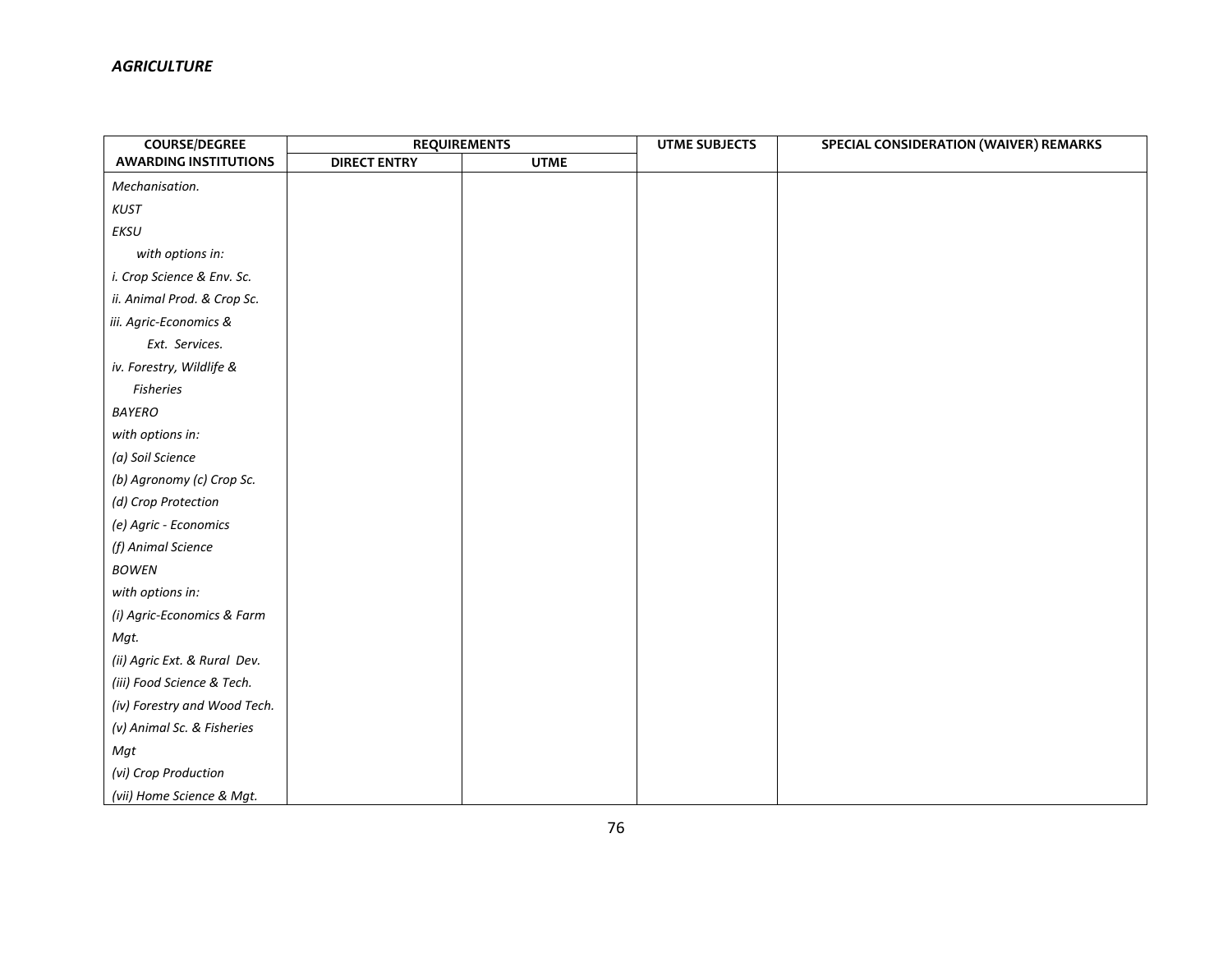*AGRICULTURE*

| COURSE/DEGREE AWARDING INSTITUTIONS | REQUIREMENTS | | UTME SUBJECTS | SPECIAL CONSIDERATION (WAIVER) REMARKS |
|---|---|---|---|---|
| | DIRECT ENTRY | UTME | | |
| *Mechanisation.* | | | | |
| *KUST* | | | | |
| *EKSU* | | | | |
| *with options in:* | | | | |
| *i. Crop Science & Env. Sc.* | | | | |
| *ii. Animal Prod. & Crop Sc.* | | | | |
| *iii. Agric-Economics & Ext. Services.* | | | | |
| *iv. Forestry, Wildlife & Fisheries* | | | | |
| *BAYERO* | | | | |
| *with options in:* | | | | |
| *(a) Soil Science* | | | | |
| *(b) Agronomy (c) Crop Sc.* | | | | |
| *(d) Crop Protection* | | | | |
| *(e) Agric - Economics* | | | | |
| *(f) Animal Science* | | | | |
| *BOWEN* | | | | |
| *with options in:* | | | | |
| *(i) Agric-Economics & Farm Mgt.* | | | | |
| *(ii) Agric Ext. & Rural Dev.* | | | | |
| *(iii) Food Science & Tech.* | | | | |
| *(iv) Forestry and Wood Tech.* | | | | |
| *(v) Animal Sc. & Fisheries Mgt* | | | | |
| *(vi) Crop Production* | | | | |
| *(vii) Home Science & Mgt.* | | | | |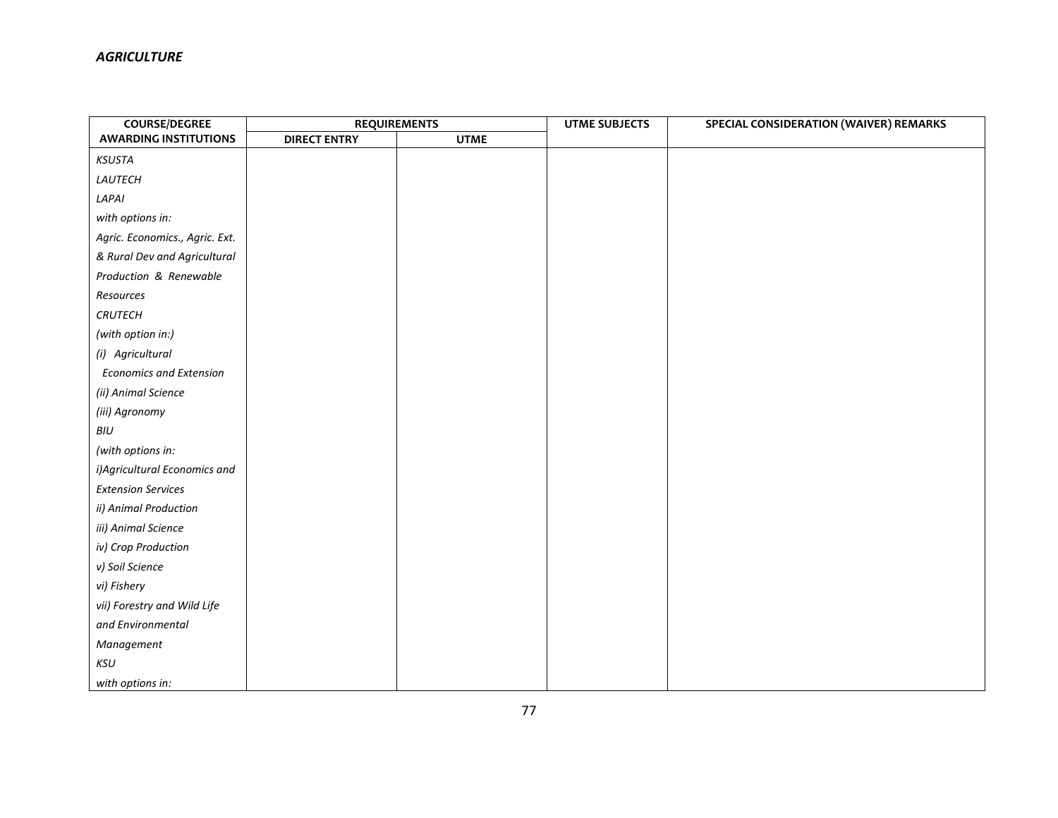*AGRICULTURE*

| COURSE/DEGREE AWARDING INSTITUTIONS | REQUIREMENTS | | UTME SUBJECTS | SPECIAL CONSIDERATION (WAIVER) REMARKS |
|---|---|---|---|---|
| | DIRECT ENTRY | UTME | | |
| *KSUSTA*<br>*LAUTECH*<br>*LAPAI*<br>*with options in:*<br>*Agric. Economics., Agric. Ext. & Rural Dev and Agricultural Production & Renewable Resources*<br>*CRUTECH*<br>*(with option in:)*<br>*(i) Agricultural Economics and Extension*<br>*(ii) Animal Science*<br>*(iii) Agronomy*<br>*BIU*<br>*(with options in:*<br>*i)Agricultural Economics and Extension Services*<br>*ii) Animal Production*<br>*iii) Animal Science*<br>*iv) Crop Production*<br>*v) Soil Science*<br>*vi) Fishery*<br>*vii) Forestry and Wild Life and Environmental Management*<br>*KSU*<br>*with options in:* | | | | |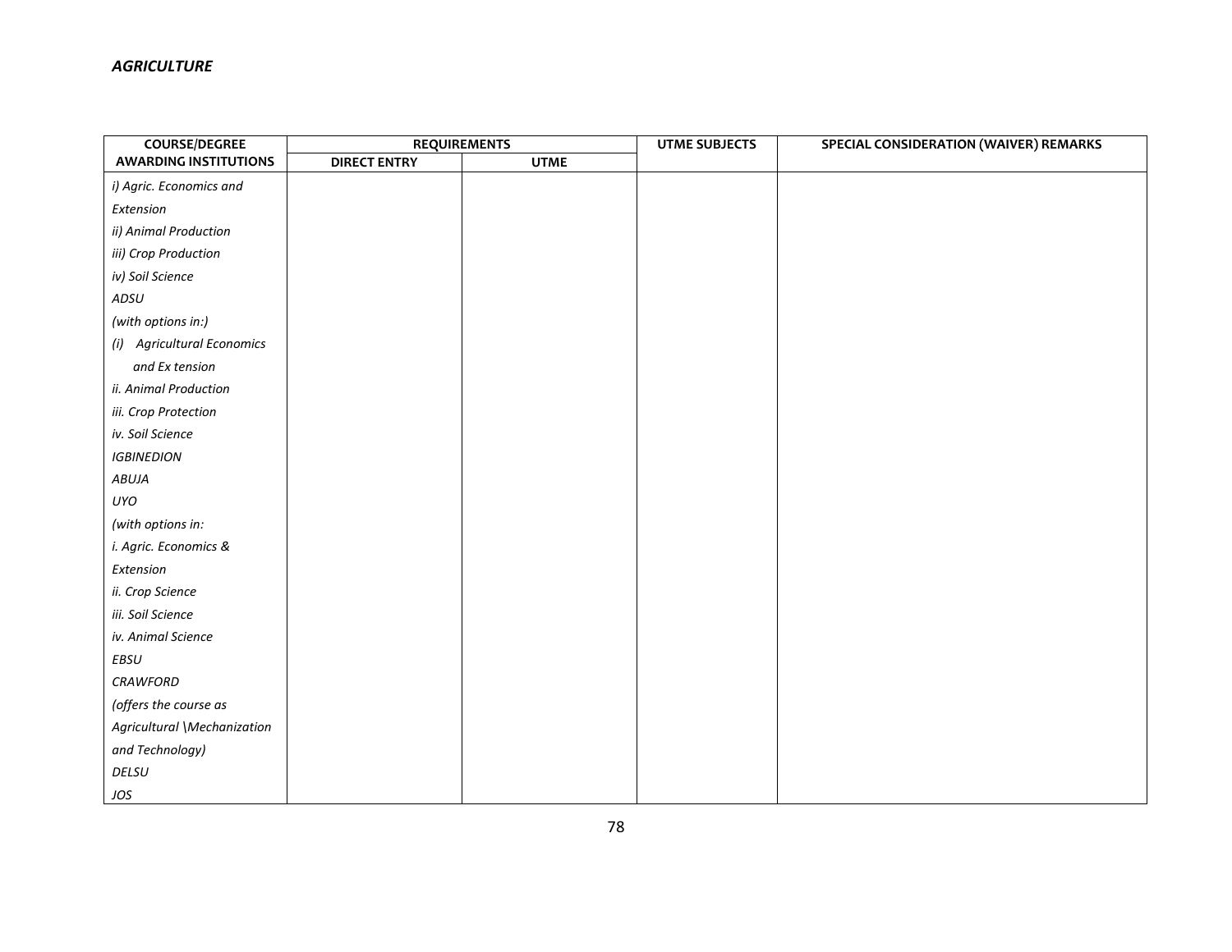*AGRICULTURE*

| COURSE/DEGREE AWARDING INSTITUTIONS | REQUIREMENTS | | UTME SUBJECTS | SPECIAL CONSIDERATION (WAIVER) REMARKS |
|---|---|---|---|---|
| | DIRECT ENTRY | UTME | | |
| *i) Agric. Economics and Extension*<br>*ii) Animal Production*<br>*iii) Crop Production*<br>*iv) Soil Science*<br>*ADSU*<br>*(with options in:)*<br>*(i) Agricultural Economics and Ex tension*<br>*ii. Animal Production*<br>*iii. Crop Protection*<br>*iv. Soil Science*<br>*IGBINEDION*<br>*ABUJA*<br>*UYO*<br>*(with options in:*<br>*i. Agric. Economics & Extension*<br>*ii. Crop Science*<br>*iii. Soil Science*<br>*iv. Animal Science*<br>*EBSU*<br>*CRAWFORD*<br>*(offers the course as Agricultural \Mechanization and Technology)*<br>*DELSU*<br>*JOS* | | | | |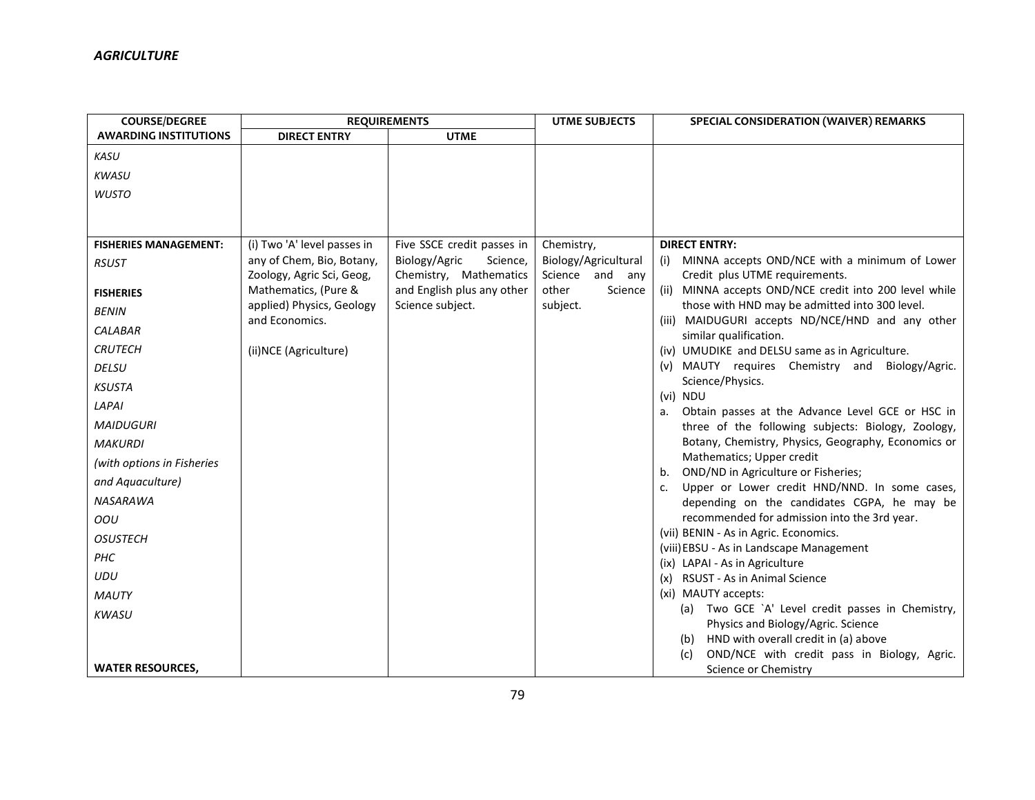*AGRICULTURE*

| COURSE/DEGREE AWARDING INSTITUTIONS | REQUIREMENTS DIRECT ENTRY | REQUIREMENTS UTME | UTME SUBJECTS | SPECIAL CONSIDERATION (WAIVER) REMARKS |
|---|---|---|---|---|
| *KASU*<br>*KWASU*<br>*WUSTO* | | | | |
| **FISHERIES MANAGEMENT:**<br>*RSUST*<br><br>**FISHERIES**<br>*BENIN*<br>*CALABAR*<br>*CRUTECH*<br>*DELSU*<br>*KSUSTA*<br>*LAPAI*<br>*MAIDUGURI*<br>*MAKURDI*<br>*(with options in Fisheries and Aquaculture)*<br>*NASARAWA*<br>*OOU*<br>*OSUSTECH*<br>*PHC*<br>*UDU*<br>*MAUTY*<br>*KWASU*<br><br>**WATER RESOURCES,** | (i) Two 'A' level passes in any of Chem, Bio, Botany, Zoology, Agric Sci, Geog, Mathematics, (Pure & applied) Physics, Geology and Economics.<br><br>(ii)NCE (Agriculture) | Five SSCE credit passes in Biology/Agric Science, Chemistry, Mathematics and English plus any other Science subject. | Chemistry, Biology/Agricultural Science and any other Science subject. | **DIRECT ENTRY:**<br>(i) MINNA accepts OND/NCE with a minimum of Lower Credit plus UTME requirements.<br>(ii) MINNA accepts OND/NCE credit into 200 level while those with HND may be admitted into 300 level.<br>(iii) MAIDUGURI accepts ND/NCE/HND and any other similar qualification.<br>(iv) UMUDIKE and DELSU same as in Agriculture.<br>(v) MAUTY requires Chemistry and Biology/Agric. Science/Physics.<br>(vi) NDU<br>a. Obtain passes at the Advance Level GCE or HSC in three of the following subjects: Biology, Zoology, Botany, Chemistry, Physics, Geography, Economics or Mathematics; Upper credit<br>b. OND/ND in Agriculture or Fisheries;<br>c. Upper or Lower credit HND/NND. In some cases, depending on the candidates CGPA, he may be recommended for admission into the 3rd year.<br>(vii) BENIN - As in Agric. Economics.<br>(viii) EBSU - As in Landscape Management<br>(ix) LAPAI - As in Agriculture<br>(x) RSUST - As in Animal Science<br>(xi) MAUTY accepts:<br>(a) Two GCE `A' Level credit passes in Chemistry, Physics and Biology/Agric. Science<br>(b) HND with overall credit in (a) above<br>(c) OND/NCE with credit pass in Biology, Agric. Science or Chemistry |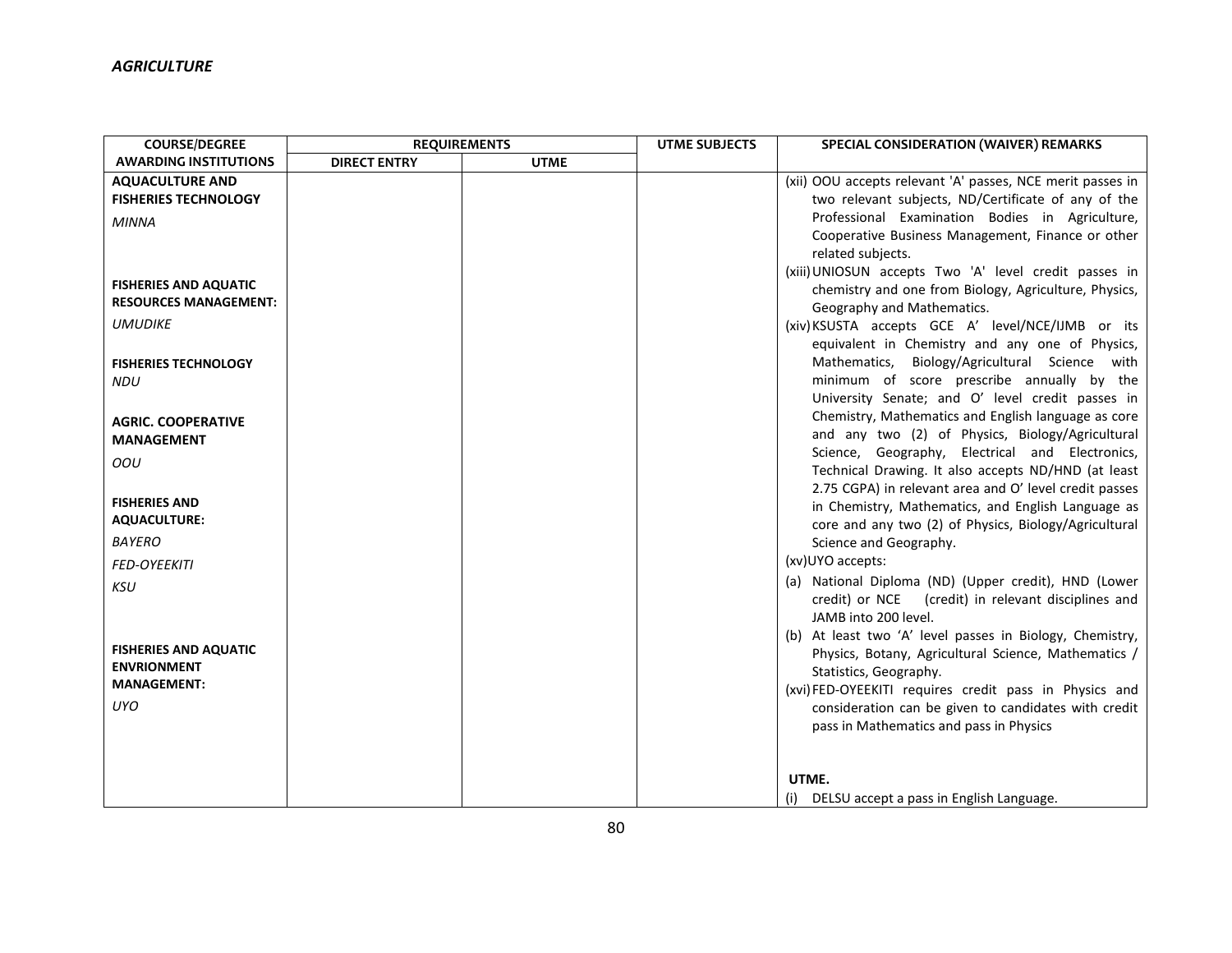*AGRICULTURE*

| COURSE/DEGREE AWARDING INSTITUTIONS | REQUIREMENTS | | UTME SUBJECTS | SPECIAL CONSIDERATION (WAIVER) REMARKS |
|---|---|---|---|---|
| | DIRECT ENTRY | UTME | | |
| **AQUACULTURE AND FISHERIES TECHNOLOGY**<br>*MINNA*<br><br>**FISHERIES AND AQUATIC RESOURCES MANAGEMENT:**<br>*UMUDIKE*<br><br>**FISHERIES TECHNOLOGY**<br>*NDU*<br><br>**AGRIC. COOPERATIVE MANAGEMENT**<br>*OOU*<br><br>**FISHERIES AND AQUACULTURE:**<br>*BAYERO*<br>*FED-OYEEKITI*<br>*KSU*<br><br>**FISHERIES AND AQUATIC ENVRIONMENT MANAGEMENT:**<br>*UYO* | | | | (xii) OOU accepts relevant 'A' passes, NCE merit passes in two relevant subjects, ND/Certificate of any of the Professional Examination Bodies in Agriculture, Cooperative Business Management, Finance or other related subjects.<br>(xiii) UNIOSUN accepts Two 'A' level credit passes in chemistry and one from Biology, Agriculture, Physics, Geography and Mathematics.<br>(xiv) KSUSTA accepts GCE A' level/NCE/IJMB or its equivalent in Chemistry and any one of Physics, Mathematics, Biology/Agricultural Science with minimum of score prescribe annually by the University Senate; and O' level credit passes in Chemistry, Mathematics and English language as core and any two (2) of Physics, Biology/Agricultural Science, Geography, Electrical and Electronics, Technical Drawing. It also accepts ND/HND (at least 2.75 CGPA) in relevant area and O' level credit passes in Chemistry, Mathematics, and English Language as core and any two (2) of Physics, Biology/Agricultural Science and Geography.<br>(xv) UYO accepts:<br>(a) National Diploma (ND) (Upper credit), HND (Lower credit) or NCE (credit) in relevant disciplines and JAMB into 200 level.<br>(b) At least two 'A' level passes in Biology, Chemistry, Physics, Botany, Agricultural Science, Mathematics / Statistics, Geography.<br>(xvi) FED-OYEEKITI requires credit pass in Physics and consideration can be given to candidates with credit pass in Mathematics and pass in Physics<br><br>**UTME.**<br>(i) DELSU accept a pass in English Language. |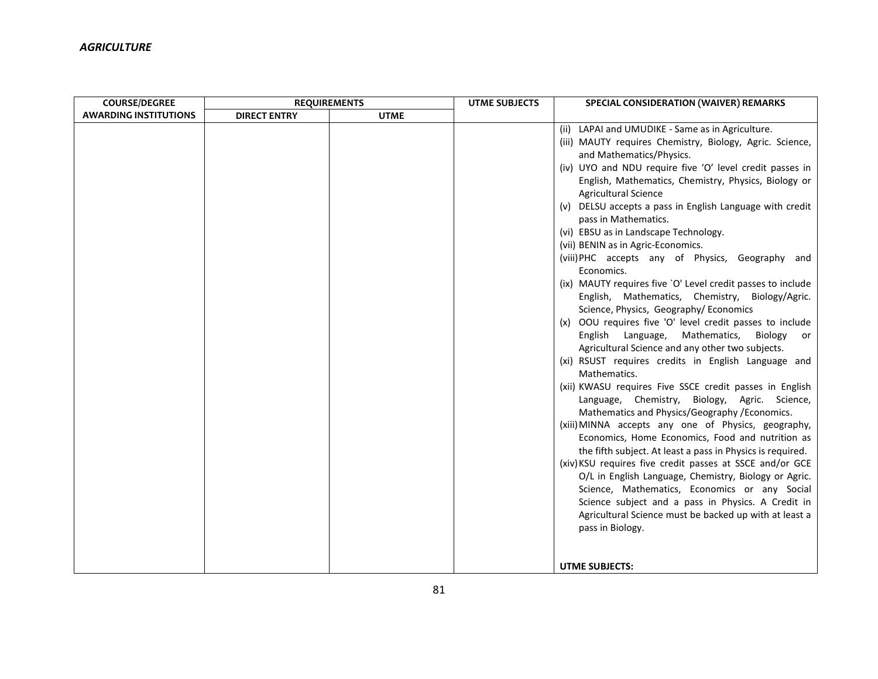*AGRICULTURE*

| COURSE/DEGREE AWARDING INSTITUTIONS | REQUIREMENTS | | UTME SUBJECTS | SPECIAL CONSIDERATION (WAIVER) REMARKS |
|---|---|---|---|---|
| | DIRECT ENTRY | UTME | | |
| | | | | (ii) LAPAI and UMUDIKE - Same as in Agriculture.<br>(iii) MAUTY requires Chemistry, Biology, Agric. Science, and Mathematics/Physics.<br>(iv) UYO and NDU require five 'O' level credit passes in English, Mathematics, Chemistry, Physics, Biology or Agricultural Science<br>(v) DELSU accepts a pass in English Language with credit pass in Mathematics.<br>(vi) EBSU as in Landscape Technology.<br>(vii) BENIN as in Agric-Economics.<br>(viii) PHC accepts any of Physics, Geography and Economics.<br>(ix) MAUTY requires five `O' Level credit passes to include English, Mathematics, Chemistry, Biology/Agric. Science, Physics, Geography/ Economics<br>(x) OOU requires five 'O' level credit passes to include English Language, Mathematics, Biology or Agricultural Science and any other two subjects.<br>(xi) RSUST requires credits in English Language and Mathematics.<br>(xii) KWASU requires Five SSCE credit passes in English Language, Chemistry, Biology, Agric. Science, Mathematics and Physics/Geography /Economics.<br>(xiii) MINNA accepts any one of Physics, geography, Economics, Home Economics, Food and nutrition as the fifth subject. At least a pass in Physics is required.<br>(xiv) KSU requires five credit passes at SSCE and/or GCE O/L in English Language, Chemistry, Biology or Agric. Science, Mathematics, Economics or any Social Science subject and a pass in Physics. A Credit in Agricultural Science must be backed up with at least a pass in Biology.<br><br>**UTME SUBJECTS:** |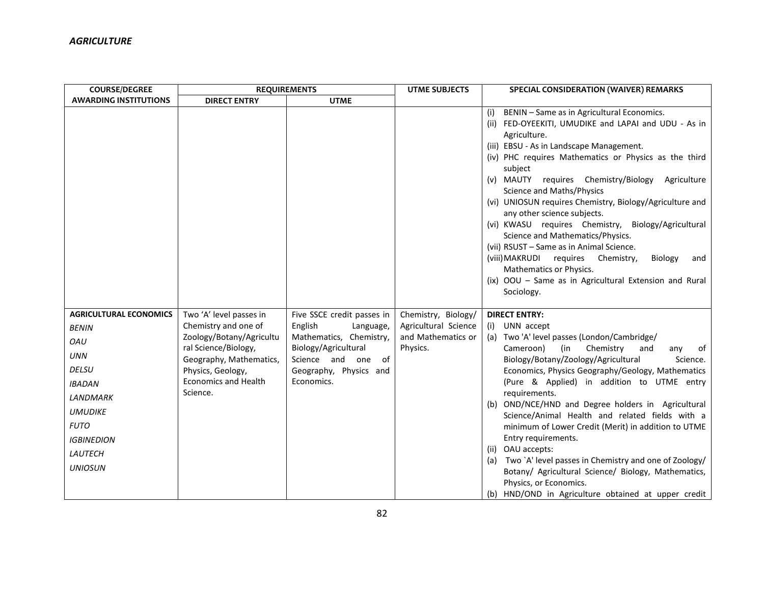*AGRICULTURE*

| COURSE/DEGREE AWARDING INSTITUTIONS | REQUIREMENTS | | UTME SUBJECTS | SPECIAL CONSIDERATION (WAIVER) REMARKS |
|---|---|---|---|---|
| | DIRECT ENTRY | UTME | | |
| | | | | (i) BENIN – Same as in Agricultural Economics.<br>(ii) FED-OYEEKITI, UMUDIKE and LAPAI and UDU - As in Agriculture.<br>(iii) EBSU - As in Landscape Management.<br>(iv) PHC requires Mathematics or Physics as the third subject<br>(v) MAUTY requires Chemistry/Biology Agriculture Science and Maths/Physics<br>(vi) UNIOSUN requires Chemistry, Biology/Agriculture and any other science subjects.<br>(vi) KWASU requires Chemistry, Biology/Agricultural Science and Mathematics/Physics.<br>(vii) RSUST – Same as in Animal Science.<br>(viii) MAKRUDI requires Chemistry, Biology and Mathematics or Physics.<br>(ix) OOU – Same as in Agricultural Extension and Rural Sociology. |
| **AGRICULTURAL ECONOMICS**<br>*BENIN*<br>*OAU*<br>*UNN*<br>*DELSU*<br>*IBADAN*<br>*LANDMARK*<br>*UMUDIKE*<br>*FUTO*<br>*IGBINEDION*<br>*LAUTECH*<br>*UNIOSUN* | Two 'A' level passes in Chemistry and one of Zoology/Botany/Agricultural Science/Biology, Geography, Mathematics, Physics, Geology, Economics and Health Science. | Five SSCE credit passes in English Language, Mathematics, Chemistry, Biology/Agricultural Science and one of Geography, Physics and Economics. | Chemistry, Biology/ Agricultural Science and Mathematics or Physics. | **DIRECT ENTRY:**<br>(i) UNN accept<br>(a) Two 'A' level passes (London/Cambridge/ Cameroon) (in Chemistry and any of Biology/Botany/Zoology/Agricultural Science. Economics, Physics Geography/Geology, Mathematics (Pure & Applied) in addition to UTME entry requirements.<br>(b) OND/NCE/HND and Degree holders in Agricultural Science/Animal Health and related fields with a minimum of Lower Credit (Merit) in addition to UTME Entry requirements.<br>(ii) OAU accepts:<br>(a) Two `A' level passes in Chemistry and one of Zoology/ Botany/ Agricultural Science/ Biology, Mathematics, Physics, or Economics.<br>(b) HND/OND in Agriculture obtained at upper credit |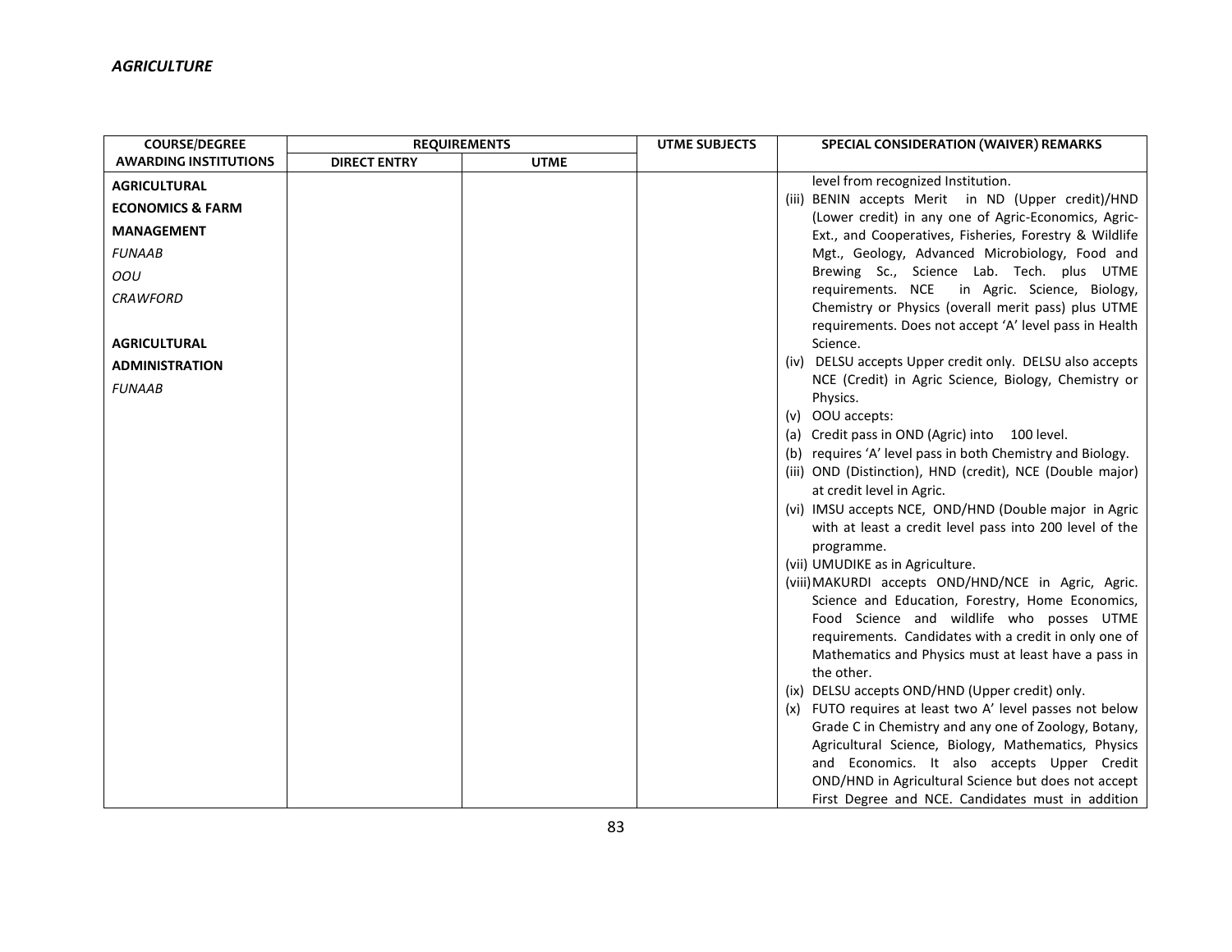*AGRICULTURE*

| COURSE/DEGREE AWARDING INSTITUTIONS | REQUIREMENTS | | UTME SUBJECTS | SPECIAL CONSIDERATION (WAIVER) REMARKS |
|---|---|---|---|---|
| | DIRECT ENTRY | UTME | | |
| **AGRICULTURAL ECONOMICS & FARM MANAGEMENT**<br>*FUNAAB*<br>*OOU*<br>*CRAWFORD*<br><br>**AGRICULTURAL ADMINISTRATION**<br>*FUNAAB* | | | | level from recognized Institution.<br>(iii) BENIN accepts Merit in ND (Upper credit)/HND (Lower credit) in any one of Agric-Economics, Agric-Ext., and Cooperatives, Fisheries, Forestry & Wildlife Mgt., Geology, Advanced Microbiology, Food and Brewing Sc., Science Lab. Tech. plus UTME requirements. NCE in Agric. Science, Biology, Chemistry or Physics (overall merit pass) plus UTME requirements. Does not accept 'A' level pass in Health Science.<br>(iv) DELSU accepts Upper credit only. DELSU also accepts NCE (Credit) in Agric Science, Biology, Chemistry or Physics.<br>(v) OOU accepts:<br>(a) Credit pass in OND (Agric) into 100 level.<br>(b) requires 'A' level pass in both Chemistry and Biology.<br>(iii) OND (Distinction), HND (credit), NCE (Double major) at credit level in Agric.<br>(vi) IMSU accepts NCE, OND/HND (Double major in Agric with at least a credit level pass into 200 level of the programme.<br>(vii) UMUDIKE as in Agriculture.<br>(viii) MAKURDI accepts OND/HND/NCE in Agric, Agric. Science and Education, Forestry, Home Economics, Food Science and wildlife who posses UTME requirements. Candidates with a credit in only one of Mathematics and Physics must at least have a pass in the other.<br>(ix) DELSU accepts OND/HND (Upper credit) only.<br>(x) FUTO requires at least two A' level passes not below Grade C in Chemistry and any one of Zoology, Botany, Agricultural Science, Biology, Mathematics, Physics and Economics. It also accepts Upper Credit OND/HND in Agricultural Science but does not accept First Degree and NCE. Candidates must in addition |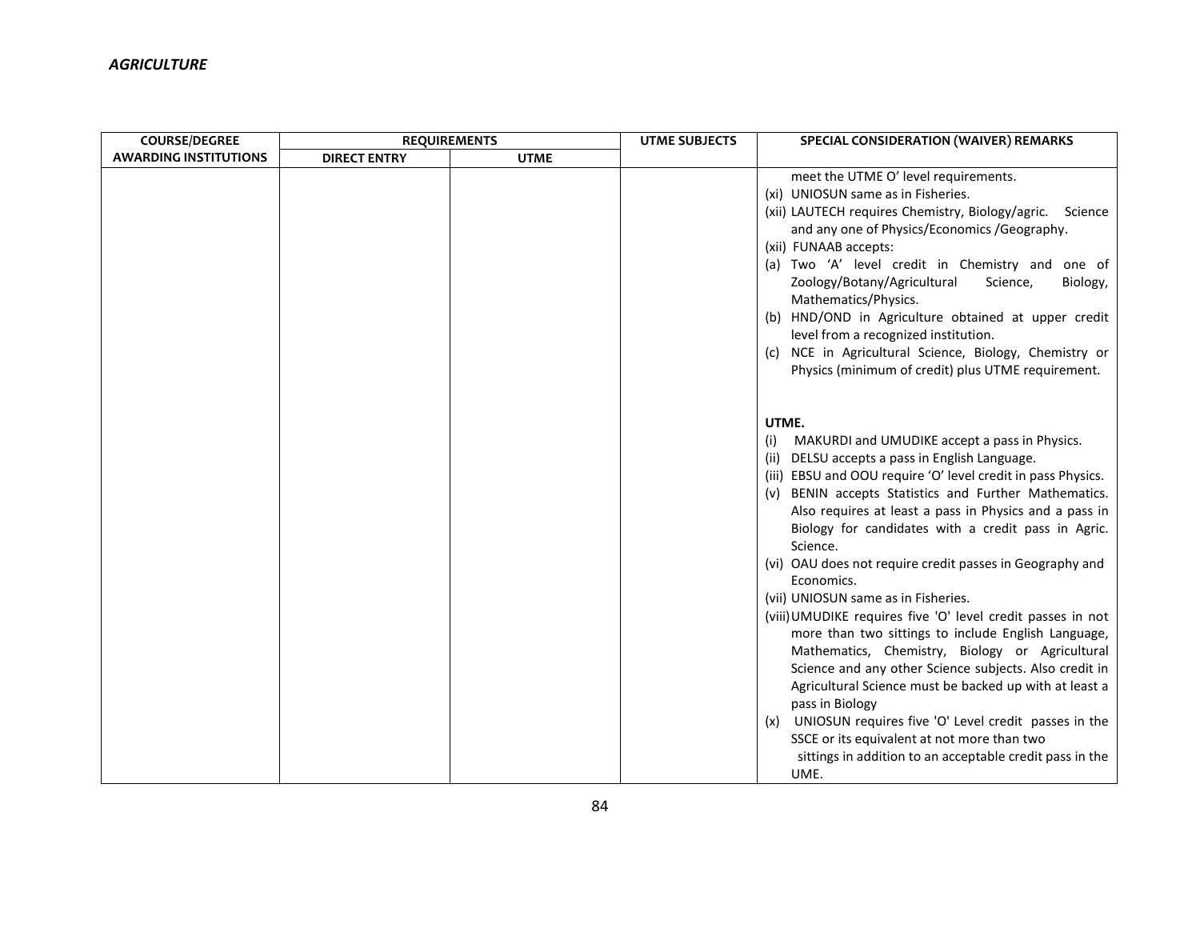*AGRICULTURE*

| COURSE/DEGREE AWARDING INSTITUTIONS | REQUIREMENTS | | UTME SUBJECTS | SPECIAL CONSIDERATION (WAIVER) REMARKS |
|---|---|---|---|---|
| | DIRECT ENTRY | UTME | | |
| | | | | meet the UTME O' level requirements.<br>(xi) UNIOSUN same as in Fisheries.<br>(xii) LAUTECH requires Chemistry, Biology/agric. Science and any one of Physics/Economics /Geography.<br>(xii) FUNAAB accepts:<br>(a) Two 'A' level credit in Chemistry and one of Zoology/Botany/Agricultural Science, Biology, Mathematics/Physics.<br>(b) HND/OND in Agriculture obtained at upper credit level from a recognized institution.<br>(c) NCE in Agricultural Science, Biology, Chemistry or Physics (minimum of credit) plus UTME requirement.<br><br>**UTME.**<br>(i) MAKURDI and UMUDIKE accept a pass in Physics.<br>(ii) DELSU accepts a pass in English Language.<br>(iii) EBSU and OOU require 'O' level credit in pass Physics.<br>(v) BENIN accepts Statistics and Further Mathematics. Also requires at least a pass in Physics and a pass in Biology for candidates with a credit pass in Agric. Science.<br>(vi) OAU does not require credit passes in Geography and Economics.<br>(vii) UNIOSUN same as in Fisheries.<br>(viii) UMUDIKE requires five 'O' level credit passes in not more than two sittings to include English Language, Mathematics, Chemistry, Biology or Agricultural Science and any other Science subjects. Also credit in Agricultural Science must be backed up with at least a pass in Biology<br>(x) UNIOSUN requires five 'O' Level credit passes in the SSCE or its equivalent at not more than two sittings in addition to an acceptable credit pass in the UME. |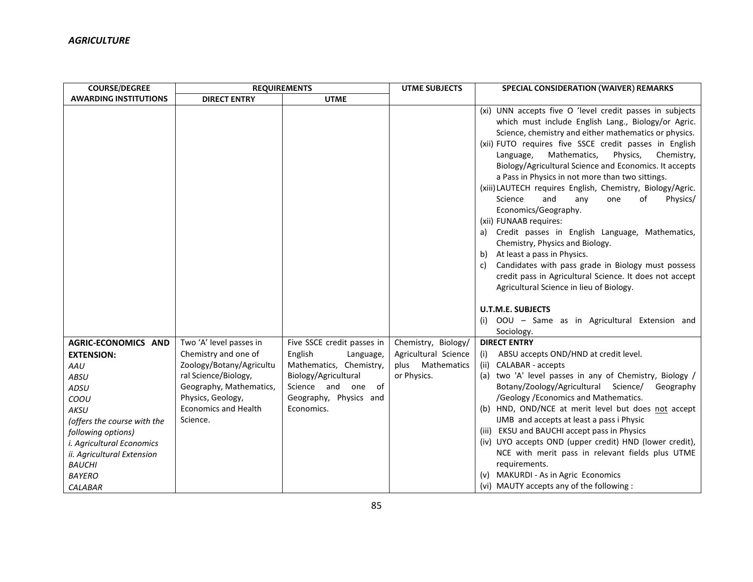*AGRICULTURE*

| COURSE/DEGREE AWARDING INSTITUTIONS | REQUIREMENTS | | UTME SUBJECTS | SPECIAL CONSIDERATION (WAIVER) REMARKS |
|---|---|---|---|---|
| | DIRECT ENTRY | UTME | | |
| | | | | (xi) UNN accepts five O 'level credit passes in subjects which must include English Lang., Biology/or Agric. Science, chemistry and either mathematics or physics.<br>(xii) FUTO requires five SSCE credit passes in English Language, Mathematics, Physics, Chemistry, Biology/Agricultural Science and Economics. It accepts a Pass in Physics in not more than two sittings.<br>(xiii) LAUTECH requires English, Chemistry, Biology/Agric. Science and any one of Physics/ Economics/Geography.<br>(xii) FUNAAB requires:<br>a) Credit passes in English Language, Mathematics, Chemistry, Physics and Biology.<br>b) At least a pass in Physics.<br>c) Candidates with pass grade in Biology must possess credit pass in Agricultural Science. It does not accept Agricultural Science in lieu of Biology.<br><br>**U.T.M.E. SUBJECTS**<br>(i) OOU – Same as in Agricultural Extension and Sociology. |
| **AGRIC-ECONOMICS AND EXTENSION:**<br>*AAU*<br>*ABSU*<br>*ADSU*<br>*COOU*<br>*AKSU*<br>*(offers the course with the following options)*<br>*i. Agricultural Economics*<br>*ii. Agricultural Extension*<br>*BAUCHI*<br>*BAYERO*<br>*CALABAR* | Two 'A' level passes in Chemistry and one of Zoology/Botany/Agricultural Science/Biology, Geography, Mathematics, Physics, Geology, Economics and Health Science. | Five SSCE credit passes in English Language, Mathematics, Chemistry, Biology/Agricultural Science and one of Geography, Physics and Economics. | Chemistry, Biology/ Agricultural Science plus Mathematics or Physics. | **DIRECT ENTRY**<br>(i) ABSU accepts OND/HND at credit level.<br>(ii) CALABAR - accepts<br>(a) two 'A' level passes in any of Chemistry, Biology / Botany/Zoology/Agricultural Science/ Geography /Geology /Economics and Mathematics.<br>(b) HND, OND/NCE at merit level but does <u>not</u> accept IJMB and accepts at least a pass i Physic<br>(iii) EKSU and BAUCHI accept pass in Physics<br>(iv) UYO accepts OND (upper credit) HND (lower credit), NCE with merit pass in relevant fields plus UTME requirements.<br>(v) MAKURDI - As in Agric Economics<br>(vi) MAUTY accepts any of the following : |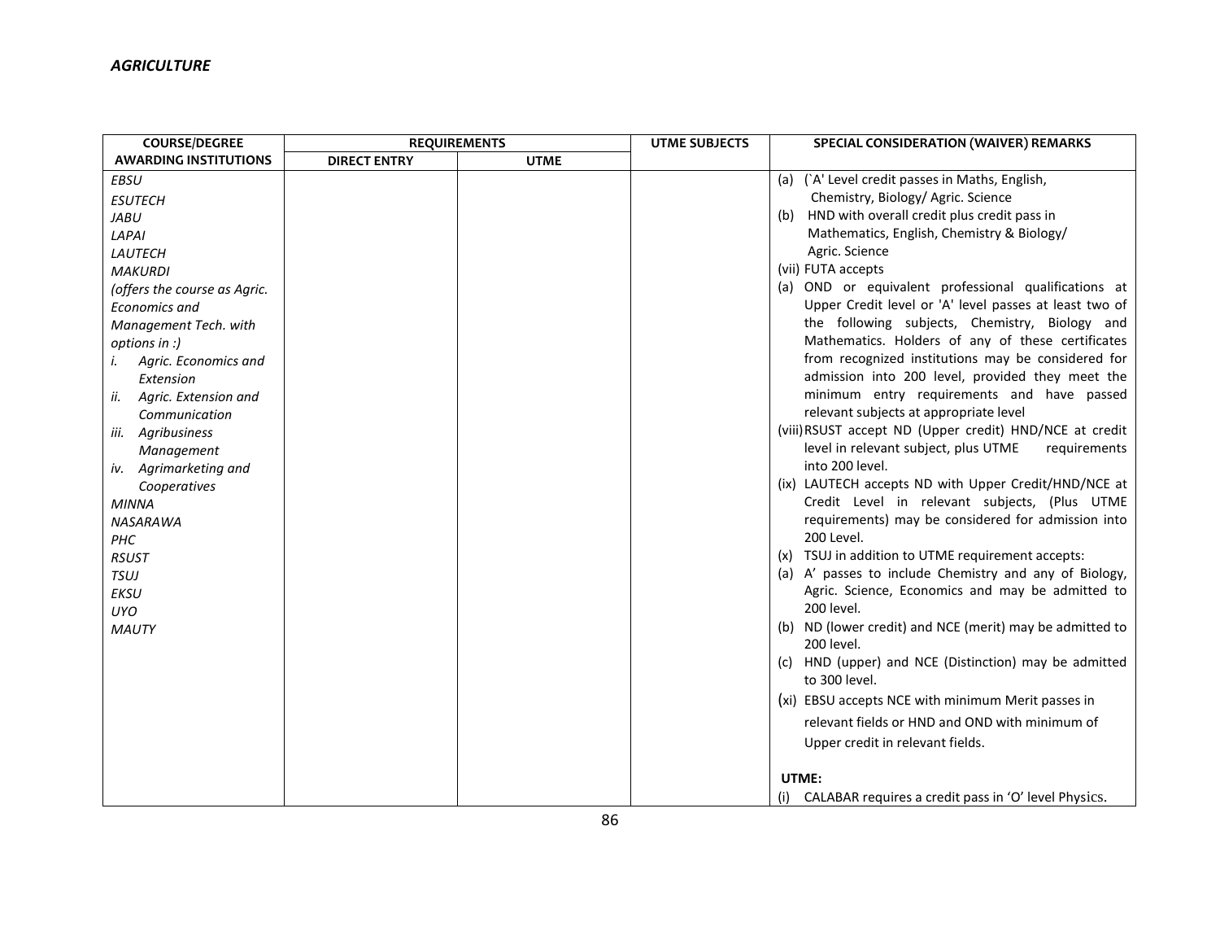*AGRICULTURE*

| COURSE/DEGREE AWARDING INSTITUTIONS | REQUIREMENTS | | UTME SUBJECTS | SPECIAL CONSIDERATION (WAIVER) REMARKS |
|---|---|---|---|---|
| | DIRECT ENTRY | UTME | | |
| *EBSU*<br>*ESUTECH*<br>*JABU*<br>*LAPAI*<br>*LAUTECH*<br>*MAKURDI*<br>*(offers the course as Agric. Economics and Management Tech. with options in :)*<br>*i. Agric. Economics and Extension*<br>*ii. Agric. Extension and Communication*<br>*iii. Agribusiness Management*<br>*iv. Agrimarketing and Cooperatives*<br>*MINNA*<br>*NASARAWA*<br>*PHC*<br>*RSUST*<br>*TSUJ*<br>*EKSU*<br>*UYO*<br>*MAUTY* | | | | (a) (`A' Level credit passes in Maths, English, Chemistry, Biology/ Agric. Science<br>(b) HND with overall credit plus credit pass in Mathematics, English, Chemistry & Biology/ Agric. Science<br>(vii) FUTA accepts<br>(a) OND or equivalent professional qualifications at Upper Credit level or 'A' level passes at least two of the following subjects, Chemistry, Biology and Mathematics. Holders of any of these certificates from recognized institutions may be considered for admission into 200 level, provided they meet the minimum entry requirements and have passed relevant subjects at appropriate level<br>(viii) RSUST accept ND (Upper credit) HND/NCE at credit level in relevant subject, plus UTME requirements into 200 level.<br>(ix) LAUTECH accepts ND with Upper Credit/HND/NCE at Credit Level in relevant subjects, (Plus UTME requirements) may be considered for admission into 200 Level.<br>(x) TSUJ in addition to UTME requirement accepts:<br>(a) A' passes to include Chemistry and any of Biology, Agric. Science, Economics and may be admitted to 200 level.<br>(b) ND (lower credit) and NCE (merit) may be admitted to 200 level.<br>(c) HND (upper) and NCE (Distinction) may be admitted to 300 level.<br>(xi) EBSU accepts NCE with minimum Merit passes in relevant fields or HND and OND with minimum of Upper credit in relevant fields.<br><br>**UTME:**<br>(i) CALABAR requires a credit pass in 'O' level Physics. |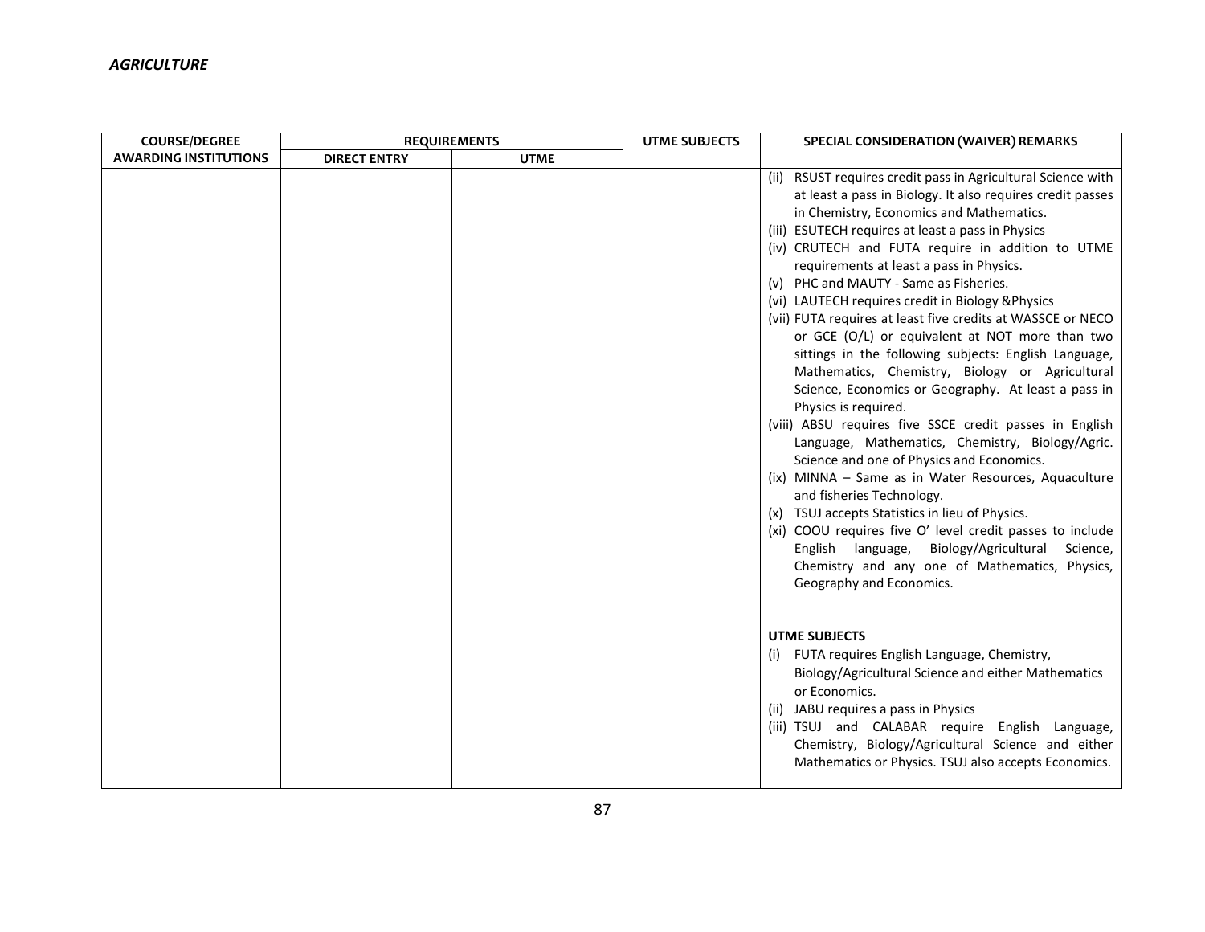*AGRICULTURE*

| COURSE/DEGREE AWARDING INSTITUTIONS | REQUIREMENTS | | UTME SUBJECTS | SPECIAL CONSIDERATION (WAIVER) REMARKS |
|---|---|---|---|---|
| | DIRECT ENTRY | UTME | | |
| | | | | (ii) RSUST requires credit pass in Agricultural Science with at least a pass in Biology. It also requires credit passes in Chemistry, Economics and Mathematics.<br>(iii) ESUTECH requires at least a pass in Physics<br>(iv) CRUTECH and FUTA require in addition to UTME requirements at least a pass in Physics.<br>(v) PHC and MAUTY - Same as Fisheries.<br>(vi) LAUTECH requires credit in Biology &Physics<br>(vii) FUTA requires at least five credits at WASSCE or NECO or GCE (O/L) or equivalent at NOT more than two sittings in the following subjects: English Language, Mathematics, Chemistry, Biology or Agricultural Science, Economics or Geography. At least a pass in Physics is required.<br>(viii) ABSU requires five SSCE credit passes in English Language, Mathematics, Chemistry, Biology/Agric. Science and one of Physics and Economics.<br>(ix) MINNA – Same as in Water Resources, Aquaculture and fisheries Technology.<br>(x) TSUJ accepts Statistics in lieu of Physics.<br>(xi) COOU requires five O' level credit passes to include English language, Biology/Agricultural Science, Chemistry and any one of Mathematics, Physics, Geography and Economics.<br><br>**UTME SUBJECTS**<br>(i) FUTA requires English Language, Chemistry, Biology/Agricultural Science and either Mathematics or Economics.<br>(ii) JABU requires a pass in Physics<br>(iii) TSUJ and CALABAR require English Language, Chemistry, Biology/Agricultural Science and either Mathematics or Physics. TSUJ also accepts Economics. |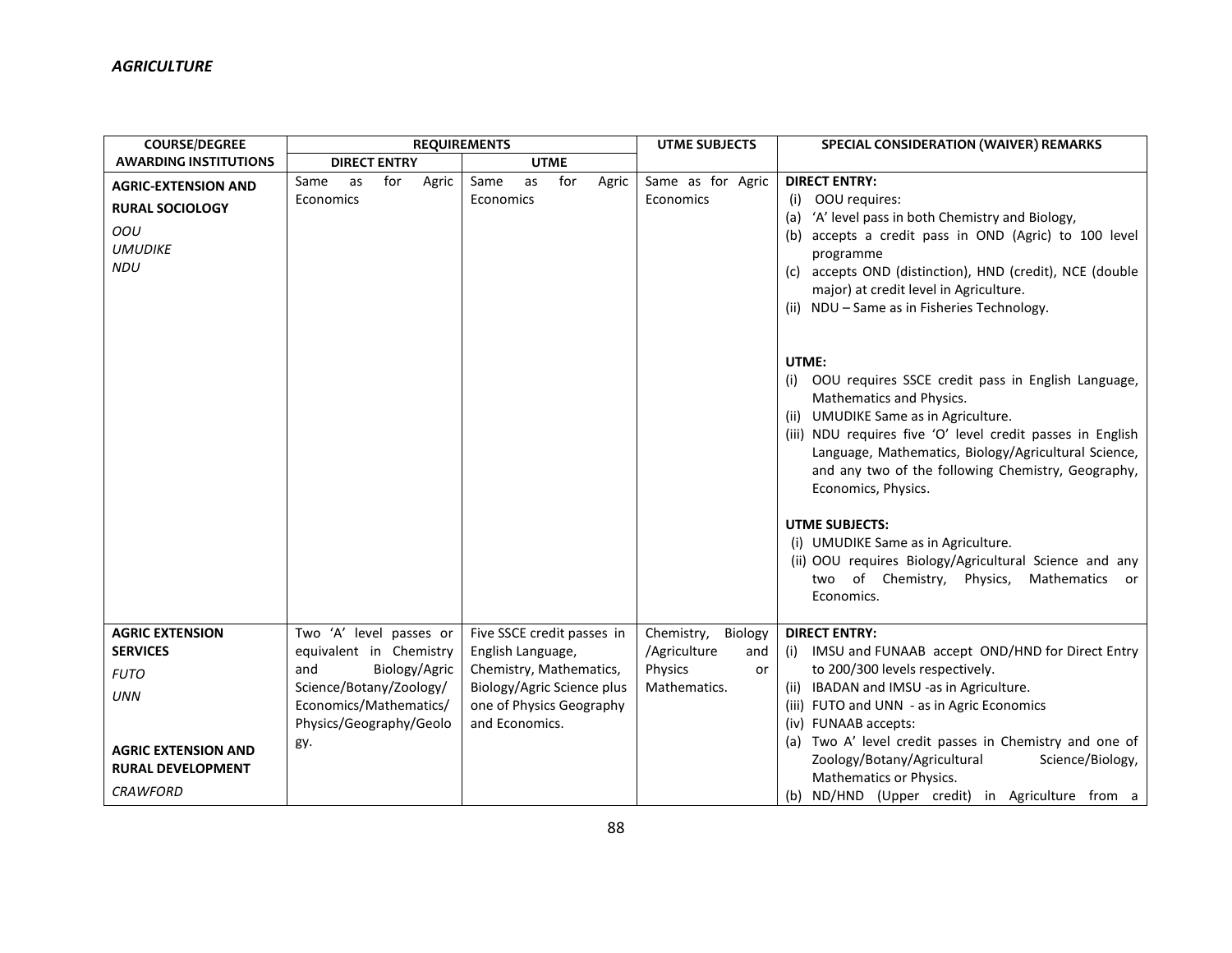*AGRICULTURE*

| COURSE/DEGREE AWARDING INSTITUTIONS | REQUIREMENTS | | UTME SUBJECTS | SPECIAL CONSIDERATION (WAIVER) REMARKS |
|---|---|---|---|---|
| | DIRECT ENTRY | UTME | | |
| **AGRIC-EXTENSION AND RURAL SOCIOLOGY**<br>*OOU*<br>*UMUDIKE*<br>*NDU* | Same as for Agric Economics | Same as for Agric Economics | Same as for Agric Economics | **DIRECT ENTRY:**<br>(i) OOU requires:<br>(a) 'A' level pass in both Chemistry and Biology,<br>(b) accepts a credit pass in OND (Agric) to 100 level programme<br>(c) accepts OND (distinction), HND (credit), NCE (double major) at credit level in Agriculture.<br>(ii) NDU – Same as in Fisheries Technology.<br><br>**UTME:**<br>(i) OOU requires SSCE credit pass in English Language, Mathematics and Physics.<br>(ii) UMUDIKE Same as in Agriculture.<br>(iii) NDU requires five 'O' level credit passes in English Language, Mathematics, Biology/Agricultural Science, and any two of the following Chemistry, Geography, Economics, Physics.<br><br>**UTME SUBJECTS:**<br>(i) UMUDIKE Same as in Agriculture.<br>(ii) OOU requires Biology/Agricultural Science and any two of Chemistry, Physics, Mathematics or Economics. |
| **AGRIC EXTENSION SERVICES**<br>*FUTO*<br>*UNN*<br><br>**AGRIC EXTENSION AND RURAL DEVELOPMENT**<br>*CRAWFORD* | Two 'A' level passes or equivalent in Chemistry and Biology/Agric Science/Botany/Zoology/ Economics/Mathematics/ Physics/Geography/Geology. | Five SSCE credit passes in English Language, Chemistry, Mathematics, Biology/Agric Science plus one of Physics Geography and Economics. | Chemistry, Biology /Agriculture and Physics or Mathematics. | **DIRECT ENTRY:**<br>(i) IMSU and FUNAAB accept OND/HND for Direct Entry to 200/300 levels respectively.<br>(ii) IBADAN and IMSU -as in Agriculture.<br>(iii) FUTO and UNN - as in Agric Economics<br>(iv) FUNAAB accepts:<br>(a) Two A' level credit passes in Chemistry and one of Zoology/Botany/Agricultural Science/Biology, Mathematics or Physics.<br>(b) ND/HND (Upper credit) in Agriculture from a |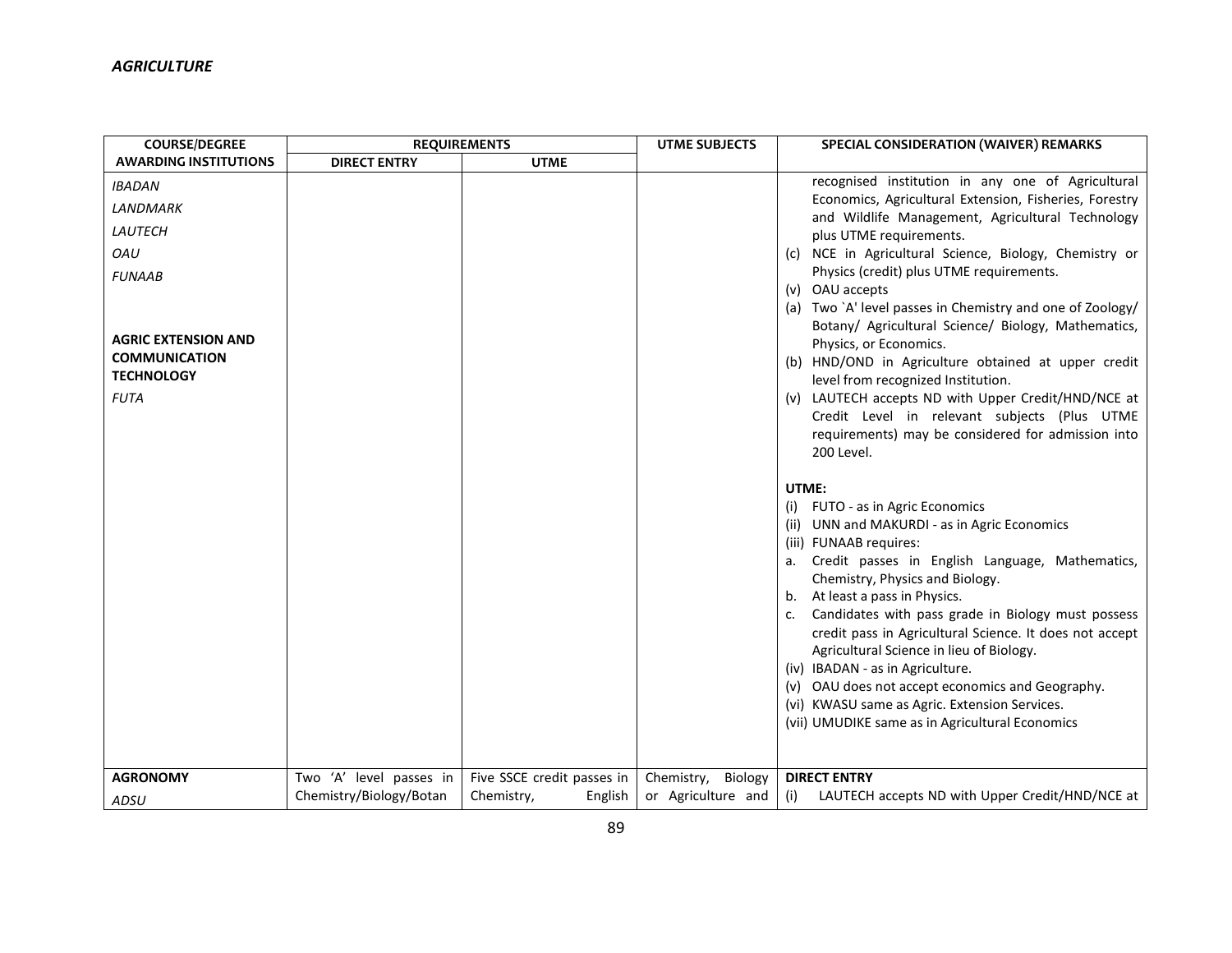*AGRICULTURE*

| COURSE/DEGREE AWARDING INSTITUTIONS | REQUIREMENTS | | UTME SUBJECTS | SPECIAL CONSIDERATION (WAIVER) REMARKS |
|---|---|---|---|---|
| | DIRECT ENTRY | UTME | | |
| *IBADAN*<br>*LANDMARK*<br>*LAUTECH*<br>*OAU*<br>*FUNAAB*<br><br>**AGRIC EXTENSION AND COMMUNICATION TECHNOLOGY**<br>*FUTA* | | | | recognised institution in any one of Agricultural Economics, Agricultural Extension, Fisheries, Forestry and Wildlife Management, Agricultural Technology plus UTME requirements.<br>(c) NCE in Agricultural Science, Biology, Chemistry or Physics (credit) plus UTME requirements.<br>(v) OAU accepts<br>(a) Two `A' level passes in Chemistry and one of Zoology/ Botany/ Agricultural Science/ Biology, Mathematics, Physics, or Economics.<br>(b) HND/OND in Agriculture obtained at upper credit level from recognized Institution.<br>(v) LAUTECH accepts ND with Upper Credit/HND/NCE at Credit Level in relevant subjects (Plus UTME requirements) may be considered for admission into 200 Level.<br><br>**UTME:**<br>(i) FUTO - as in Agric Economics<br>(ii) UNN and MAKURDI - as in Agric Economics<br>(iii) FUNAAB requires:<br>a. Credit passes in English Language, Mathematics, Chemistry, Physics and Biology.<br>b. At least a pass in Physics.<br>c. Candidates with pass grade in Biology must possess credit pass in Agricultural Science. It does not accept Agricultural Science in lieu of Biology.<br>(iv) IBADAN - as in Agriculture.<br>(v) OAU does not accept economics and Geography.<br>(vi) KWASU same as Agric. Extension Services.<br>(vii) UMUDIKE same as in Agricultural Economics |
| **AGRONOMY**<br>*ADSU* | Two 'A' level passes in Chemistry/Biology/Botan | Five SSCE credit passes in Chemistry, English | Chemistry, Biology or Agriculture and | **DIRECT ENTRY**<br>(i) LAUTECH accepts ND with Upper Credit/HND/NCE at |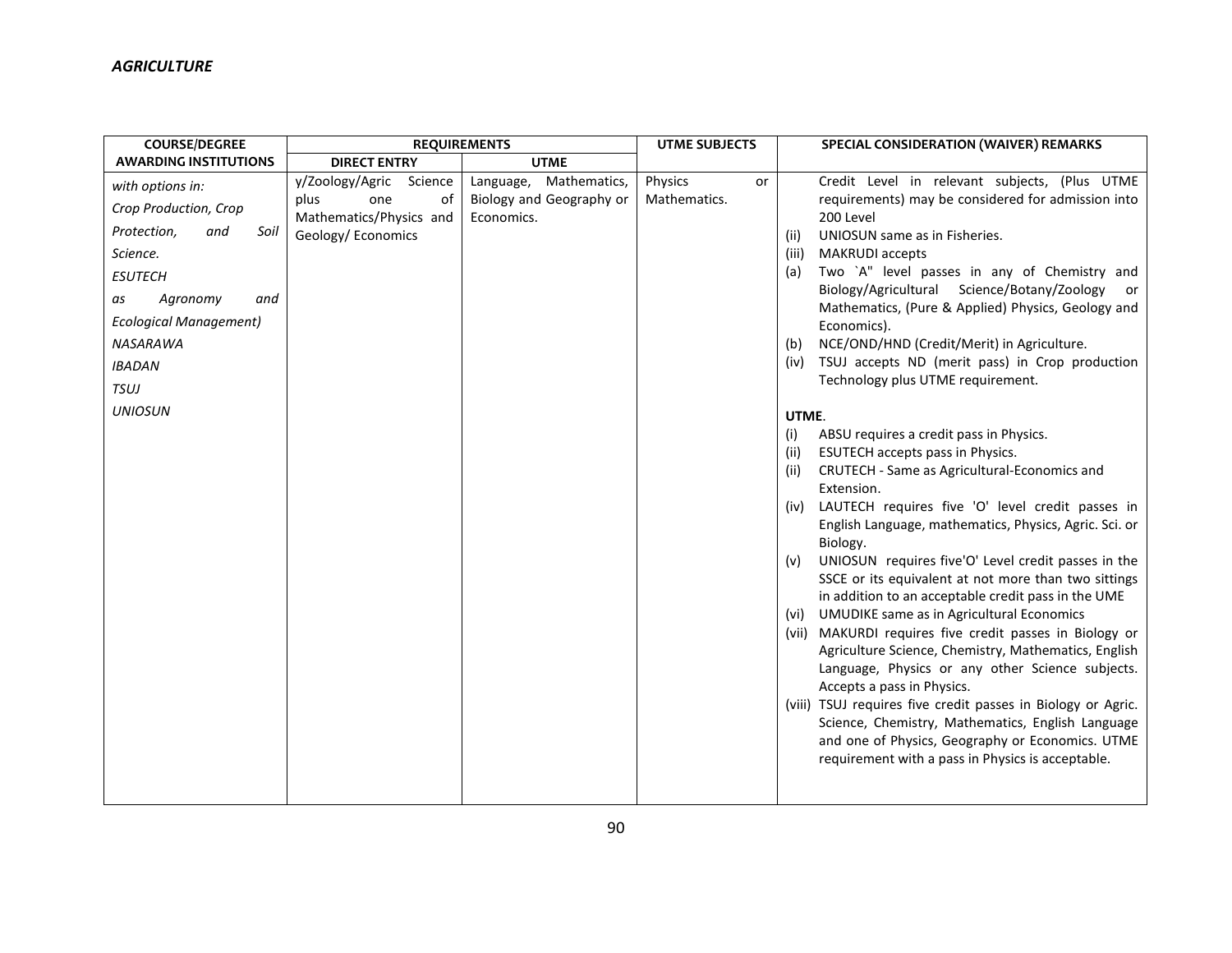*AGRICULTURE*

| COURSE/DEGREE AWARDING INSTITUTIONS | REQUIREMENTS | | UTME SUBJECTS | SPECIAL CONSIDERATION (WAIVER) REMARKS |
|---|---|---|---|---|
| | DIRECT ENTRY | UTME | | |
| *with options in:* <br> *Crop Production, Crop Protection, and Soil Science.* <br> *ESUTECH* <br> *as Agronomy and Ecological Management)* <br> *NASARAWA* <br> *IBADAN* <br> *TSUJ* <br> *UNIOSUN* | y/Zoology/Agric Science plus one of Mathematics/Physics and Geology/ Economics | Language, Mathematics, Biology and Geography or Economics. | Physics or Mathematics. | Credit Level in relevant subjects, (Plus UTME requirements) may be considered for admission into 200 Level <br> (ii) UNIOSUN same as in Fisheries. <br> (iii) MAKRUDI accepts <br> (a) Two `A" level passes in any of Chemistry and Biology/Agricultural Science/Botany/Zoology or Mathematics, (Pure & Applied) Physics, Geology and Economics). <br> (b) NCE/OND/HND (Credit/Merit) in Agriculture. <br> (iv) TSUJ accepts ND (merit pass) in Crop production Technology plus UTME requirement. <br><br> **UTME**. <br> (i) ABSU requires a credit pass in Physics. <br> (ii) ESUTECH accepts pass in Physics. <br> (ii) CRUTECH - Same as Agricultural-Economics and Extension. <br> (iv) LAUTECH requires five 'O' level credit passes in English Language, mathematics, Physics, Agric. Sci. or Biology. <br> (v) UNIOSUN requires five'O' Level credit passes in the SSCE or its equivalent at not more than two sittings in addition to an acceptable credit pass in the UME <br> (vi) UMUDIKE same as in Agricultural Economics <br> (vii) MAKURDI requires five credit passes in Biology or Agriculture Science, Chemistry, Mathematics, English Language, Physics or any other Science subjects. Accepts a pass in Physics. <br> (viii) TSUJ requires five credit passes in Biology or Agric. Science, Chemistry, Mathematics, English Language and one of Physics, Geography or Economics. UTME requirement with a pass in Physics is acceptable. |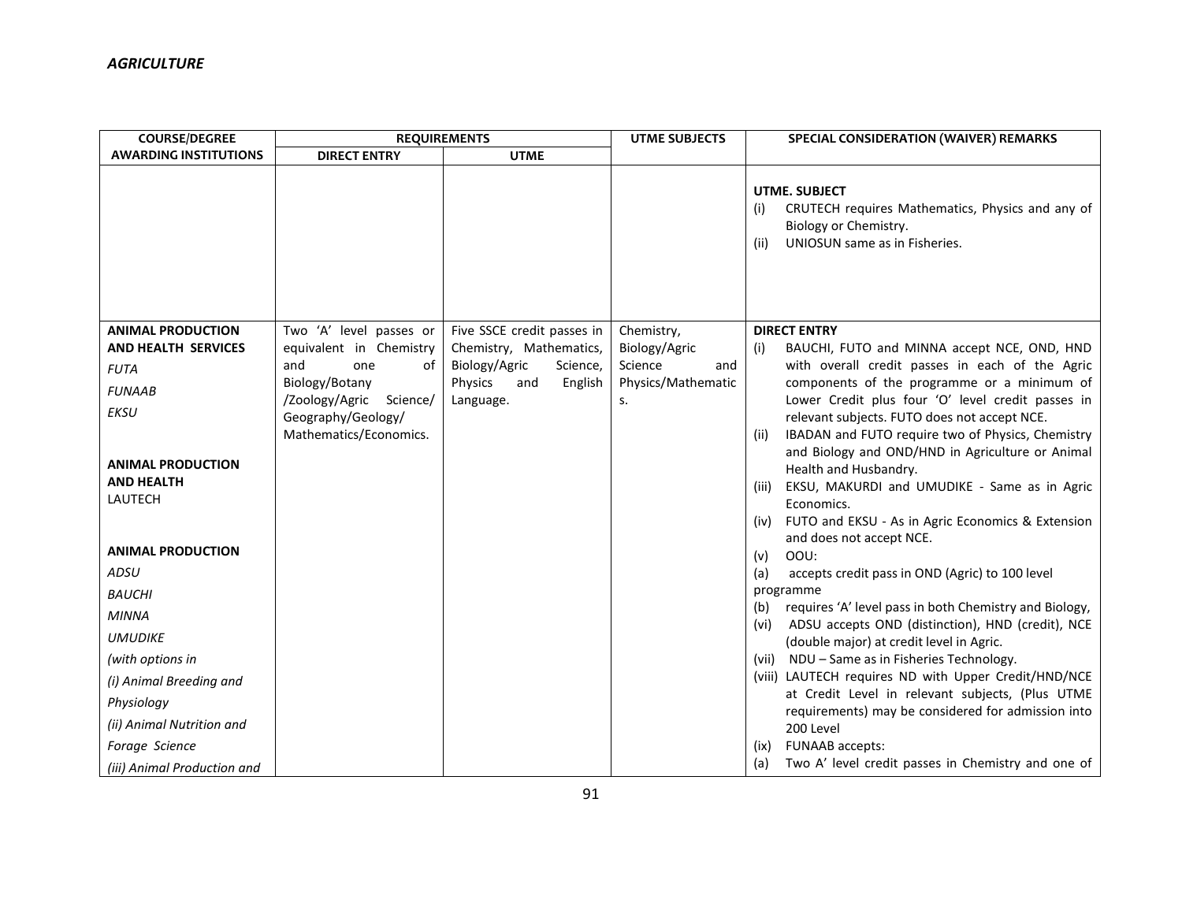*AGRICULTURE*

| COURSE/DEGREE AWARDING INSTITUTIONS | REQUIREMENTS | | UTME SUBJECTS | SPECIAL CONSIDERATION (WAIVER) REMARKS |
|---|---|---|---|---|
| | DIRECT ENTRY | UTME | | |
| | | | | **UTME. SUBJECT**<br>(i) CRUTECH requires Mathematics, Physics and any of Biology or Chemistry.<br>(ii) UNIOSUN same as in Fisheries. |
| **ANIMAL PRODUCTION AND HEALTH SERVICES**<br>*FUTA*<br>*FUNAAB*<br>*EKSU*<br><br>**ANIMAL PRODUCTION AND HEALTH**<br>LAUTECH<br><br>**ANIMAL PRODUCTION**<br>*ADSU*<br>*BAUCHI*<br>*MINNA*<br>*UMUDIKE*<br>*(with options in*<br>*(i) Animal Breeding and Physiology*<br>*(ii) Animal Nutrition and Forage Science*<br>*(iii) Animal Production and* | Two 'A' level passes or equivalent in Chemistry and one of Biology/Botany /Zoology/Agric Science/ Geography/Geology/ Mathematics/Economics. | Five SSCE credit passes in Chemistry, Mathematics, Biology/Agric Science, Physics and English Language. | Chemistry, Biology/Agric Science and Physics/Mathematics. | **DIRECT ENTRY**<br>(i) BAUCHI, FUTO and MINNA accept NCE, OND, HND with overall credit passes in each of the Agric components of the programme or a minimum of Lower Credit plus four 'O' level credit passes in relevant subjects. FUTO does not accept NCE.<br>(ii) IBADAN and FUTO require two of Physics, Chemistry and Biology and OND/HND in Agriculture or Animal Health and Husbandry.<br>(iii) EKSU, MAKURDI and UMUDIKE - Same as in Agric Economics.<br>(iv) FUTO and EKSU - As in Agric Economics & Extension and does not accept NCE.<br>(v) OOU:<br>(a) accepts credit pass in OND (Agric) to 100 level programme<br>(b) requires 'A' level pass in both Chemistry and Biology,<br>(vi) ADSU accepts OND (distinction), HND (credit), NCE (double major) at credit level in Agric.<br>(vii) NDU – Same as in Fisheries Technology.<br>(viii) LAUTECH requires ND with Upper Credit/HND/NCE at Credit Level in relevant subjects, (Plus UTME requirements) may be considered for admission into 200 Level<br>(ix) FUNAAB accepts:<br>(a) Two A' level credit passes in Chemistry and one of |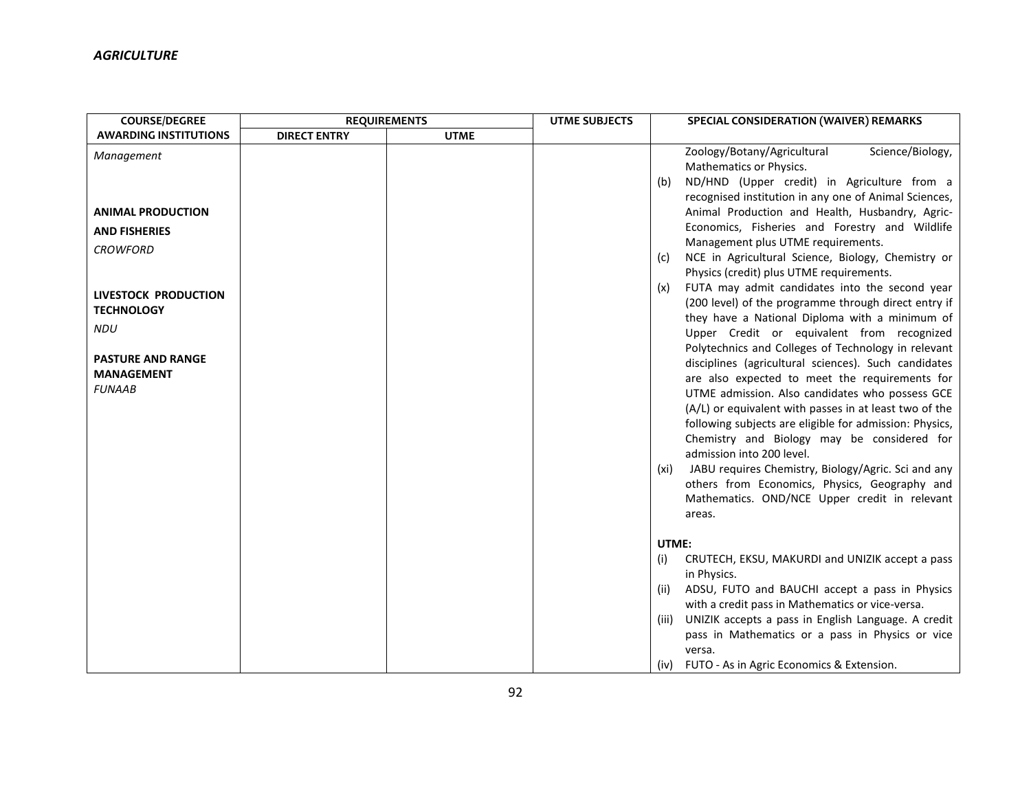*AGRICULTURE*

| COURSE/DEGREE AWARDING INSTITUTIONS | REQUIREMENTS | | UTME SUBJECTS | SPECIAL CONSIDERATION (WAIVER) REMARKS |
|---|---|---|---|---|
| | DIRECT ENTRY | UTME | | |
| *Management*<br><br>**ANIMAL PRODUCTION AND FISHERIES**<br>*CROWFORD*<br><br>**LIVESTOCK PRODUCTION TECHNOLOGY**<br>*NDU*<br><br>**PASTURE AND RANGE MANAGEMENT**<br>*FUNAAB* | | | | Zoology/Botany/Agricultural Science/Biology, Mathematics or Physics.<br>(b) ND/HND (Upper credit) in Agriculture from a recognised institution in any one of Animal Sciences, Animal Production and Health, Husbandry, Agric-Economics, Fisheries and Forestry and Wildlife Management plus UTME requirements.<br>(c) NCE in Agricultural Science, Biology, Chemistry or Physics (credit) plus UTME requirements.<br>(x) FUTA may admit candidates into the second year (200 level) of the programme through direct entry if they have a National Diploma with a minimum of Upper Credit or equivalent from recognized Polytechnics and Colleges of Technology in relevant disciplines (agricultural sciences). Such candidates are also expected to meet the requirements for UTME admission. Also candidates who possess GCE (A/L) or equivalent with passes in at least two of the following subjects are eligible for admission: Physics, Chemistry and Biology may be considered for admission into 200 level.<br>(xi) JABU requires Chemistry, Biology/Agric. Sci and any others from Economics, Physics, Geography and Mathematics. OND/NCE Upper credit in relevant areas.<br><br>**UTME:**<br>(i) CRUTECH, EKSU, MAKURDI and UNIZIK accept a pass in Physics.<br>(ii) ADSU, FUTO and BAUCHI accept a pass in Physics with a credit pass in Mathematics or vice-versa.<br>(iii) UNIZIK accepts a pass in English Language. A credit pass in Mathematics or a pass in Physics or vice versa.<br>(iv) FUTO - As in Agric Economics & Extension. |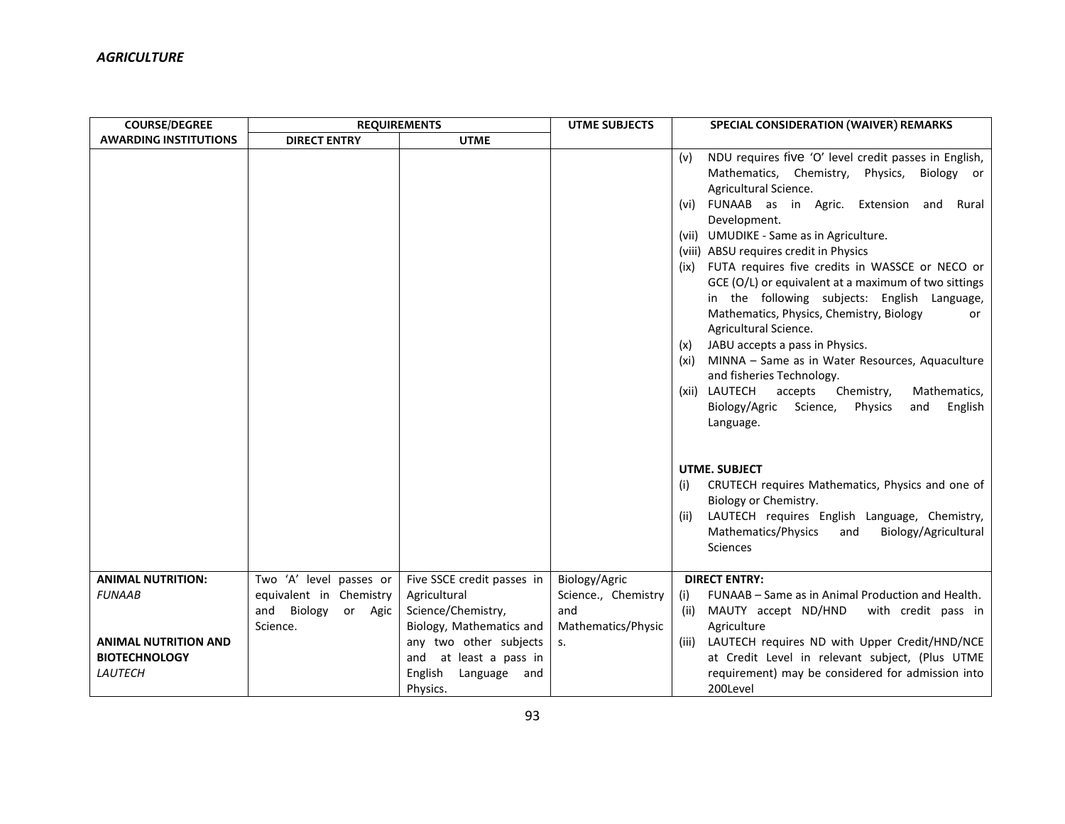*AGRICULTURE*

| COURSE/DEGREE AWARDING INSTITUTIONS | REQUIREMENTS | | UTME SUBJECTS | SPECIAL CONSIDERATION (WAIVER) REMARKS |
|---|---|---|---|---|
| | DIRECT ENTRY | UTME | | |
| | | | | (v) NDU requires five 'O' level credit passes in English, Mathematics, Chemistry, Physics, Biology or Agricultural Science.<br>(vi) FUNAAB as in Agric. Extension and Rural Development.<br>(vii) UMUDIKE - Same as in Agriculture.<br>(viii) ABSU requires credit in Physics<br>(ix) FUTA requires five credits in WASSCE or NECO or GCE (O/L) or equivalent at a maximum of two sittings in the following subjects: English Language, Mathematics, Physics, Chemistry, Biology or Agricultural Science.<br>(x) JABU accepts a pass in Physics.<br>(xi) MINNA – Same as in Water Resources, Aquaculture and fisheries Technology.<br>(xii) LAUTECH accepts Chemistry, Mathematics, Biology/Agric Science, Physics and English Language.<br><br>**UTME. SUBJECT**<br>(i) CRUTECH requires Mathematics, Physics and one of Biology or Chemistry.<br>(ii) LAUTECH requires English Language, Chemistry, Mathematics/Physics and Biology/Agricultural Sciences |
| **ANIMAL NUTRITION:**<br>*FUNAAB*<br><br>**ANIMAL NUTRITION AND BIOTECHNOLOGY**<br>*LAUTECH* | Two 'A' level passes or equivalent in Chemistry and Biology or Agic Science. | Five SSCE credit passes in Agricultural Science/Chemistry, Biology, Mathematics and any two other subjects and at least a pass in English Language and Physics. | Biology/Agric Science., Chemistry and Mathematics/Physics. | **DIRECT ENTRY:**<br>(i) FUNAAB – Same as in Animal Production and Health.<br>(ii) MAUTY accept ND/HND with credit pass in Agriculture<br>(iii) LAUTECH requires ND with Upper Credit/HND/NCE at Credit Level in relevant subject, (Plus UTME requirement) may be considered for admission into 200Level |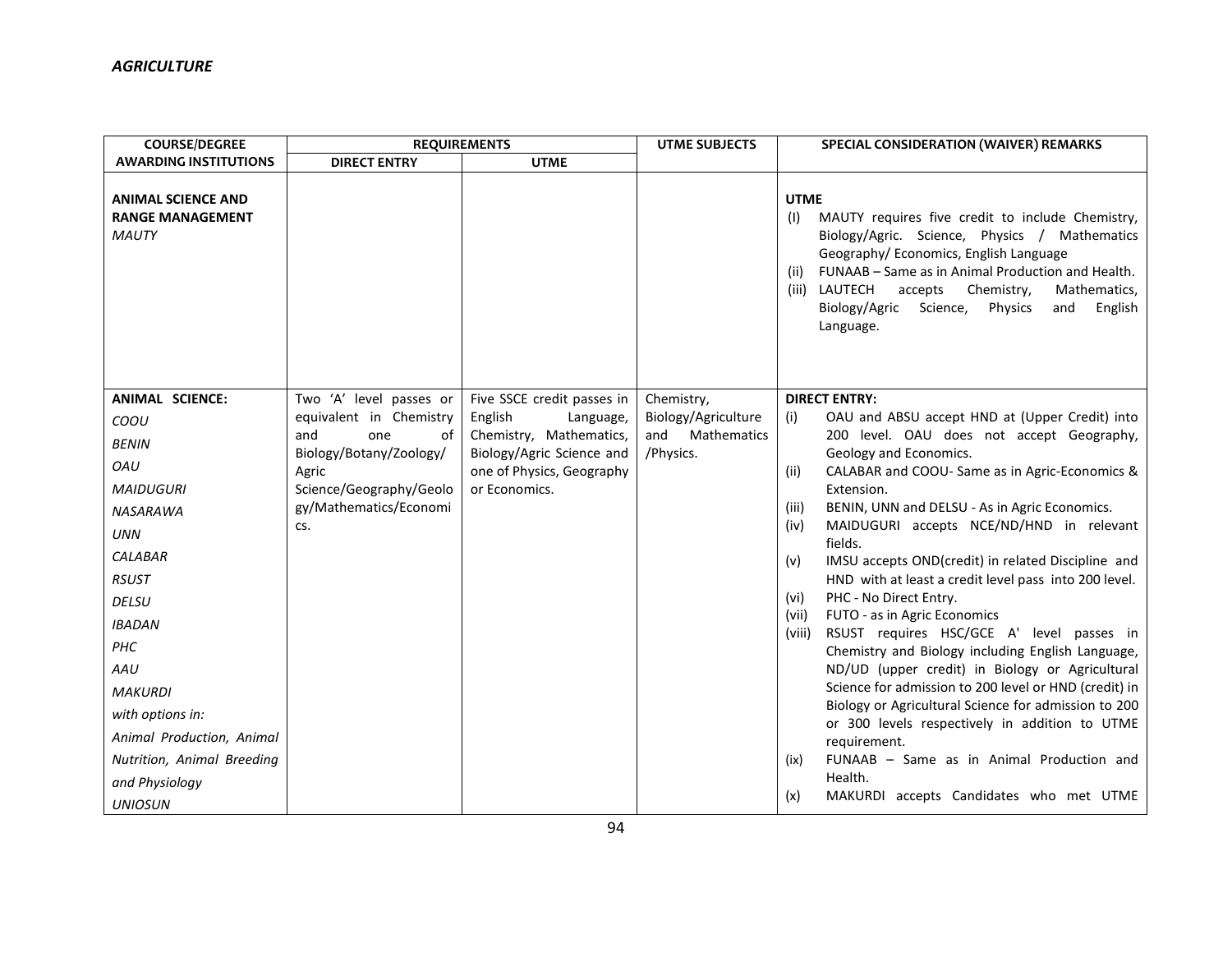*AGRICULTURE*

| COURSE/DEGREE AWARDING INSTITUTIONS | REQUIREMENTS DIRECT ENTRY | REQUIREMENTS UTME | UTME SUBJECTS | SPECIAL CONSIDERATION (WAIVER) REMARKS |
|---|---|---|---|---|
| **ANIMAL SCIENCE AND RANGE MANAGEMENT** *MAUTY* | | | | **UTME** (I) MAUTY requires five credit to include Chemistry, Biology/Agric. Science, Physics / Mathematics Geography/ Economics, English Language (ii) FUNAAB – Same as in Animal Production and Health. (iii) LAUTECH accepts Chemistry, Mathematics, Biology/Agric Science, Physics and English Language. |
| **ANIMAL SCIENCE:** *COOU* *BENIN* *OAU* *MAIDUGURI* *NASARAWA* *UNN* *CALABAR* *RSUST* *DELSU* *IBADAN* *PHC* *AAU* *MAKURDI* *with options in: Animal Production, Animal Nutrition, Animal Breeding and Physiology* *UNIOSUN* | Two 'A' level passes or equivalent in Chemistry and one of Biology/Botany/Zoology/ Agric Science/Geography/Geology/Mathematics/Economics. | Five SSCE credit passes in English Language, Chemistry, Mathematics, Biology/Agric Science and one of Physics, Geography or Economics. | Chemistry, Biology/Agriculture and Mathematics /Physics. | **DIRECT ENTRY:** (i) OAU and ABSU accept HND at (Upper Credit) into 200 level. OAU does not accept Geography, Geology and Economics. (ii) CALABAR and COOU- Same as in Agric-Economics & Extension. (iii) BENIN, UNN and DELSU - As in Agric Economics. (iv) MAIDUGURI accepts NCE/ND/HND in relevant fields. (v) IMSU accepts OND(credit) in related Discipline and HND with at least a credit level pass into 200 level. (vi) PHC - No Direct Entry. (vii) FUTO - as in Agric Economics (viii) RSUST requires HSC/GCE A' level passes in Chemistry and Biology including English Language, ND/UD (upper credit) in Biology or Agricultural Science for admission to 200 level or HND (credit) in Biology or Agricultural Science for admission to 200 or 300 levels respectively in addition to UTME requirement. (ix) FUNAAB – Same as in Animal Production and Health. (x) MAKURDI accepts Candidates who met UTME |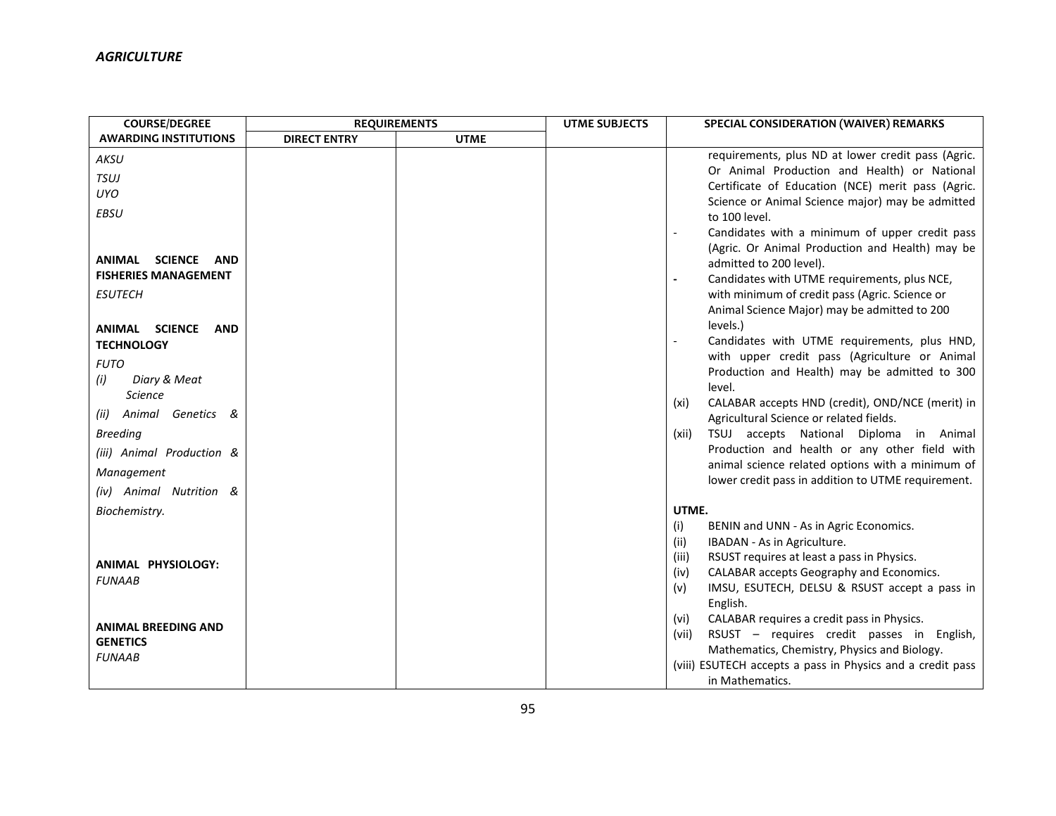*AGRICULTURE*

| COURSE/DEGREE AWARDING INSTITUTIONS | REQUIREMENTS DIRECT ENTRY | REQUIREMENTS UTME | UTME SUBJECTS | SPECIAL CONSIDERATION (WAIVER) REMARKS |
|---|---|---|---|---|
| *AKSU*<br>*TSUJ*<br>*UYO*<br>*EBSU*<br><br>**ANIMAL SCIENCE AND FISHERIES MANAGEMENT**<br>*ESUTECH*<br><br>**ANIMAL SCIENCE AND TECHNOLOGY**<br>*FUTO*<br>*(i) Diary & Meat Science*<br>*(ii) Animal Genetics & Breeding*<br>*(iii) Animal Production & Management*<br>*(iv) Animal Nutrition & Biochemistry.*<br><br>**ANIMAL PHYSIOLOGY:**<br>*FUNAAB*<br><br>**ANIMAL BREEDING AND GENETICS**<br>*FUNAAB* | | | | requirements, plus ND at lower credit pass (Agric. Or Animal Production and Health) or National Certificate of Education (NCE) merit pass (Agric. Science or Animal Science major) may be admitted to 100 level.<br>- Candidates with a minimum of upper credit pass (Agric. Or Animal Production and Health) may be admitted to 200 level).<br>- Candidates with UTME requirements, plus NCE, with minimum of credit pass (Agric. Science or Animal Science Major) may be admitted to 200 levels.)<br>- Candidates with UTME requirements, plus HND, with upper credit pass (Agriculture or Animal Production and Health) may be admitted to 300 level.<br>(xi) CALABAR accepts HND (credit), OND/NCE (merit) in Agricultural Science or related fields.<br>(xii) TSUJ accepts National Diploma in Animal Production and health or any other field with animal science related options with a minimum of lower credit pass in addition to UTME requirement.<br><br>**UTME.**<br>(i) BENIN and UNN - As in Agric Economics.<br>(ii) IBADAN - As in Agriculture.<br>(iii) RSUST requires at least a pass in Physics.<br>(iv) CALABAR accepts Geography and Economics.<br>(v) IMSU, ESUTECH, DELSU & RSUST accept a pass in English.<br>(vi) CALABAR requires a credit pass in Physics.<br>(vii) RSUST – requires credit passes in English, Mathematics, Chemistry, Physics and Biology.<br>(viii) ESUTECH accepts a pass in Physics and a credit pass in Mathematics. |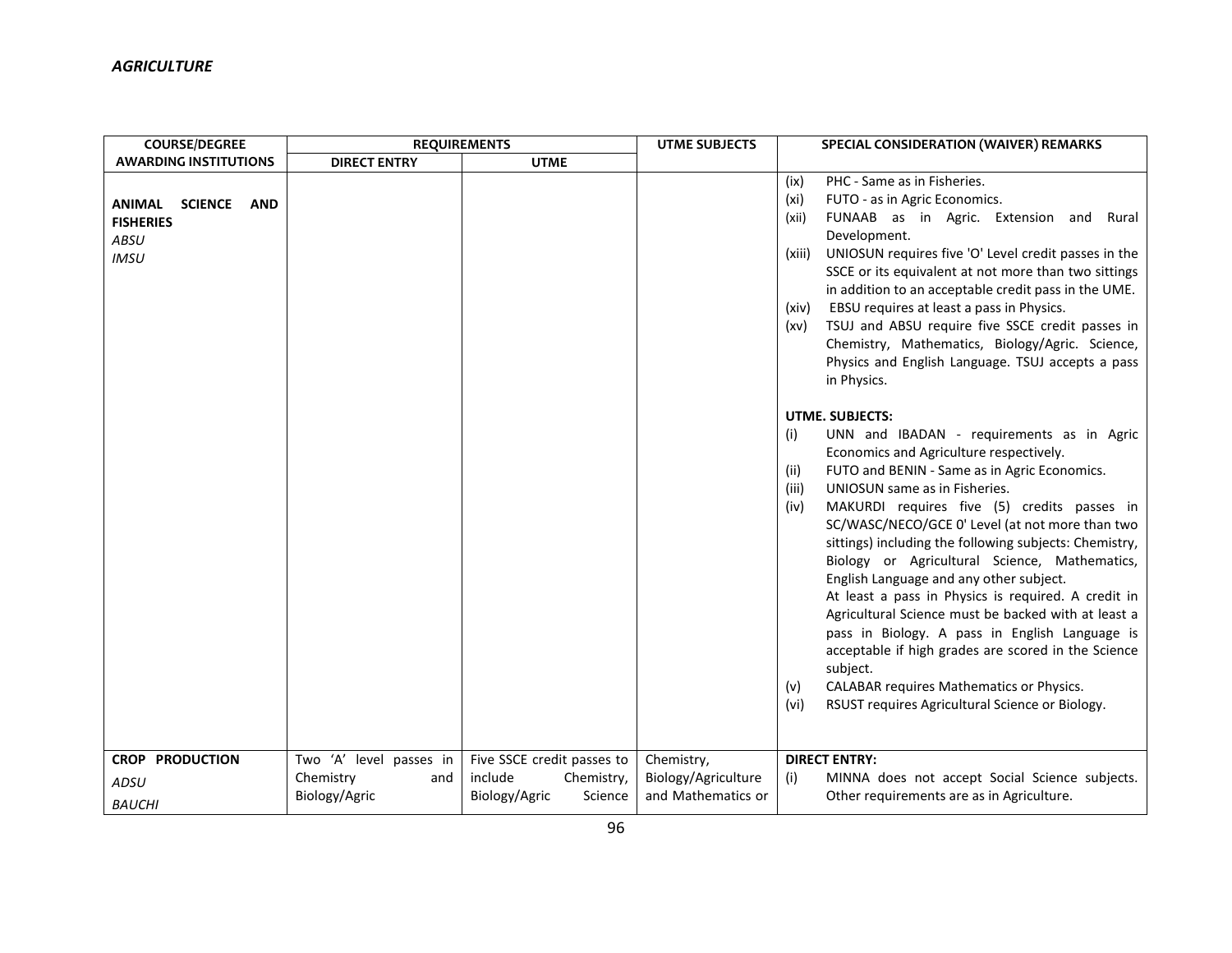*AGRICULTURE*

| COURSE/DEGREE AWARDING INSTITUTIONS | REQUIREMENTS | | UTME SUBJECTS | SPECIAL CONSIDERATION (WAIVER) REMARKS |
|---|---|---|---|---|
| | DIRECT ENTRY | UTME | | |
| **ANIMAL SCIENCE AND FISHERIES** <br> *ABSU* <br> *IMSU* | | | | (ix) PHC - Same as in Fisheries. <br> (xi) FUTO - as in Agric Economics. <br> (xii) FUNAAB as in Agric. Extension and Rural Development. <br> (xiii) UNIOSUN requires five 'O' Level credit passes in the SSCE or its equivalent at not more than two sittings in addition to an acceptable credit pass in the UME. <br> (xiv) EBSU requires at least a pass in Physics. <br> (xv) TSUJ and ABSU require five SSCE credit passes in Chemistry, Mathematics, Biology/Agric. Science, Physics and English Language. TSUJ accepts a pass in Physics. <br><br> **UTME. SUBJECTS:** <br> (i) UNN and IBADAN - requirements as in Agric Economics and Agriculture respectively. <br> (ii) FUTO and BENIN - Same as in Agric Economics. <br> (iii) UNIOSUN same as in Fisheries. <br> (iv) MAKURDI requires five (5) credits passes in SC/WASC/NECO/GCE 0' Level (at not more than two sittings) including the following subjects: Chemistry, Biology or Agricultural Science, Mathematics, English Language and any other subject. At least a pass in Physics is required. A credit in Agricultural Science must be backed with at least a pass in Biology. A pass in English Language is acceptable if high grades are scored in the Science subject. <br> (v) CALABAR requires Mathematics or Physics. <br> (vi) RSUST requires Agricultural Science or Biology. |
| **CROP PRODUCTION** <br> *ADSU* <br> *BAUCHI* | Two 'A' level passes in Chemistry and Biology/Agric | Five SSCE credit passes to include Chemistry, Biology/Agric Science | Chemistry, Biology/Agriculture and Mathematics or | **DIRECT ENTRY:** <br> (i) MINNA does not accept Social Science subjects. Other requirements are as in Agriculture. |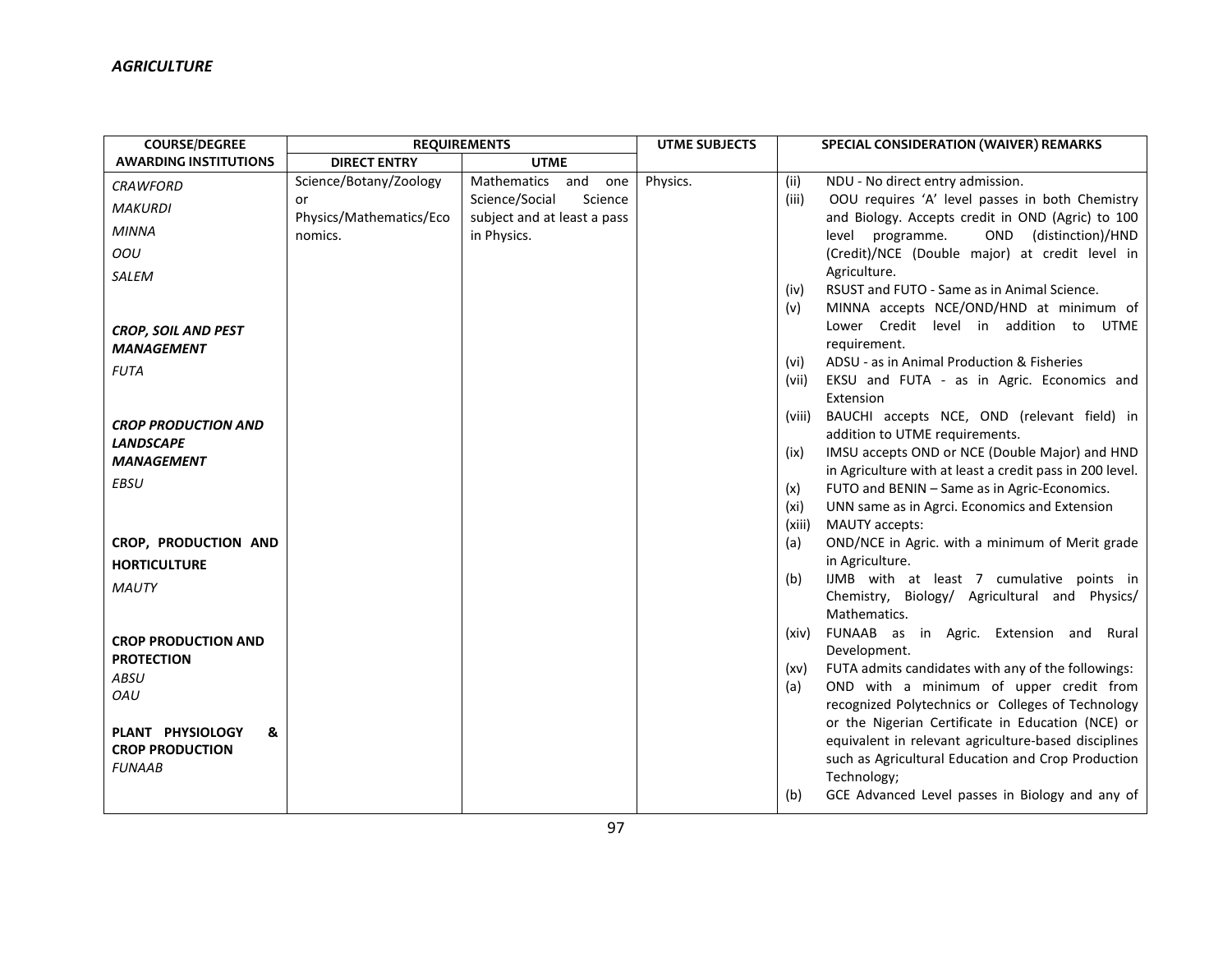*AGRICULTURE*

| COURSE/DEGREE AWARDING INSTITUTIONS | REQUIREMENTS | | UTME SUBJECTS | SPECIAL CONSIDERATION (WAIVER) REMARKS |
|---|---|---|---|---|
| | DIRECT ENTRY | UTME | | |
| *CRAWFORD*<br>*MAKURDI*<br>*MINNA*<br>*OOU*<br>*SALEM*<br><br>***CROP, SOIL AND PEST MANAGEMENT***<br>*FUTA*<br><br>***CROP PRODUCTION AND LANDSCAPE MANAGEMENT***<br>*EBSU*<br><br>**CROP, PRODUCTION AND HORTICULTURE**<br>*MAUTY*<br><br>**CROP PRODUCTION AND PROTECTION**<br>*ABSU*<br>*OAU*<br><br>**PLANT PHYSIOLOGY & CROP PRODUCTION**<br>*FUNAAB* | Science/Botany/Zoology or Physics/Mathematics/Economics. | Mathematics and one Science/Social Science subject and at least a pass in Physics. | Physics. | (ii) NDU - No direct entry admission.<br>(iii) OOU requires 'A' level passes in both Chemistry and Biology. Accepts credit in OND (Agric) to 100 level programme. OND (distinction)/HND (Credit)/NCE (Double major) at credit level in Agriculture.<br>(iv) RSUST and FUTO - Same as in Animal Science.<br>(v) MINNA accepts NCE/OND/HND at minimum of Lower Credit level in addition to UTME requirement.<br>(vi) ADSU - as in Animal Production & Fisheries<br>(vii) EKSU and FUTA - as in Agric. Economics and Extension<br>(viii) BAUCHI accepts NCE, OND (relevant field) in addition to UTME requirements.<br>(ix) IMSU accepts OND or NCE (Double Major) and HND in Agriculture with at least a credit pass in 200 level.<br>(x) FUTO and BENIN – Same as in Agric-Economics.<br>(xi) UNN same as in Agrci. Economics and Extension<br>(xiii) MAUTY accepts:<br>(a) OND/NCE in Agric. with a minimum of Merit grade in Agriculture.<br>(b) IJMB with at least 7 cumulative points in Chemistry, Biology/ Agricultural and Physics/ Mathematics.<br>(xiv) FUNAAB as in Agric. Extension and Rural Development.<br>(xv) FUTA admits candidates with any of the followings:<br>(a) OND with a minimum of upper credit from recognized Polytechnics or Colleges of Technology or the Nigerian Certificate in Education (NCE) or equivalent in relevant agriculture-based disciplines such as Agricultural Education and Crop Production Technology;<br>(b) GCE Advanced Level passes in Biology and any of |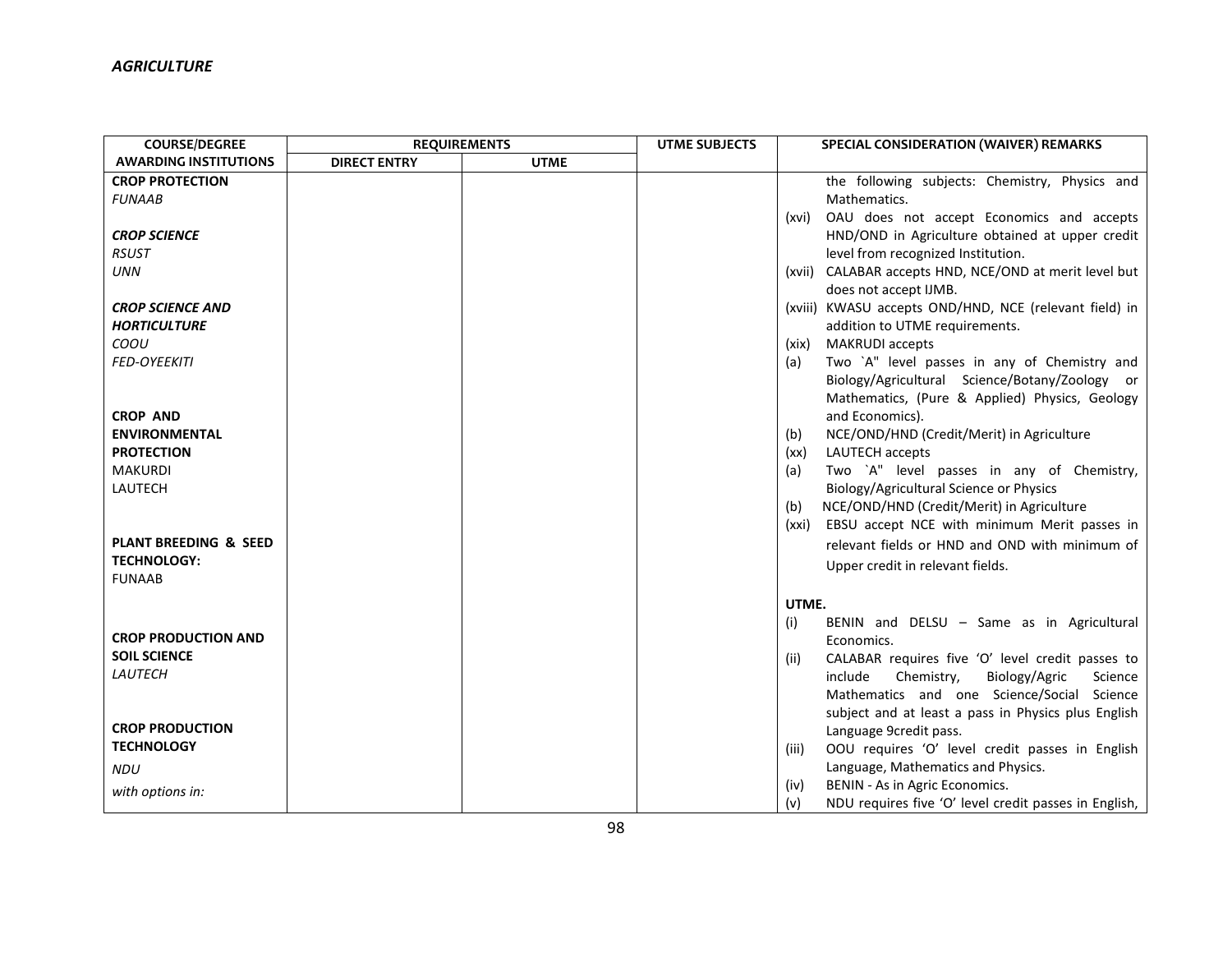*AGRICULTURE*

| COURSE/DEGREE AWARDING INSTITUTIONS | REQUIREMENTS | | UTME SUBJECTS | SPECIAL CONSIDERATION (WAIVER) REMARKS |
|---|---|---|---|---|
| | DIRECT ENTRY | UTME | | |
| **CROP PROTECTION**<br>*FUNAAB*<br><br>***CROP SCIENCE***<br>*RSUST*<br>*UNN*<br><br>***CROP SCIENCE AND HORTICULTURE***<br>*COOU*<br>*FED-OYEEKITI*<br><br>**CROP AND ENVIRONMENTAL PROTECTION**<br>MAKURDI<br>LAUTECH<br><br>**PLANT BREEDING & SEED TECHNOLOGY:**<br>FUNAAB<br><br>**CROP PRODUCTION AND SOIL SCIENCE**<br>*LAUTECH*<br><br>**CROP PRODUCTION TECHNOLOGY**<br>*NDU*<br>*with options in:* | | | | the following subjects: Chemistry, Physics and Mathematics.<br>(xvi) OAU does not accept Economics and accepts HND/OND in Agriculture obtained at upper credit level from recognized Institution.<br>(xvii) CALABAR accepts HND, NCE/OND at merit level but does not accept IJMB.<br>(xviii) KWASU accepts OND/HND, NCE (relevant field) in addition to UTME requirements.<br>(xix) MAKRUDI accepts<br>(a) Two `A" level passes in any of Chemistry and Biology/Agricultural Science/Botany/Zoology or Mathematics, (Pure & Applied) Physics, Geology and Economics).<br>(b) NCE/OND/HND (Credit/Merit) in Agriculture<br>(xx) LAUTECH accepts<br>(a) Two `A" level passes in any of Chemistry, Biology/Agricultural Science or Physics<br>(b) NCE/OND/HND (Credit/Merit) in Agriculture<br>(xxi) EBSU accept NCE with minimum Merit passes in relevant fields or HND and OND with minimum of Upper credit in relevant fields.<br><br>**UTME.**<br>(i) BENIN and DELSU – Same as in Agricultural Economics.<br>(ii) CALABAR requires five 'O' level credit passes to include Chemistry, Biology/Agric Science Mathematics and one Science/Social Science subject and at least a pass in Physics plus English Language 9credit pass.<br>(iii) OOU requires 'O' level credit passes in English Language, Mathematics and Physics.<br>(iv) BENIN - As in Agric Economics.<br>(v) NDU requires five 'O' level credit passes in English, |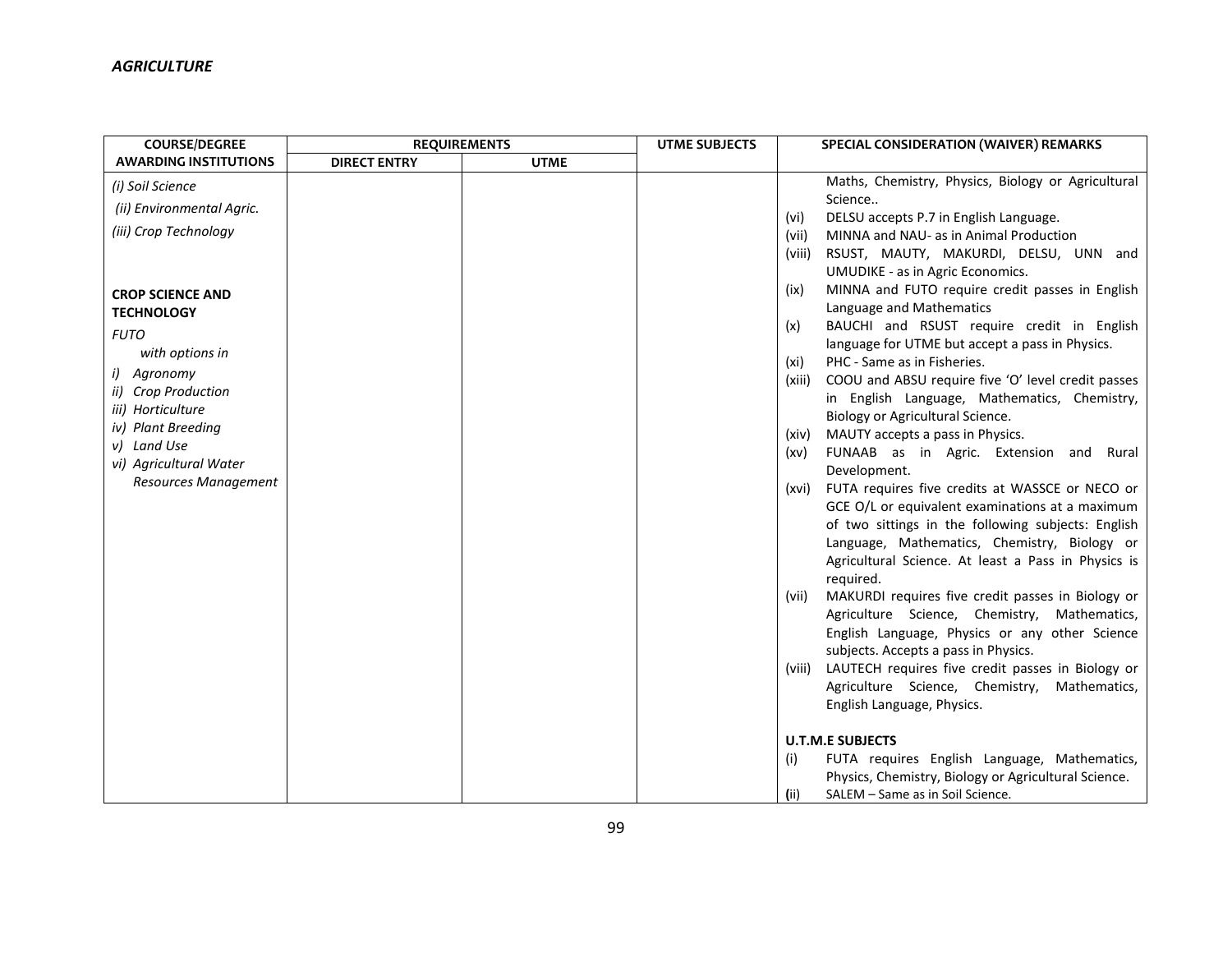*AGRICULTURE*

| COURSE/DEGREE AWARDING INSTITUTIONS | REQUIREMENTS | | UTME SUBJECTS | SPECIAL CONSIDERATION (WAIVER) REMARKS |
|---|---|---|---|---|
| | DIRECT ENTRY | UTME | | |
| *(i) Soil Science*<br>*(ii) Environmental Agric.*<br>*(iii) Crop Technology*<br><br>**CROP SCIENCE AND TECHNOLOGY**<br>*FUTO*<br>*with options in*<br>*i) Agronomy*<br>*ii) Crop Production*<br>*iii) Horticulture*<br>*iv) Plant Breeding*<br>*v) Land Use*<br>*vi) Agricultural Water Resources Management* | | | | Maths, Chemistry, Physics, Biology or Agricultural Science..<br>(vi) DELSU accepts P.7 in English Language.<br>(vii) MINNA and NAU- as in Animal Production<br>(viii) RSUST, MAUTY, MAKURDI, DELSU, UNN and UMUDIKE - as in Agric Economics.<br>(ix) MINNA and FUTO require credit passes in English Language and Mathematics<br>(x) BAUCHI and RSUST require credit in English language for UTME but accept a pass in Physics.<br>(xi) PHC - Same as in Fisheries.<br>(xiii) COOU and ABSU require five 'O' level credit passes in English Language, Mathematics, Chemistry, Biology or Agricultural Science.<br>(xiv) MAUTY accepts a pass in Physics.<br>(xv) FUNAAB as in Agric. Extension and Rural Development.<br>(xvi) FUTA requires five credits at WASSCE or NECO or GCE O/L or equivalent examinations at a maximum of two sittings in the following subjects: English Language, Mathematics, Chemistry, Biology or Agricultural Science. At least a Pass in Physics is required.<br>(vii) MAKURDI requires five credit passes in Biology or Agriculture Science, Chemistry, Mathematics, English Language, Physics or any other Science subjects. Accepts a pass in Physics.<br>(viii) LAUTECH requires five credit passes in Biology or Agriculture Science, Chemistry, Mathematics, English Language, Physics.<br><br>**U.T.M.E SUBJECTS**<br>(i) FUTA requires English Language, Mathematics, Physics, Chemistry, Biology or Agricultural Science.<br>(ii) SALEM – Same as in Soil Science. |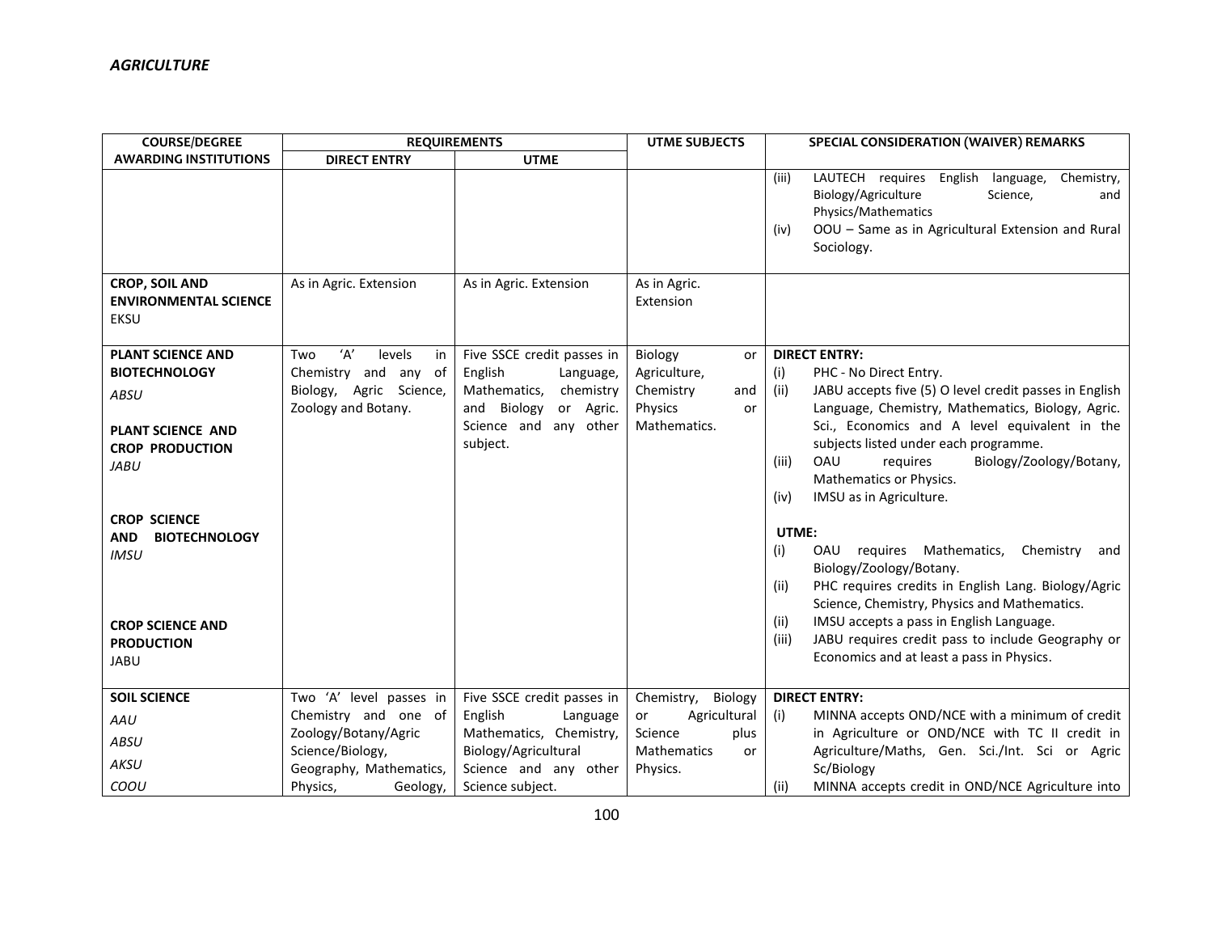*AGRICULTURE*

| COURSE/DEGREE AWARDING INSTITUTIONS | REQUIREMENTS | | UTME SUBJECTS | SPECIAL CONSIDERATION (WAIVER) REMARKS |
|---|---|---|---|---|
| | DIRECT ENTRY | UTME | | |
| | | | | (iii) LAUTECH requires English language, Chemistry, Biology/Agriculture Science, and Physics/Mathematics<br>(iv) OOU – Same as in Agricultural Extension and Rural Sociology. |
| **CROP, SOIL AND ENVIRONMENTAL SCIENCE**<br>EKSU | As in Agric. Extension | As in Agric. Extension | As in Agric. Extension | |
| **PLANT SCIENCE AND BIOTECHNOLOGY**<br>*ABSU*<br><br>**PLANT SCIENCE AND CROP PRODUCTION**<br>*JABU*<br><br>**CROP SCIENCE AND BIOTECHNOLOGY**<br>*IMSU*<br><br>**CROP SCIENCE AND PRODUCTION**<br>JABU | Two 'A' levels in Chemistry and any of Biology, Agric Science, Zoology and Botany. | Five SSCE credit passes in English Language, Mathematics, chemistry and Biology or Agric. Science and any other subject. | Biology or Agriculture, Chemistry and Physics or Mathematics. | **DIRECT ENTRY:**<br>(i) PHC - No Direct Entry.<br>(ii) JABU accepts five (5) O level credit passes in English Language, Chemistry, Mathematics, Biology, Agric. Sci., Economics and A level equivalent in the subjects listed under each programme.<br>(iii) OAU requires Biology/Zoology/Botany, Mathematics or Physics.<br>(iv) IMSU as in Agriculture.<br><br>**UTME:**<br>(i) OAU requires Mathematics, Chemistry and Biology/Zoology/Botany.<br>(ii) PHC requires credits in English Lang. Biology/Agric Science, Chemistry, Physics and Mathematics.<br>(ii) IMSU accepts a pass in English Language.<br>(iii) JABU requires credit pass to include Geography or Economics and at least a pass in Physics. |
| **SOIL SCIENCE**<br>*AAU*<br>*ABSU*<br>*AKSU*<br>*COOU* | Two 'A' level passes in Chemistry and one of Zoology/Botany/Agric Science/Biology, Geography, Mathematics, Physics, Geology, | Five SSCE credit passes in English Language Mathematics, Chemistry, Biology/Agricultural Science and any other Science subject. | Chemistry, Biology or Agricultural Science plus Mathematics or Physics. | **DIRECT ENTRY:**<br>(i) MINNA accepts OND/NCE with a minimum of credit in Agriculture or OND/NCE with TC II credit in Agriculture/Maths, Gen. Sci./Int. Sci or Agric Sc/Biology<br>(ii) MINNA accepts credit in OND/NCE Agriculture into |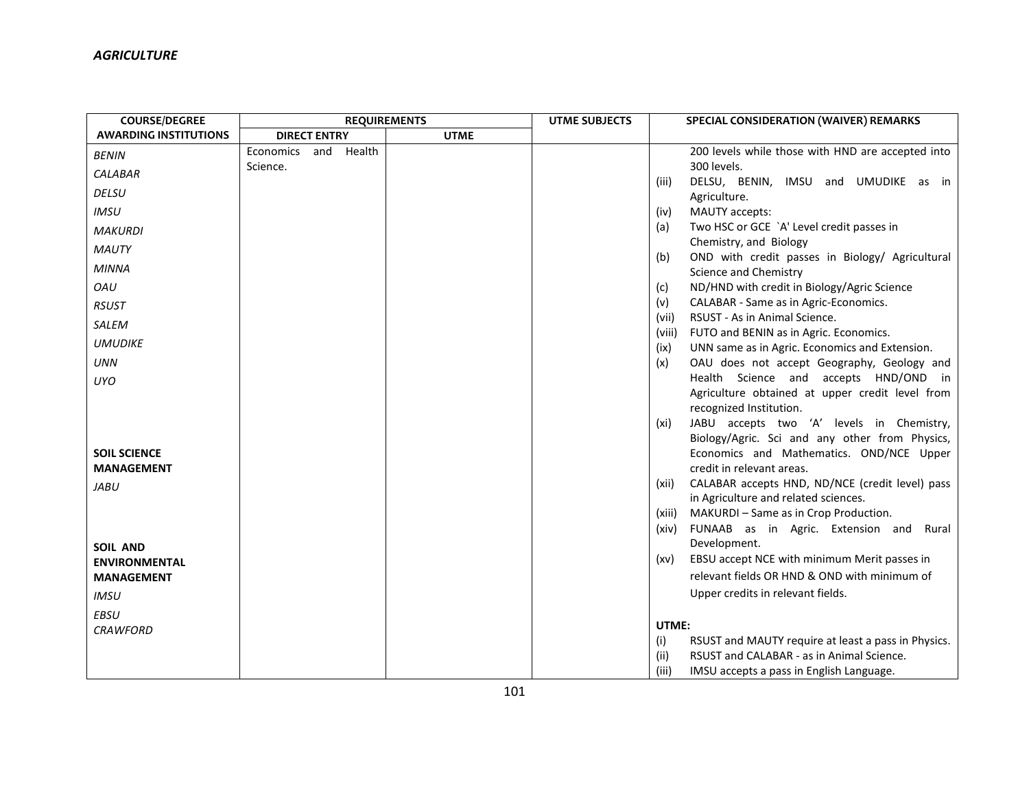*AGRICULTURE*

| COURSE/DEGREE AWARDING INSTITUTIONS | REQUIREMENTS | | UTME SUBJECTS | SPECIAL CONSIDERATION (WAIVER) REMARKS |
|---|---|---|---|---|
| | DIRECT ENTRY | UTME | | |
| *BENIN*<br>*CALABAR*<br>*DELSU*<br>*IMSU*<br>*MAKURDI*<br>*MAUTY*<br>*MINNA*<br>*OAU*<br>*RSUST*<br>*SALEM*<br>*UMUDIKE*<br>*UNN*<br>*UYO*<br><br>**SOIL SCIENCE MANAGEMENT**<br>*JABU*<br><br>**SOIL AND ENVIRONMENTAL MANAGEMENT**<br>*IMSU*<br>*EBSU*<br>*CRAWFORD* | Economics and Health Science. | | | 200 levels while those with HND are accepted into 300 levels.<br>(iii) DELSU, BENIN, IMSU and UMUDIKE as in Agriculture.<br>(iv) MAUTY accepts:<br>(a) Two HSC or GCE `A' Level credit passes in Chemistry, and Biology<br>(b) OND with credit passes in Biology/ Agricultural Science and Chemistry<br>(c) ND/HND with credit in Biology/Agric Science<br>(v) CALABAR - Same as in Agric-Economics.<br>(vii) RSUST - As in Animal Science.<br>(viii) FUTO and BENIN as in Agric. Economics.<br>(ix) UNN same as in Agric. Economics and Extension.<br>(x) OAU does not accept Geography, Geology and Health Science and accepts HND/OND in Agriculture obtained at upper credit level from recognized Institution.<br>(xi) JABU accepts two 'A' levels in Chemistry, Biology/Agric. Sci and any other from Physics, Economics and Mathematics. OND/NCE Upper credit in relevant areas.<br>(xii) CALABAR accepts HND, ND/NCE (credit level) pass in Agriculture and related sciences.<br>(xiii) MAKURDI – Same as in Crop Production.<br>(xiv) FUNAAB as in Agric. Extension and Rural Development.<br>(xv) EBSU accept NCE with minimum Merit passes in relevant fields OR HND & OND with minimum of Upper credits in relevant fields.<br><br>**UTME:**<br>(i) RSUST and MAUTY require at least a pass in Physics.<br>(ii) RSUST and CALABAR - as in Animal Science.<br>(iii) IMSU accepts a pass in English Language. |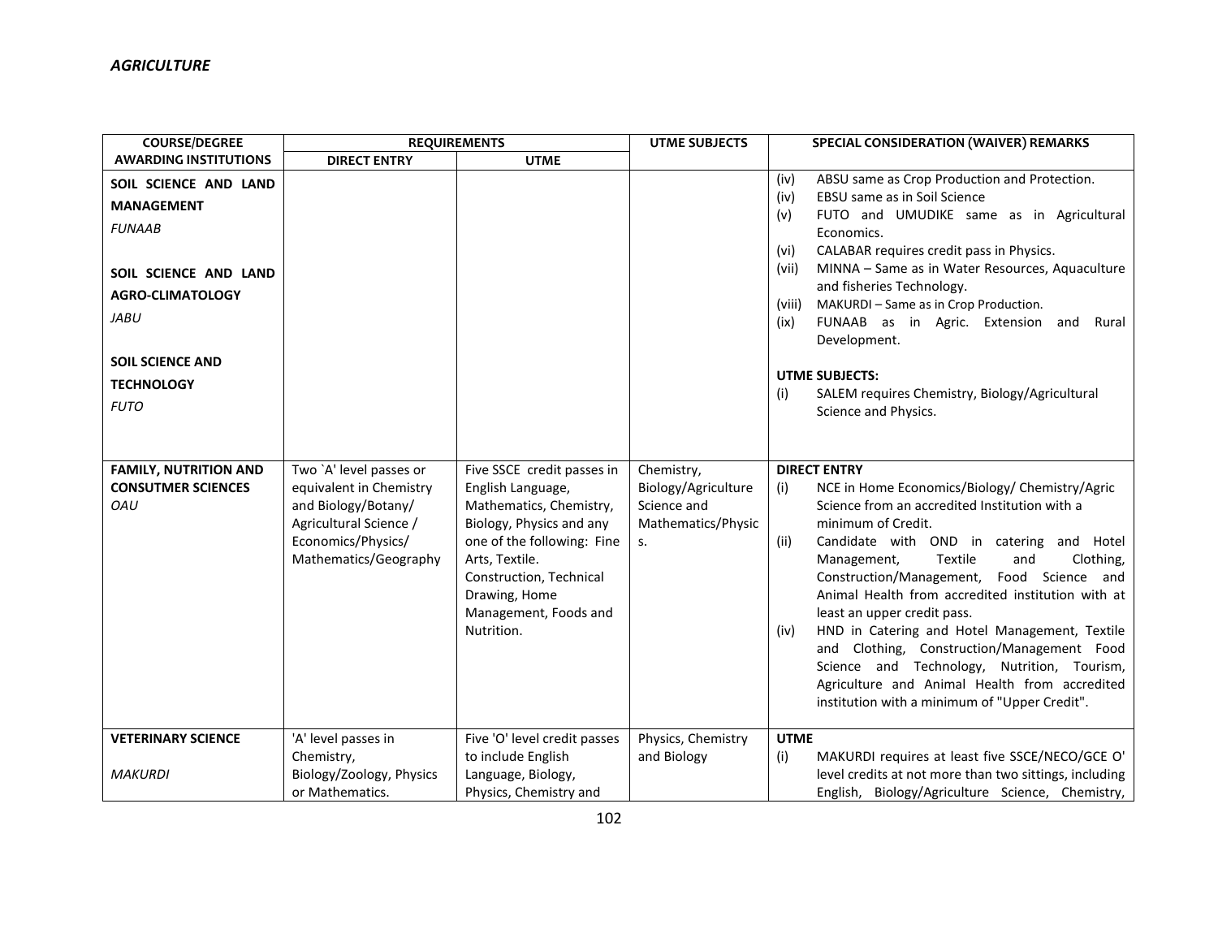*AGRICULTURE*

| COURSE/DEGREE AWARDING INSTITUTIONS | REQUIREMENTS | | UTME SUBJECTS | SPECIAL CONSIDERATION (WAIVER) REMARKS |
|---|---|---|---|---|
| | DIRECT ENTRY | UTME | | |
| **SOIL SCIENCE AND LAND MANAGEMENT**<br>*FUNAAB*<br><br>**SOIL SCIENCE AND LAND AGRO-CLIMATOLOGY**<br>*JABU*<br><br>**SOIL SCIENCE AND TECHNOLOGY**<br>*FUTO* | | | | (iv) ABSU same as Crop Production and Protection.<br>(iv) EBSU same as in Soil Science<br>(v) FUTO and UMUDIKE same as in Agricultural Economics.<br>(vi) CALABAR requires credit pass in Physics.<br>(vii) MINNA – Same as in Water Resources, Aquaculture and fisheries Technology.<br>(viii) MAKURDI – Same as in Crop Production.<br>(ix) FUNAAB as in Agric. Extension and Rural Development.<br><br>**UTME SUBJECTS:**<br>(i) SALEM requires Chemistry, Biology/Agricultural Science and Physics. |
| **FAMILY, NUTRITION AND CONSUTMER SCIENCES**<br>*OAU* | Two `A' level passes or equivalent in Chemistry and Biology/Botany/ Agricultural Science / Economics/Physics/ Mathematics/Geography | Five SSCE credit passes in English Language, Mathematics, Chemistry, Biology, Physics and any one of the following: Fine Arts, Textile. Construction, Technical Drawing, Home Management, Foods and Nutrition. | Chemistry, Biology/Agriculture Science and Mathematics/Physics. | **DIRECT ENTRY**<br>(i) NCE in Home Economics/Biology/ Chemistry/Agric Science from an accredited Institution with a minimum of Credit.<br>(ii) Candidate with OND in catering and Hotel Management, Textile and Clothing, Construction/Management, Food Science and Animal Health from accredited institution with at least an upper credit pass.<br>(iv) HND in Catering and Hotel Management, Textile and Clothing, Construction/Management Food Science and Technology, Nutrition, Tourism, Agriculture and Animal Health from accredited institution with a minimum of "Upper Credit". |
| **VETERINARY SCIENCE**<br><br>*MAKURDI* | 'A' level passes in Chemistry, Biology/Zoology, Physics or Mathematics. | Five 'O' level credit passes to include English Language, Biology, Physics, Chemistry and | Physics, Chemistry and Biology | **UTME**<br>(i) MAKURDI requires at least five SSCE/NECO/GCE O' level credits at not more than two sittings, including English, Biology/Agriculture Science, Chemistry, |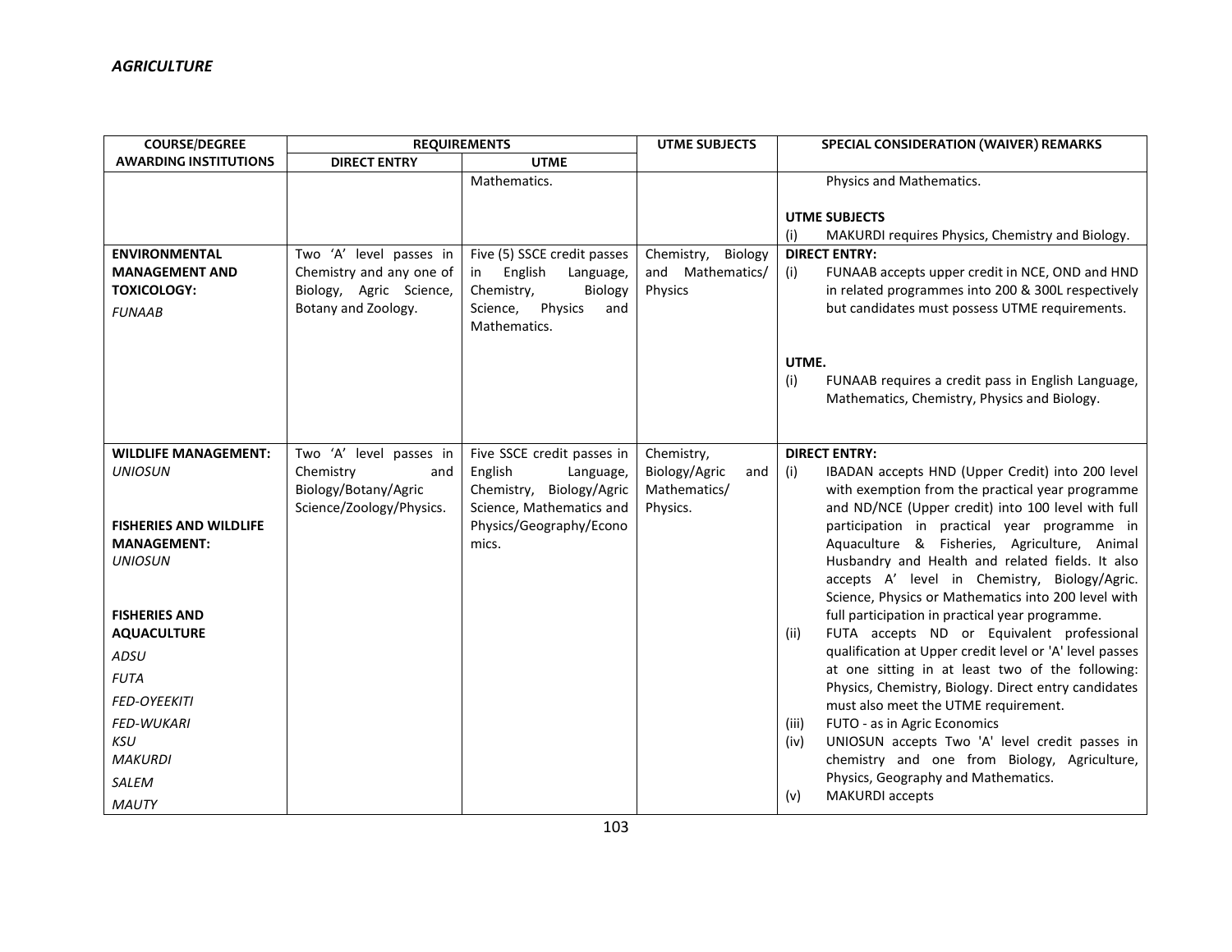*AGRICULTURE*

| COURSE/DEGREE AWARDING INSTITUTIONS | REQUIREMENTS | | UTME SUBJECTS | SPECIAL CONSIDERATION (WAIVER) REMARKS |
|---|---|---|---|---|
| | DIRECT ENTRY | UTME | | |
| | | Mathematics. | | Physics and Mathematics.<br><br>**UTME SUBJECTS**<br>(i) MAKURDI requires Physics, Chemistry and Biology. |
| **ENVIRONMENTAL MANAGEMENT AND TOXICOLOGY:**<br>*FUNAAB* | Two 'A' level passes in Chemistry and any one of Biology, Agric Science, Botany and Zoology. | Five (5) SSCE credit passes in English Language, Chemistry, Biology Science, Physics and Mathematics. | Chemistry, Biology and Mathematics/ Physics | **DIRECT ENTRY:**<br>(i) FUNAAB accepts upper credit in NCE, OND and HND in related programmes into 200 & 300L respectively but candidates must possess UTME requirements.<br><br>**UTME.**<br>(i) FUNAAB requires a credit pass in English Language, Mathematics, Chemistry, Physics and Biology. |
| **WILDLIFE MANAGEMENT:**<br>*UNIOSUN*<br><br>**FISHERIES AND WILDLIFE MANAGEMENT:**<br>*UNIOSUN*<br><br>**FISHERIES AND AQUACULTURE**<br>*ADSU*<br>*FUTA*<br>*FED-OYEEKITI*<br>*FED-WUKARI*<br>*KSU*<br>*MAKURDI*<br>*SALEM*<br>*MAUTY* | Two 'A' level passes in Chemistry and Biology/Botany/Agric Science/Zoology/Physics. | Five SSCE credit passes in English Language, Chemistry, Biology/Agric Science, Mathematics and Physics/Geography/Economics. | Chemistry, Biology/Agric and Mathematics/ Physics. | **DIRECT ENTRY:**<br>(i) IBADAN accepts HND (Upper Credit) into 200 level with exemption from the practical year programme and ND/NCE (Upper credit) into 100 level with full participation in practical year programme in Aquaculture & Fisheries, Agriculture, Animal Husbandry and Health and related fields. It also accepts A' level in Chemistry, Biology/Agric. Science, Physics or Mathematics into 200 level with full participation in practical year programme.<br>(ii) FUTA accepts ND or Equivalent professional qualification at Upper credit level or 'A' level passes at one sitting in at least two of the following: Physics, Chemistry, Biology. Direct entry candidates must also meet the UTME requirement.<br>(iii) FUTO - as in Agric Economics<br>(iv) UNIOSUN accepts Two 'A' level credit passes in chemistry and one from Biology, Agriculture, Physics, Geography and Mathematics.<br>(v) MAKURDI accepts |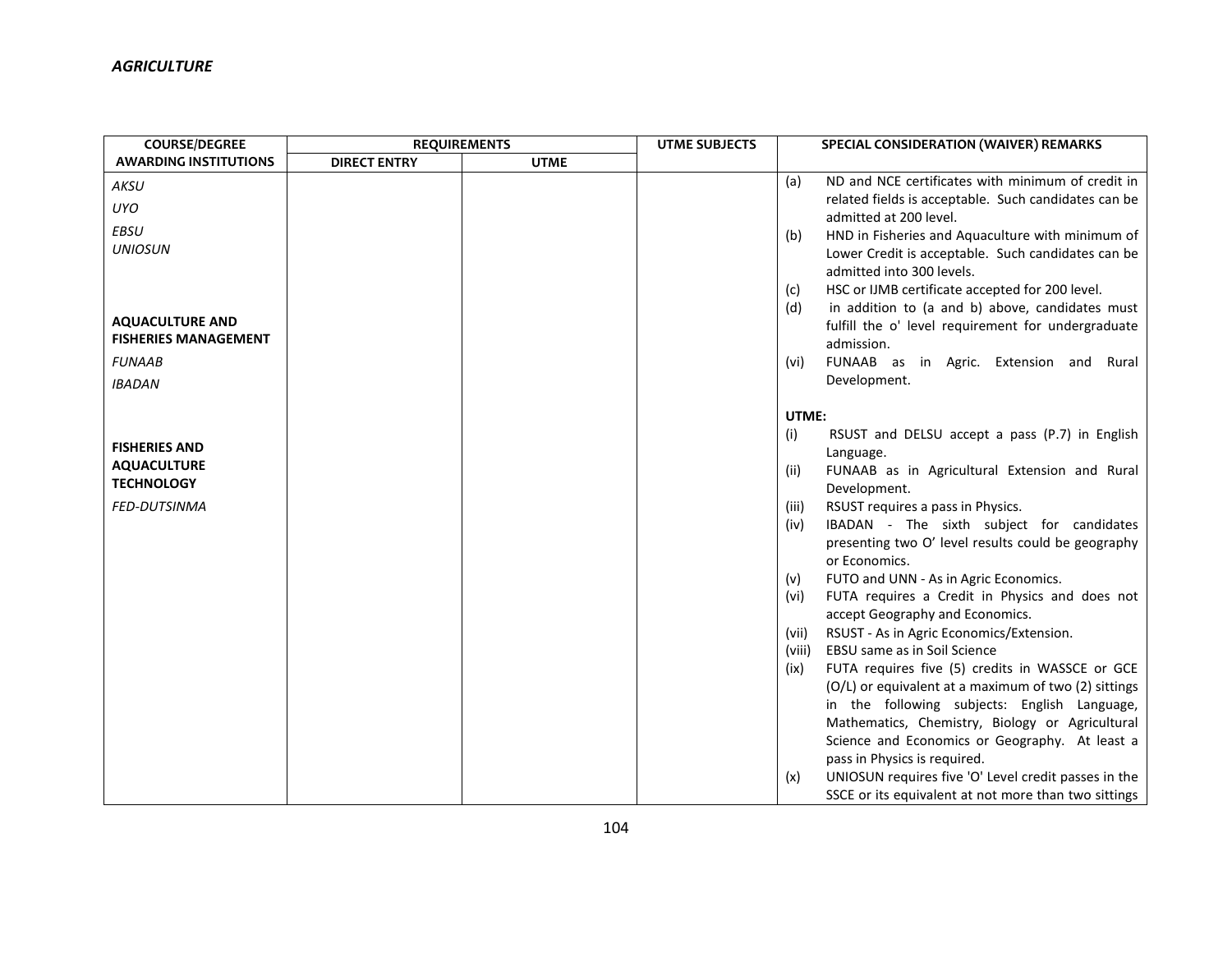*AGRICULTURE*

| COURSE/DEGREE AWARDING INSTITUTIONS | REQUIREMENTS | | UTME SUBJECTS | SPECIAL CONSIDERATION (WAIVER) REMARKS |
|---|---|---|---|---|
| | DIRECT ENTRY | UTME | | |
| *AKSU*<br>*UYO*<br>*EBSU*<br>*UNIOSUN*<br><br>**AQUACULTURE AND FISHERIES MANAGEMENT**<br>*FUNAAB*<br>*IBADAN*<br><br>**FISHERIES AND AQUACULTURE TECHNOLOGY**<br>*FED-DUTSINMA* | | | | (a) ND and NCE certificates with minimum of credit in related fields is acceptable. Such candidates can be admitted at 200 level.<br>(b) HND in Fisheries and Aquaculture with minimum of Lower Credit is acceptable. Such candidates can be admitted into 300 levels.<br>(c) HSC or IJMB certificate accepted for 200 level.<br>(d) in addition to (a and b) above, candidates must fulfill the o' level requirement for undergraduate admission.<br>(vi) FUNAAB as in Agric. Extension and Rural Development.<br><br>**UTME:**<br>(i) RSUST and DELSU accept a pass (P.7) in English Language.<br>(ii) FUNAAB as in Agricultural Extension and Rural Development.<br>(iii) RSUST requires a pass in Physics.<br>(iv) IBADAN - The sixth subject for candidates presenting two O' level results could be geography or Economics.<br>(v) FUTO and UNN - As in Agric Economics.<br>(vi) FUTA requires a Credit in Physics and does not accept Geography and Economics.<br>(vii) RSUST - As in Agric Economics/Extension.<br>(viii) EBSU same as in Soil Science<br>(ix) FUTA requires five (5) credits in WASSCE or GCE (O/L) or equivalent at a maximum of two (2) sittings in the following subjects: English Language, Mathematics, Chemistry, Biology or Agricultural Science and Economics or Geography. At least a pass in Physics is required.<br>(x) UNIOSUN requires five 'O' Level credit passes in the SSCE or its equivalent at not more than two sittings |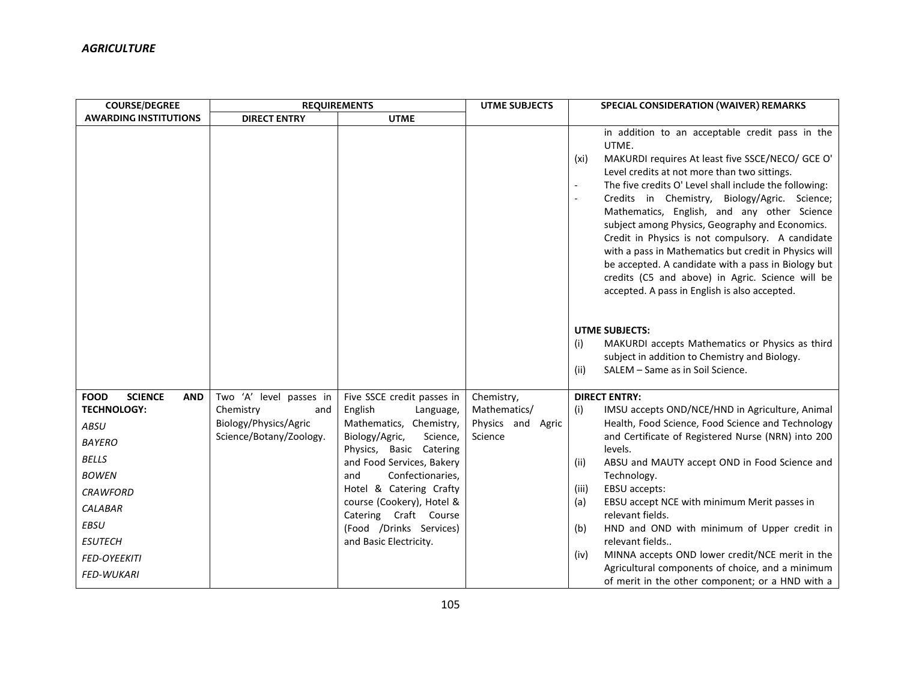*AGRICULTURE*

| COURSE/DEGREE AWARDING INSTITUTIONS | REQUIREMENTS | | UTME SUBJECTS | SPECIAL CONSIDERATION (WAIVER) REMARKS |
|---|---|---|---|---|
| | DIRECT ENTRY | UTME | | |
| | | | | in addition to an acceptable credit pass in the UTME.<br>(xi) MAKURDI requires At least five SSCE/NECO/ GCE O' Level credits at not more than two sittings.<br>- The five credits O' Level shall include the following:<br>- Credits in Chemistry, Biology/Agric. Science; Mathematics, English, and any other Science subject among Physics, Geography and Economics. Credit in Physics is not compulsory. A candidate with a pass in Mathematics but credit in Physics will be accepted. A candidate with a pass in Biology but credits (C5 and above) in Agric. Science will be accepted. A pass in English is also accepted.<br><br>**UTME SUBJECTS:**<br>(i) MAKURDI accepts Mathematics or Physics as third subject in addition to Chemistry and Biology.<br>(ii) SALEM – Same as in Soil Science. |
| **FOOD SCIENCE AND TECHNOLOGY:**<br>*ABSU*<br>*BAYERO*<br>*BELLS*<br>*BOWEN*<br>*CRAWFORD*<br>*CALABAR*<br>*EBSU*<br>*ESUTECH*<br>*FED-OYEEKITI*<br>*FED-WUKARI* | Two 'A' level passes in Chemistry and Biology/Physics/Agric Science/Botany/Zoology. | Five SSCE credit passes in English Language, Mathematics, Chemistry, Biology/Agric, Science, Physics, Basic Catering and Food Services, Bakery and Confectionaries, Hotel & Catering Crafty course (Cookery), Hotel & Catering Craft Course (Food /Drinks Services) and Basic Electricity. | Chemistry, Mathematics/ Physics and Agric Science | **DIRECT ENTRY:**<br>(i) IMSU accepts OND/NCE/HND in Agriculture, Animal Health, Food Science, Food Science and Technology and Certificate of Registered Nurse (NRN) into 200 levels.<br>(ii) ABSU and MAUTY accept OND in Food Science and Technology.<br>(iii) EBSU accepts:<br>(a) EBSU accept NCE with minimum Merit passes in relevant fields.<br>(b) HND and OND with minimum of Upper credit in relevant fields..<br>(iv) MINNA accepts OND lower credit/NCE merit in the Agricultural components of choice, and a minimum of merit in the other component; or a HND with a |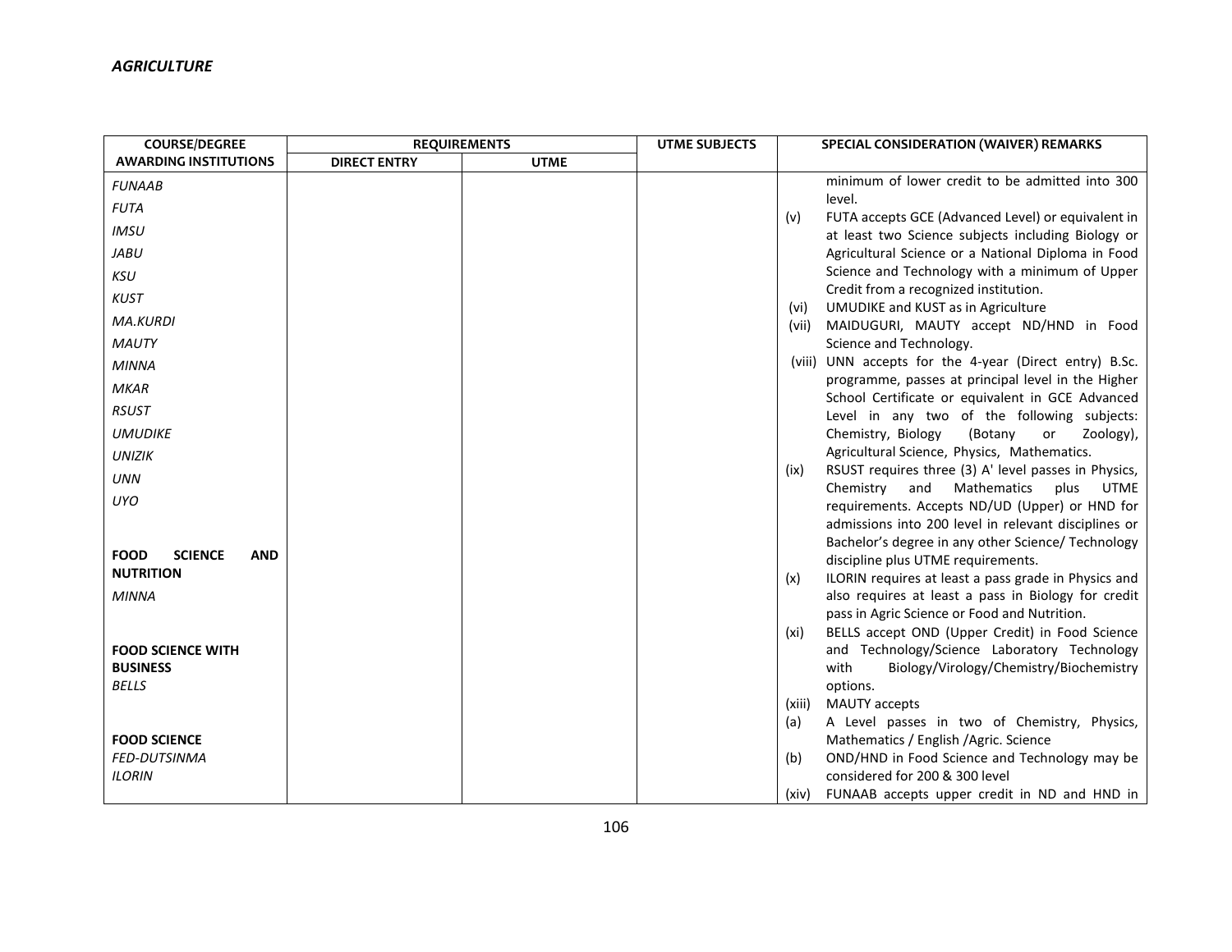*AGRICULTURE*

| COURSE/DEGREE AWARDING INSTITUTIONS | REQUIREMENTS | | UTME SUBJECTS | SPECIAL CONSIDERATION (WAIVER) REMARKS |
|---|---|---|---|---|
| | DIRECT ENTRY | UTME | | |
| *FUNAAB*<br>*FUTA*<br>*IMSU*<br>*JABU*<br>*KSU*<br>*KUST*<br>*MA.KURDI*<br>*MAUTY*<br>*MINNA*<br>*MKAR*<br>*RSUST*<br>*UMUDIKE*<br>*UNIZIK*<br>*UNN*<br>*UYO*<br><br>**FOOD SCIENCE AND NUTRITION**<br>*MINNA*<br><br>**FOOD SCIENCE WITH BUSINESS**<br>*BELLS*<br><br>**FOOD SCIENCE**<br>*FED-DUTSINMA*<br>*ILORIN* | | | | minimum of lower credit to be admitted into 300 level.<br>(v) FUTA accepts GCE (Advanced Level) or equivalent in at least two Science subjects including Biology or Agricultural Science or a National Diploma in Food Science and Technology with a minimum of Upper Credit from a recognized institution.<br>(vi) UMUDIKE and KUST as in Agriculture<br>(vii) MAIDUGURI, MAUTY accept ND/HND in Food Science and Technology.<br>(viii) UNN accepts for the 4-year (Direct entry) B.Sc. programme, passes at principal level in the Higher School Certificate or equivalent in GCE Advanced Level in any two of the following subjects: Chemistry, Biology (Botany or Zoology), Agricultural Science, Physics, Mathematics.<br>(ix) RSUST requires three (3) A' level passes in Physics, Chemistry and Mathematics plus UTME requirements. Accepts ND/UD (Upper) or HND for admissions into 200 level in relevant disciplines or Bachelor's degree in any other Science/ Technology discipline plus UTME requirements.<br>(x) ILORIN requires at least a pass grade in Physics and also requires at least a pass in Biology for credit pass in Agric Science or Food and Nutrition.<br>(xi) BELLS accept OND (Upper Credit) in Food Science and Technology/Science Laboratory Technology with Biology/Virology/Chemistry/Biochemistry options.<br>(xiii) MAUTY accepts<br>(a) A Level passes in two of Chemistry, Physics, Mathematics / English /Agric. Science<br>(b) OND/HND in Food Science and Technology may be considered for 200 & 300 level<br>(xiv) FUNAAB accepts upper credit in ND and HND in |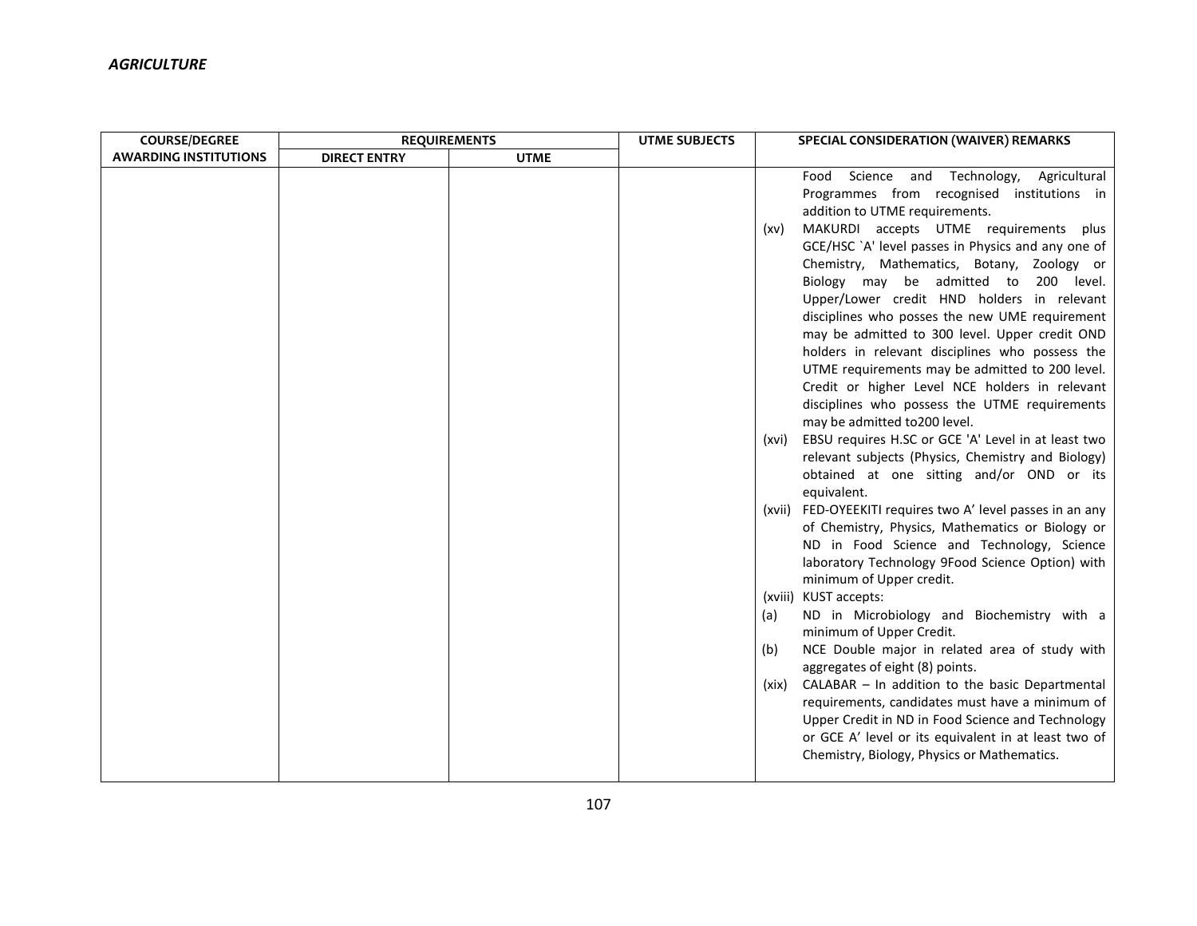*AGRICULTURE*

| COURSE/DEGREE AWARDING INSTITUTIONS | REQUIREMENTS | | UTME SUBJECTS | SPECIAL CONSIDERATION (WAIVER) REMARKS |
|---|---|---|---|---|
| | DIRECT ENTRY | UTME | | |
| | | | | Food Science and Technology, Agricultural Programmes from recognised institutions in addition to UTME requirements.<br>(xv) MAKURDI accepts UTME requirements plus GCE/HSC `A' level passes in Physics and any one of Chemistry, Mathematics, Botany, Zoology or Biology may be admitted to 200 level. Upper/Lower credit HND holders in relevant disciplines who posses the new UME requirement may be admitted to 300 level. Upper credit OND holders in relevant disciplines who possess the UTME requirements may be admitted to 200 level. Credit or higher Level NCE holders in relevant disciplines who possess the UTME requirements may be admitted to200 level.<br>(xvi) EBSU requires H.SC or GCE 'A' Level in at least two relevant subjects (Physics, Chemistry and Biology) obtained at one sitting and/or OND or its equivalent.<br>(xvii) FED-OYEEKITI requires two A' level passes in an any of Chemistry, Physics, Mathematics or Biology or ND in Food Science and Technology, Science laboratory Technology 9Food Science Option) with minimum of Upper credit.<br>(xviii) KUST accepts:<br>(a) ND in Microbiology and Biochemistry with a minimum of Upper Credit.<br>(b) NCE Double major in related area of study with aggregates of eight (8) points.<br>(xix) CALABAR – In addition to the basic Departmental requirements, candidates must have a minimum of Upper Credit in ND in Food Science and Technology or GCE A' level or its equivalent in at least two of Chemistry, Biology, Physics or Mathematics. |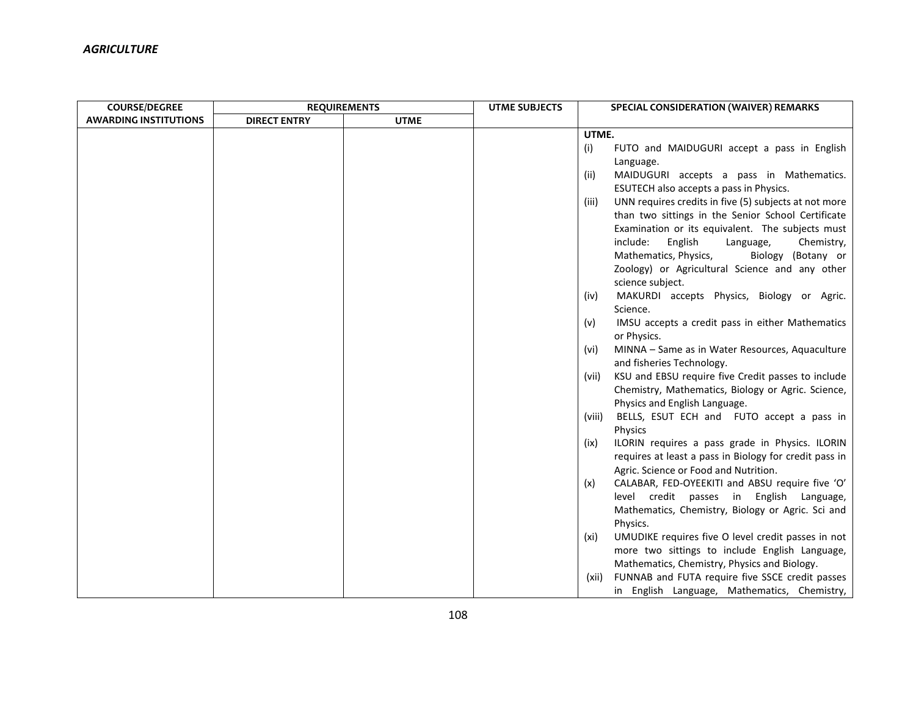*AGRICULTURE*

| COURSE/DEGREE AWARDING INSTITUTIONS | REQUIREMENTS | | UTME SUBJECTS | SPECIAL CONSIDERATION (WAIVER) REMARKS |
|---|---|---|---|---|
| | DIRECT ENTRY | UTME | | |
| | | | | **UTME.**<br>(i) FUTO and MAIDUGURI accept a pass in English Language.<br>(ii) MAIDUGURI accepts a pass in Mathematics. ESUTECH also accepts a pass in Physics.<br>(iii) UNN requires credits in five (5) subjects at not more than two sittings in the Senior School Certificate Examination or its equivalent. The subjects must include: English Language, Chemistry, Mathematics, Physics, Biology (Botany or Zoology) or Agricultural Science and any other science subject.<br>(iv) MAKURDI accepts Physics, Biology or Agric. Science.<br>(v) IMSU accepts a credit pass in either Mathematics or Physics.<br>(vi) MINNA – Same as in Water Resources, Aquaculture and fisheries Technology.<br>(vii) KSU and EBSU require five Credit passes to include Chemistry, Mathematics, Biology or Agric. Science, Physics and English Language.<br>(viii) BELLS, ESUT ECH and FUTO accept a pass in Physics<br>(ix) ILORIN requires a pass grade in Physics. ILORIN requires at least a pass in Biology for credit pass in Agric. Science or Food and Nutrition.<br>(x) CALABAR, FED-OYEEKITI and ABSU require five 'O' level credit passes in English Language, Mathematics, Chemistry, Biology or Agric. Sci and Physics.<br>(xi) UMUDIKE requires five O level credit passes in not more two sittings to include English Language, Mathematics, Chemistry, Physics and Biology.<br>(xii) FUNNAB and FUTA require five SSCE credit passes in English Language, Mathematics, Chemistry, |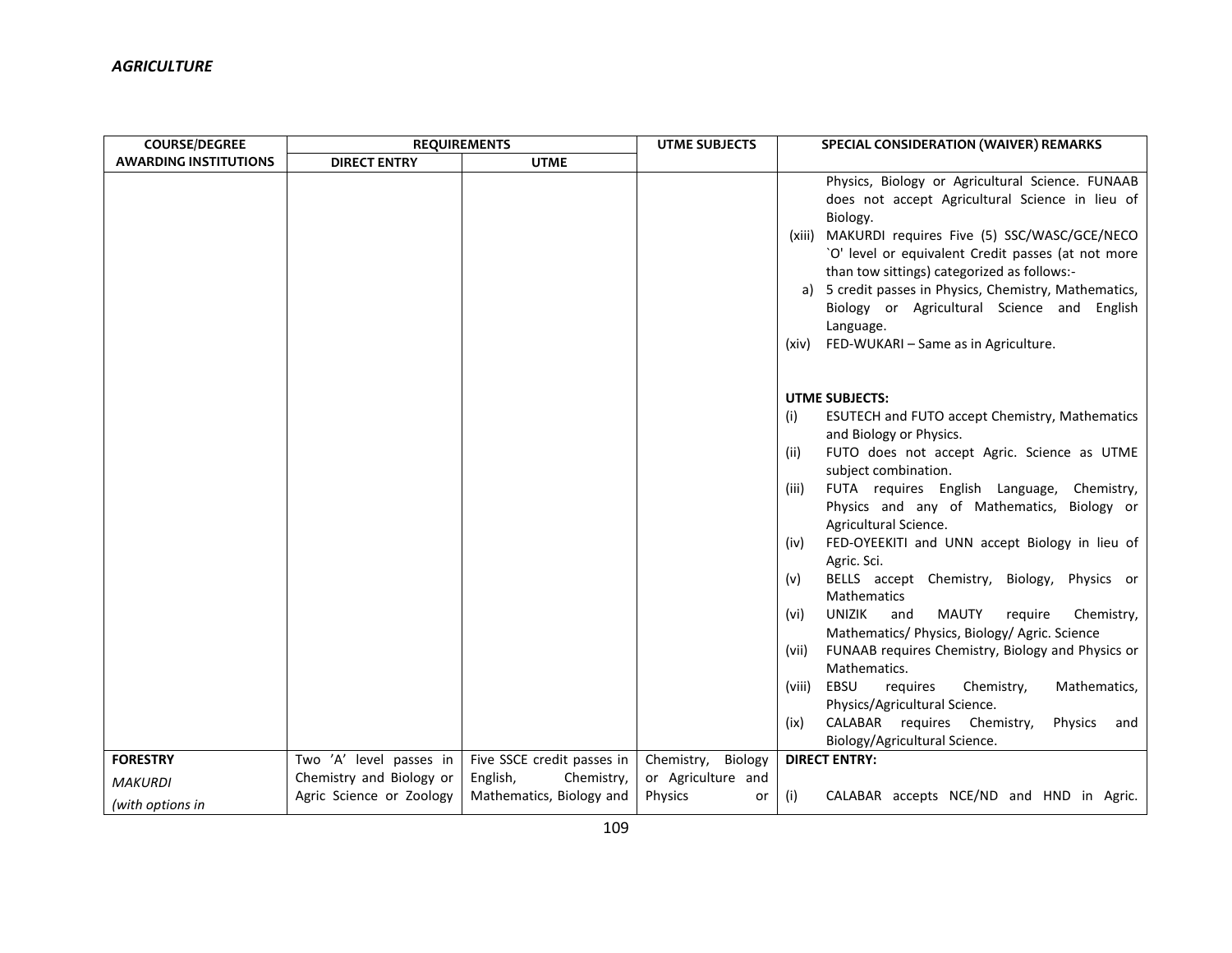*AGRICULTURE*

| COURSE/DEGREE AWARDING INSTITUTIONS | REQUIREMENTS | | UTME SUBJECTS | SPECIAL CONSIDERATION (WAIVER) REMARKS |
|---|---|---|---|---|
| | DIRECT ENTRY | UTME | | |
| | | | | Physics, Biology or Agricultural Science. FUNAAB does not accept Agricultural Science in lieu of Biology.<br>(xiii) MAKURDI requires Five (5) SSC/WASC/GCE/NECO `O' level or equivalent Credit passes (at not more than tow sittings) categorized as follows:-<br>a) 5 credit passes in Physics, Chemistry, Mathematics, Biology or Agricultural Science and English Language.<br>(xiv) FED-WUKARI – Same as in Agriculture.<br><br>**UTME SUBJECTS:**<br>(i) ESUTECH and FUTO accept Chemistry, Mathematics and Biology or Physics.<br>(ii) FUTO does not accept Agric. Science as UTME subject combination.<br>(iii) FUTA requires English Language, Chemistry, Physics and any of Mathematics, Biology or Agricultural Science.<br>(iv) FED-OYEEKITI and UNN accept Biology in lieu of Agric. Sci.<br>(v) BELLS accept Chemistry, Biology, Physics or Mathematics<br>(vi) UNIZIK and MAUTY require Chemistry, Mathematics/ Physics, Biology/ Agric. Science<br>(vii) FUNAAB requires Chemistry, Biology and Physics or Mathematics.<br>(viii) EBSU requires Chemistry, Mathematics, Physics/Agricultural Science.<br>(ix) CALABAR requires Chemistry, Physics and Biology/Agricultural Science. |
| **FORESTRY**<br>*MAKURDI*<br>*(with options in* | Two 'A' level passes in Chemistry and Biology or Agric Science or Zoology | Five SSCE credit passes in English, Chemistry, Mathematics, Biology and | Chemistry, Biology or Agriculture and Physics or | **DIRECT ENTRY:**<br>(i) CALABAR accepts NCE/ND and HND in Agric. |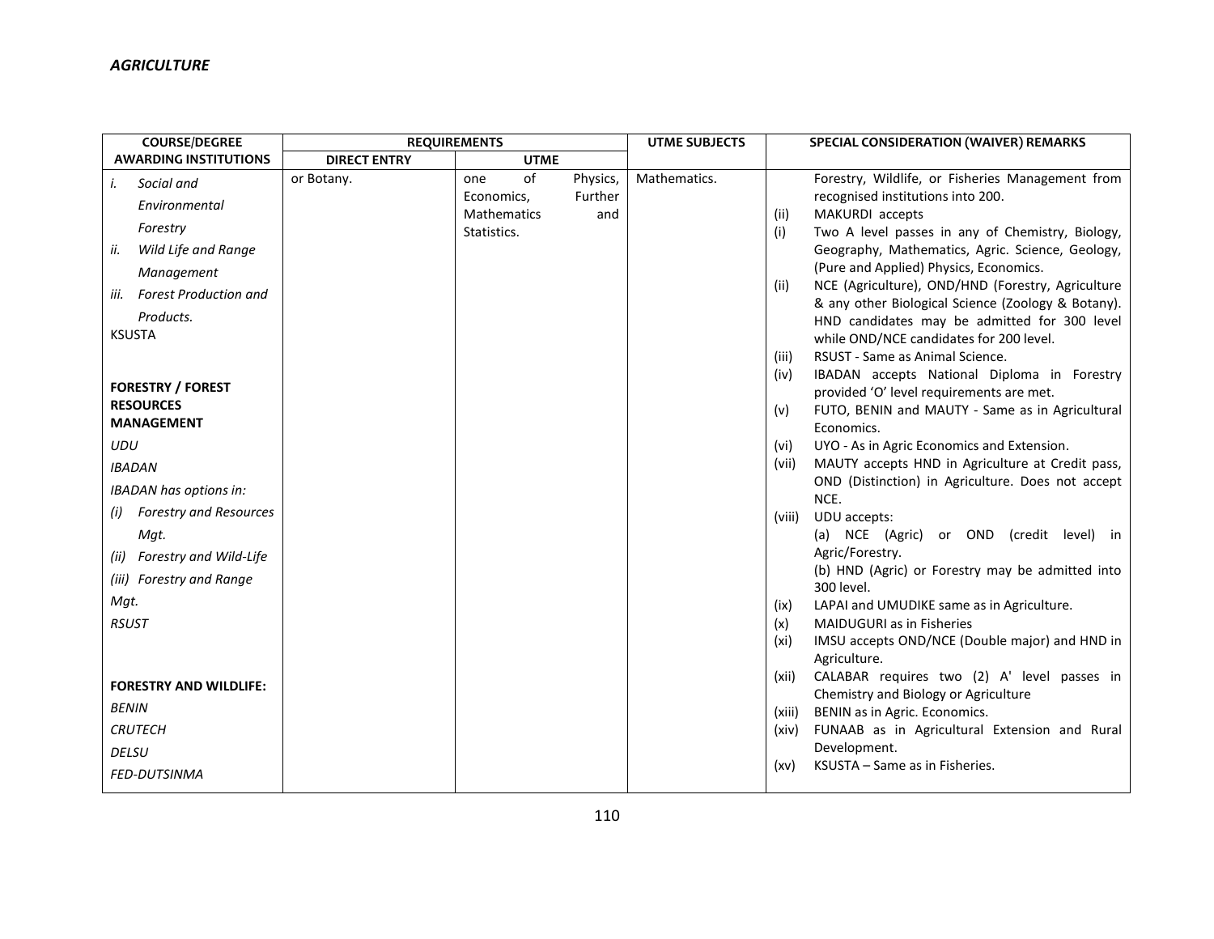*AGRICULTURE*

| COURSE/DEGREE AWARDING INSTITUTIONS | REQUIREMENTS | | UTME SUBJECTS | SPECIAL CONSIDERATION (WAIVER) REMARKS |
|---|---|---|---|---|
| | DIRECT ENTRY | UTME | | |
| i. *Social and Environmental Forestry*<br>ii. *Wild Life and Range Management*<br>iii. *Forest Production and Products.*<br>KSUSTA<br><br>**FORESTRY / FOREST RESOURCES MANAGEMENT**<br>*UDU*<br>*IBADAN*<br>*IBADAN has options in:*<br>*(i) Forestry and Resources Mgt.*<br>*(ii) Forestry and Wild-Life*<br>*(iii) Forestry and Range Mgt.*<br>*RSUST*<br><br>**FORESTRY AND WILDLIFE:**<br>*BENIN*<br>*CRUTECH*<br>*DELSU*<br>*FED-DUTSINMA* | or Botany. | one of Physics, Economics, Further Mathematics and Statistics. | Mathematics. | Forestry, Wildlife, or Fisheries Management from recognised institutions into 200.<br>(ii) MAKURDI accepts<br>(i) Two A level passes in any of Chemistry, Biology, Geography, Mathematics, Agric. Science, Geology, (Pure and Applied) Physics, Economics.<br>(ii) NCE (Agriculture), OND/HND (Forestry, Agriculture & any other Biological Science (Zoology & Botany). HND candidates may be admitted for 300 level while OND/NCE candidates for 200 level.<br>(iii) RSUST - Same as Animal Science.<br>(iv) IBADAN accepts National Diploma in Forestry provided 'O' level requirements are met.<br>(v) FUTO, BENIN and MAUTY - Same as in Agricultural Economics.<br>(vi) UYO - As in Agric Economics and Extension.<br>(vii) MAUTY accepts HND in Agriculture at Credit pass, OND (Distinction) in Agriculture. Does not accept NCE.<br>(viii) UDU accepts:<br>(a) NCE (Agric) or OND (credit level) in Agric/Forestry.<br>(b) HND (Agric) or Forestry may be admitted into 300 level.<br>(ix) LAPAI and UMUDIKE same as in Agriculture.<br>(x) MAIDUGURI as in Fisheries<br>(xi) IMSU accepts OND/NCE (Double major) and HND in Agriculture.<br>(xii) CALABAR requires two (2) A' level passes in Chemistry and Biology or Agriculture<br>(xiii) BENIN as in Agric. Economics.<br>(xiv) FUNAAB as in Agricultural Extension and Rural Development.<br>(xv) KSUSTA – Same as in Fisheries. |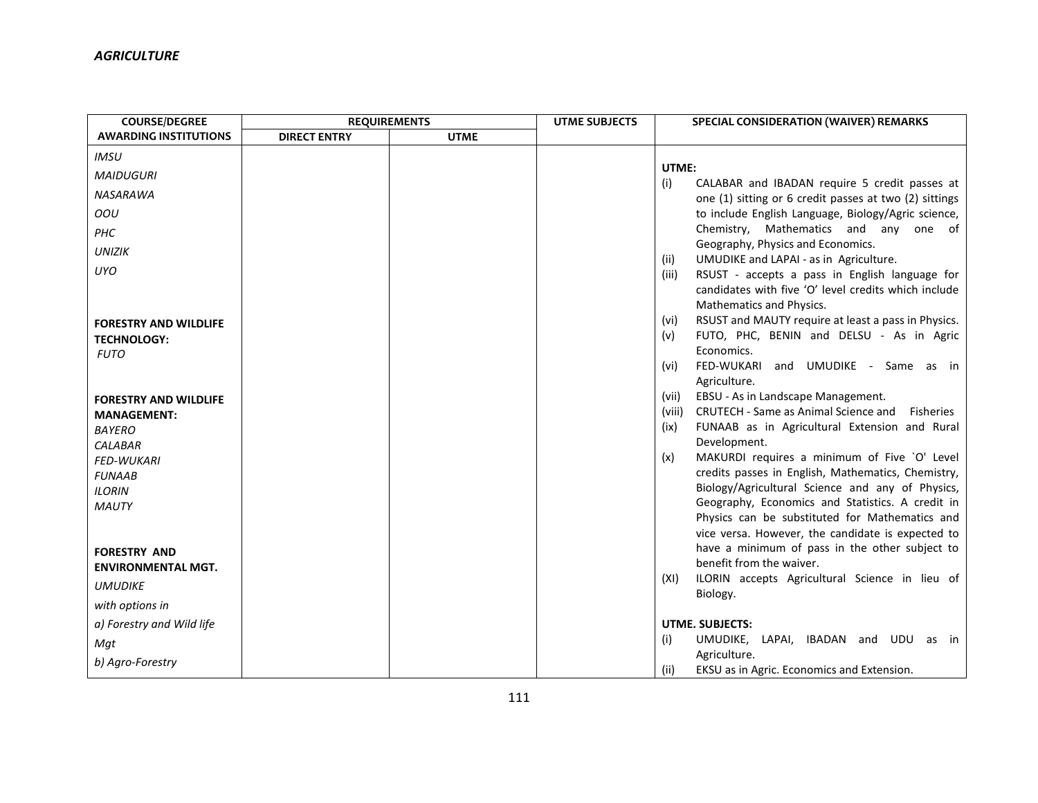*AGRICULTURE*

| COURSE/DEGREE AWARDING INSTITUTIONS | REQUIREMENTS | | UTME SUBJECTS | SPECIAL CONSIDERATION (WAIVER) REMARKS |
|---|---|---|---|---|
| | DIRECT ENTRY | UTME | | |
| *IMSU*<br>*MAIDUGURI*<br>*NASARAWA*<br>*OOU*<br>*PHC*<br>*UNIZIK*<br>*UYO*<br><br>**FORESTRY AND WILDLIFE TECHNOLOGY:**<br>*FUTO*<br><br>**FORESTRY AND WILDLIFE MANAGEMENT:**<br>*BAYERO*<br>*CALABAR*<br>*FED-WUKARI*<br>*FUNAAB*<br>*ILORIN*<br>*MAUTY*<br><br>**FORESTRY AND ENVIRONMENTAL MGT.**<br>*UMUDIKE*<br>*with options in*<br>*a) Forestry and Wild life Mgt*<br>*b) Agro-Forestry* | | | | **UTME:**<br>(i) CALABAR and IBADAN require 5 credit passes at one (1) sitting or 6 credit passes at two (2) sittings to include English Language, Biology/Agric science, Chemistry, Mathematics and any one of Geography, Physics and Economics.<br>(ii) UMUDIKE and LAPAI - as in Agriculture.<br>(iii) RSUST - accepts a pass in English language for candidates with five 'O' level credits which include Mathematics and Physics.<br>(vi) RSUST and MAUTY require at least a pass in Physics.<br>(v) FUTO, PHC, BENIN and DELSU - As in Agric Economics.<br>(vi) FED-WUKARI and UMUDIKE - Same as in Agriculture.<br>(vii) EBSU - As in Landscape Management.<br>(viii) CRUTECH - Same as Animal Science and Fisheries<br>(ix) FUNAAB as in Agricultural Extension and Rural Development.<br>(x) MAKURDI requires a minimum of Five `O' Level credits passes in English, Mathematics, Chemistry, Biology/Agricultural Science and any of Physics, Geography, Economics and Statistics. A credit in Physics can be substituted for Mathematics and vice versa. However, the candidate is expected to have a minimum of pass in the other subject to benefit from the waiver.<br>(XI) ILORIN accepts Agricultural Science in lieu of Biology.<br><br>**UTME. SUBJECTS:**<br>(i) UMUDIKE, LAPAI, IBADAN and UDU as in Agriculture.<br>(ii) EKSU as in Agric. Economics and Extension. |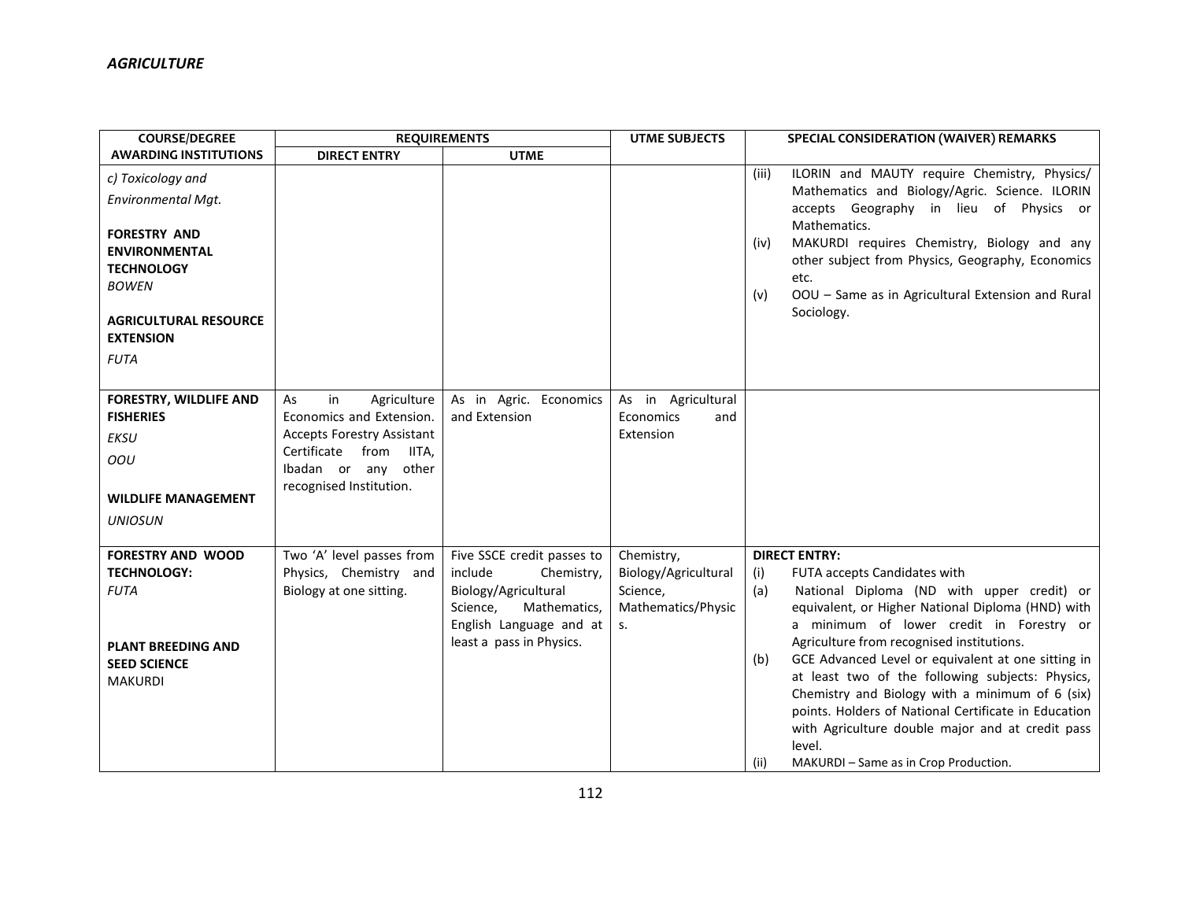*AGRICULTURE*

| COURSE/DEGREE AWARDING INSTITUTIONS | REQUIREMENTS | | UTME SUBJECTS | SPECIAL CONSIDERATION (WAIVER) REMARKS |
|---|---|---|---|---|
| | DIRECT ENTRY | UTME | | |
| *c) Toxicology and Environmental Mgt.*<br><br>**FORESTRY AND ENVIRONMENTAL TECHNOLOGY**<br>*BOWEN*<br><br>**AGRICULTURAL RESOURCE EXTENSION**<br>*FUTA* | | | | (iii) ILORIN and MAUTY require Chemistry, Physics/ Mathematics and Biology/Agric. Science. ILORIN accepts Geography in lieu of Physics or Mathematics.<br>(iv) MAKURDI requires Chemistry, Biology and any other subject from Physics, Geography, Economics etc.<br>(v) OOU – Same as in Agricultural Extension and Rural Sociology. |
| **FORESTRY, WILDLIFE AND FISHERIES**<br>*EKSU*<br>*OOU*<br><br>**WILDLIFE MANAGEMENT**<br>*UNIOSUN* | As in Agriculture Economics and Extension. Accepts Forestry Assistant Certificate from IITA, Ibadan or any other recognised Institution. | As in Agric. Economics and Extension | As in Agricultural Economics and Extension | |
| **FORESTRY AND WOOD TECHNOLOGY:**<br>*FUTA*<br><br>**PLANT BREEDING AND SEED SCIENCE**<br>MAKURDI | Two 'A' level passes from Physics, Chemistry and Biology at one sitting. | Five SSCE credit passes to include Chemistry, Biology/Agricultural Science, Mathematics, English Language and at least a pass in Physics. | Chemistry, Biology/Agricultural Science, Mathematics/Physics. | **DIRECT ENTRY:**<br>(i) FUTA accepts Candidates with<br>(a) National Diploma (ND with upper credit) or equivalent, or Higher National Diploma (HND) with a minimum of lower credit in Forestry or Agriculture from recognised institutions.<br>(b) GCE Advanced Level or equivalent at one sitting in at least two of the following subjects: Physics, Chemistry and Biology with a minimum of 6 (six) points. Holders of National Certificate in Education with Agriculture double major and at credit pass level.<br>(ii) MAKURDI – Same as in Crop Production. |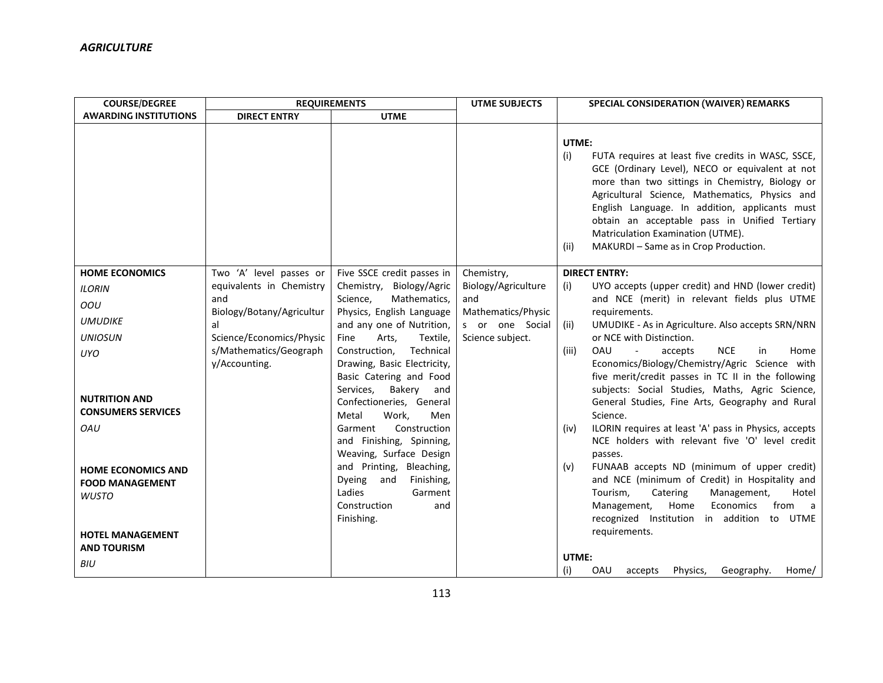*AGRICULTURE*

| COURSE/DEGREE AWARDING INSTITUTIONS | REQUIREMENTS | | UTME SUBJECTS | SPECIAL CONSIDERATION (WAIVER) REMARKS |
|---|---|---|---|---|
| | DIRECT ENTRY | UTME | | |
| | | | | **UTME:**<br>(i) FUTA requires at least five credits in WASC, SSCE, GCE (Ordinary Level), NECO or equivalent at not more than two sittings in Chemistry, Biology or Agricultural Science, Mathematics, Physics and English Language. In addition, applicants must obtain an acceptable pass in Unified Tertiary Matriculation Examination (UTME).<br>(ii) MAKURDI – Same as in Crop Production. |
| **HOME ECONOMICS**<br>*ILORIN*<br>*OOU*<br>*UMUDIKE*<br>*UNIOSUN*<br>*UYO*<br><br>**NUTRITION AND CONSUMERS SERVICES**<br>*OAU*<br><br>**HOME ECONOMICS AND FOOD MANAGEMENT**<br>*WUSTO*<br><br>**HOTEL MANAGEMENT AND TOURISM**<br>*BIU* | Two 'A' level passes or equivalents in Chemistry and Biology/Botany/Agricultural Science/Economics/Physics/Mathematics/Geography/Accounting. | Five SSCE credit passes in Chemistry, Biology/Agric Science, Mathematics, Physics, English Language and any one of Nutrition, Fine Arts, Textile, Construction, Technical Drawing, Basic Electricity, Basic Catering and Food Services, Bakery and Confectioneries, General Metal Work, Men Garment Construction and Finishing, Spinning, Weaving, Surface Design and Printing, Bleaching, Dyeing and Finishing, Ladies Garment Construction and Finishing. | Chemistry, Biology/Agriculture and Mathematics/Physics or one Social Science subject. | **DIRECT ENTRY:**<br>(i) UYO accepts (upper credit) and HND (lower credit) and NCE (merit) in relevant fields plus UTME requirements.<br>(ii) UMUDIKE - As in Agriculture. Also accepts SRN/NRN or NCE with Distinction.<br>(iii) OAU - accepts NCE in Home Economics/Biology/Chemistry/Agric Science with five merit/credit passes in TC II in the following subjects: Social Studies, Maths, Agric Science, General Studies, Fine Arts, Geography and Rural Science.<br>(iv) ILORIN requires at least 'A' pass in Physics, accepts NCE holders with relevant five 'O' level credit passes.<br>(v) FUNAAB accepts ND (minimum of upper credit) and NCE (minimum of Credit) in Hospitality and Tourism, Catering Management, Hotel Management, Home Economics from a recognized Institution in addition to UTME requirements.<br><br>**UTME:**<br>(i) OAU accepts Physics, Geography. Home/ |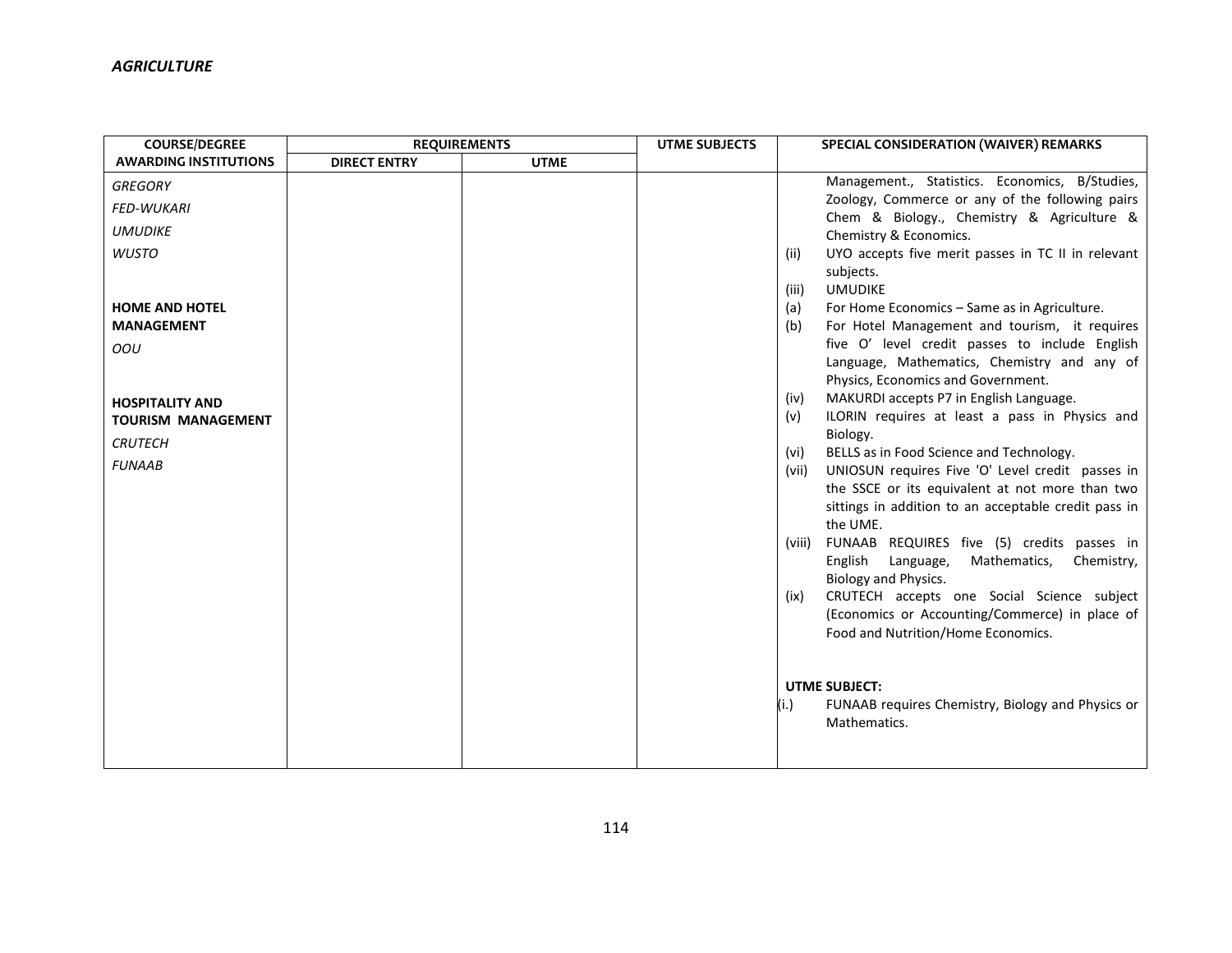***AGRICULTURE***

| COURSE/DEGREE AWARDING INSTITUTIONS | REQUIREMENTS | | UTME SUBJECTS | SPECIAL CONSIDERATION (WAIVER) REMARKS |
|---|---|---|---|---|
| | DIRECT ENTRY | UTME | | |
| *GREGORY*<br>*FED-WUKARI*<br>*UMUDIKE*<br>*WUSTO*<br><br>**HOME AND HOTEL MANAGEMENT**<br>*OOU*<br><br>**HOSPITALITY AND TOURISM MANAGEMENT**<br>*CRUTECH*<br>*FUNAAB* | | | | Management., Statistics. Economics, B/Studies, Zoology, Commerce or any of the following pairs Chem & Biology., Chemistry & Agriculture & Chemistry & Economics.<br>(ii) UYO accepts five merit passes in TC II in relevant subjects.<br>(iii) UMUDIKE<br>(a) For Home Economics – Same as in Agriculture.<br>(b) For Hotel Management and tourism, it requires five O' level credit passes to include English Language, Mathematics, Chemistry and any of Physics, Economics and Government.<br>(iv) MAKURDI accepts P7 in English Language.<br>(v) ILORIN requires at least a pass in Physics and Biology.<br>(vi) BELLS as in Food Science and Technology.<br>(vii) UNIOSUN requires Five 'O' Level credit passes in the SSCE or its equivalent at not more than two sittings in addition to an acceptable credit pass in the UME.<br>(viii) FUNAAB REQUIRES five (5) credits passes in English Language, Mathematics, Chemistry, Biology and Physics.<br>(ix) CRUTECH accepts one Social Science subject (Economics or Accounting/Commerce) in place of Food and Nutrition/Home Economics.<br><br>**UTME SUBJECT:**<br>(i.) FUNAAB requires Chemistry, Biology and Physics or Mathematics. |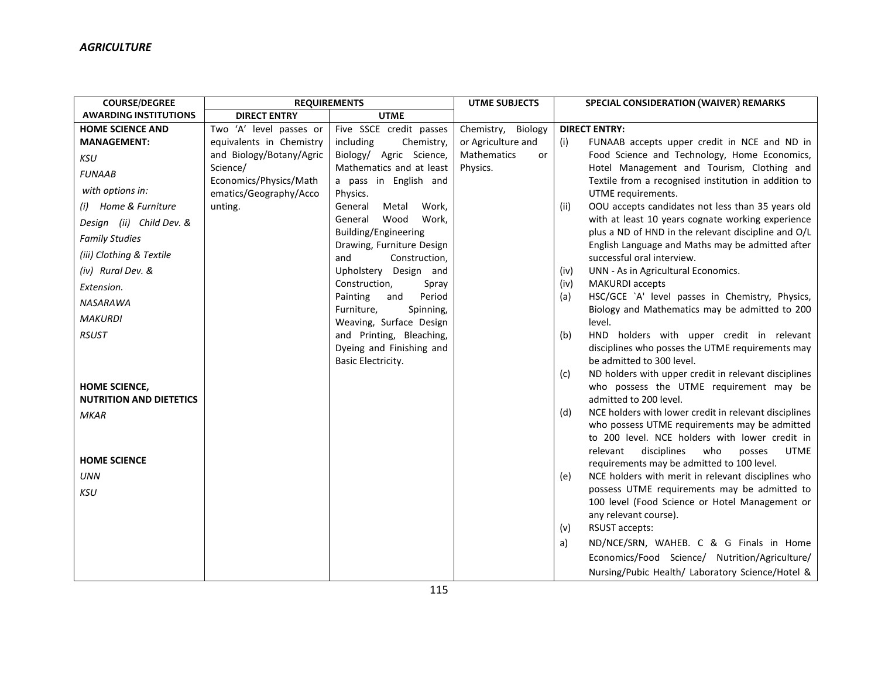***AGRICULTURE***

| COURSE/DEGREE AWARDING INSTITUTIONS | REQUIREMENTS | | UTME SUBJECTS | SPECIAL CONSIDERATION (WAIVER) REMARKS |
|---|---|---|---|---|
| | DIRECT ENTRY | UTME | | |
| **HOME SCIENCE AND MANAGEMENT:**<br>*KSU*<br>*FUNAAB*<br>*with options in:*<br>*(i) Home & Furniture Design (ii) Child Dev. & Family Studies*<br>*(iii) Clothing & Textile*<br>*(iv) Rural Dev. & Extension.*<br>*NASARAWA*<br>*MAKURDI*<br>*RSUST*<br><br>**HOME SCIENCE, NUTRITION AND DIETETICS**<br>*MKAR*<br><br>**HOME SCIENCE**<br>*UNN*<br>*KSU* | Two 'A' level passes or equivalents in Chemistry and Biology/Botany/Agric Science/ Economics/Physics/Mathematics/Geography/Accounting. | Five SSCE credit passes including Chemistry, Biology/ Agric Science, Mathematics and at least a pass in English and Physics.<br>General Metal Work, General Wood Work, Building/Engineering Drawing, Furniture Design and Construction, Upholstery Design and Construction, Spray Painting and Period Furniture, Spinning, Weaving, Surface Design and Printing, Bleaching, Dyeing and Finishing and Basic Electricity. | Chemistry, Biology or Agriculture and Mathematics or Physics. | **DIRECT ENTRY:**<br>(i) FUNAAB accepts upper credit in NCE and ND in Food Science and Technology, Home Economics, Hotel Management and Tourism, Clothing and Textile from a recognised institution in addition to UTME requirements.<br>(ii) OOU accepts candidates not less than 35 years old with at least 10 years cognate working experience plus a ND of HND in the relevant discipline and O/L English Language and Maths may be admitted after successful oral interview.<br>(iv) UNN - As in Agricultural Economics.<br>(iv) MAKURDI accepts<br>(a) HSC/GCE `A' level passes in Chemistry, Physics, Biology and Mathematics may be admitted to 200 level.<br>(b) HND holders with upper credit in relevant disciplines who posses the UTME requirements may be admitted to 300 level.<br>(c) ND holders with upper credit in relevant disciplines who possess the UTME requirement may be admitted to 200 level.<br>(d) NCE holders with lower credit in relevant disciplines who possess UTME requirements may be admitted to 200 level. NCE holders with lower credit in relevant disciplines who posses UTME requirements may be admitted to 100 level.<br>(e) NCE holders with merit in relevant disciplines who possess UTME requirements may be admitted to 100 level (Food Science or Hotel Management or any relevant course).<br>(v) RSUST accepts:<br>a) ND/NCE/SRN, WAHEB. C & G Finals in Home Economics/Food Science/ Nutrition/Agriculture/ Nursing/Pubic Health/ Laboratory Science/Hotel & |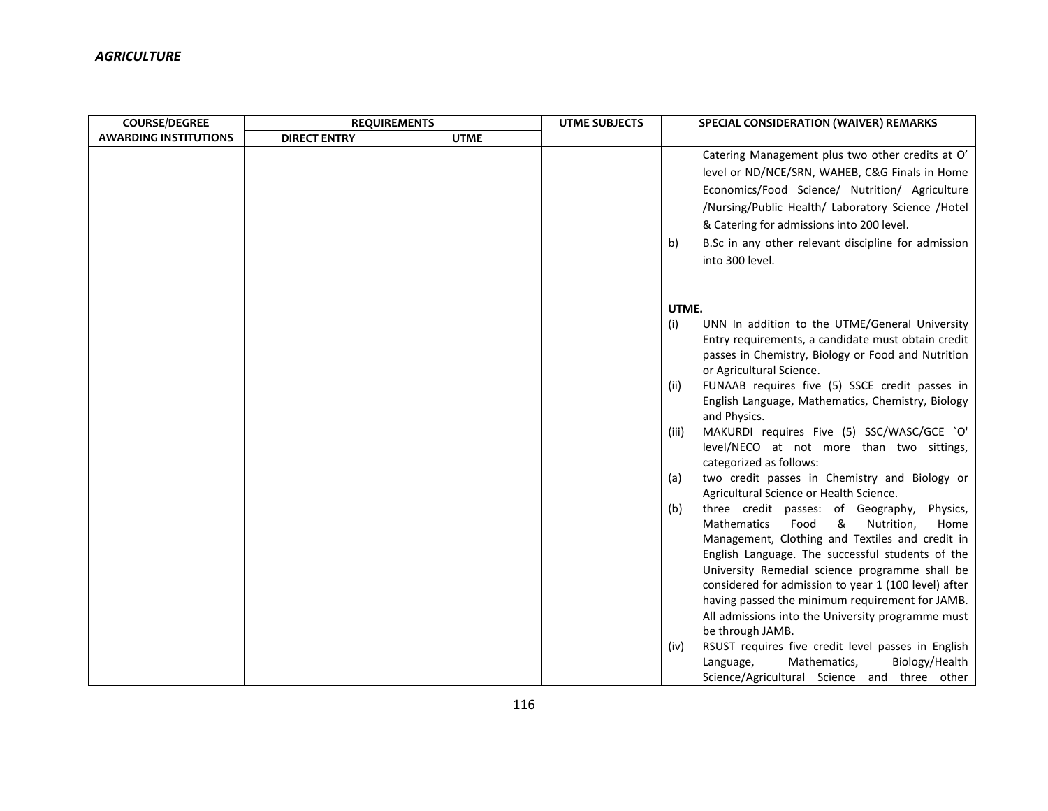*AGRICULTURE*

| COURSE/DEGREE AWARDING INSTITUTIONS | REQUIREMENTS | | UTME SUBJECTS | SPECIAL CONSIDERATION (WAIVER) REMARKS |
|---|---|---|---|---|
| | DIRECT ENTRY | UTME | | |
| | | | | Catering Management plus two other credits at O' level or ND/NCE/SRN, WAHEB, C&G Finals in Home Economics/Food Science/ Nutrition/ Agriculture /Nursing/Public Health/ Laboratory Science /Hotel & Catering for admissions into 200 level.<br>b) B.Sc in any other relevant discipline for admission into 300 level.<br><br>**UTME.**<br>(i) UNN In addition to the UTME/General University Entry requirements, a candidate must obtain credit passes in Chemistry, Biology or Food and Nutrition or Agricultural Science.<br>(ii) FUNAAB requires five (5) SSCE credit passes in English Language, Mathematics, Chemistry, Biology and Physics.<br>(iii) MAKURDI requires Five (5) SSC/WASC/GCE `O' level/NECO at not more than two sittings, categorized as follows:<br>(a) two credit passes in Chemistry and Biology or Agricultural Science or Health Science.<br>(b) three credit passes: of Geography, Physics, Mathematics Food & Nutrition, Home Management, Clothing and Textiles and credit in English Language. The successful students of the University Remedial science programme shall be considered for admission to year 1 (100 level) after having passed the minimum requirement for JAMB. All admissions into the University programme must be through JAMB.<br>(iv) RSUST requires five credit level passes in English Language, Mathematics, Biology/Health Science/Agricultural Science and three other |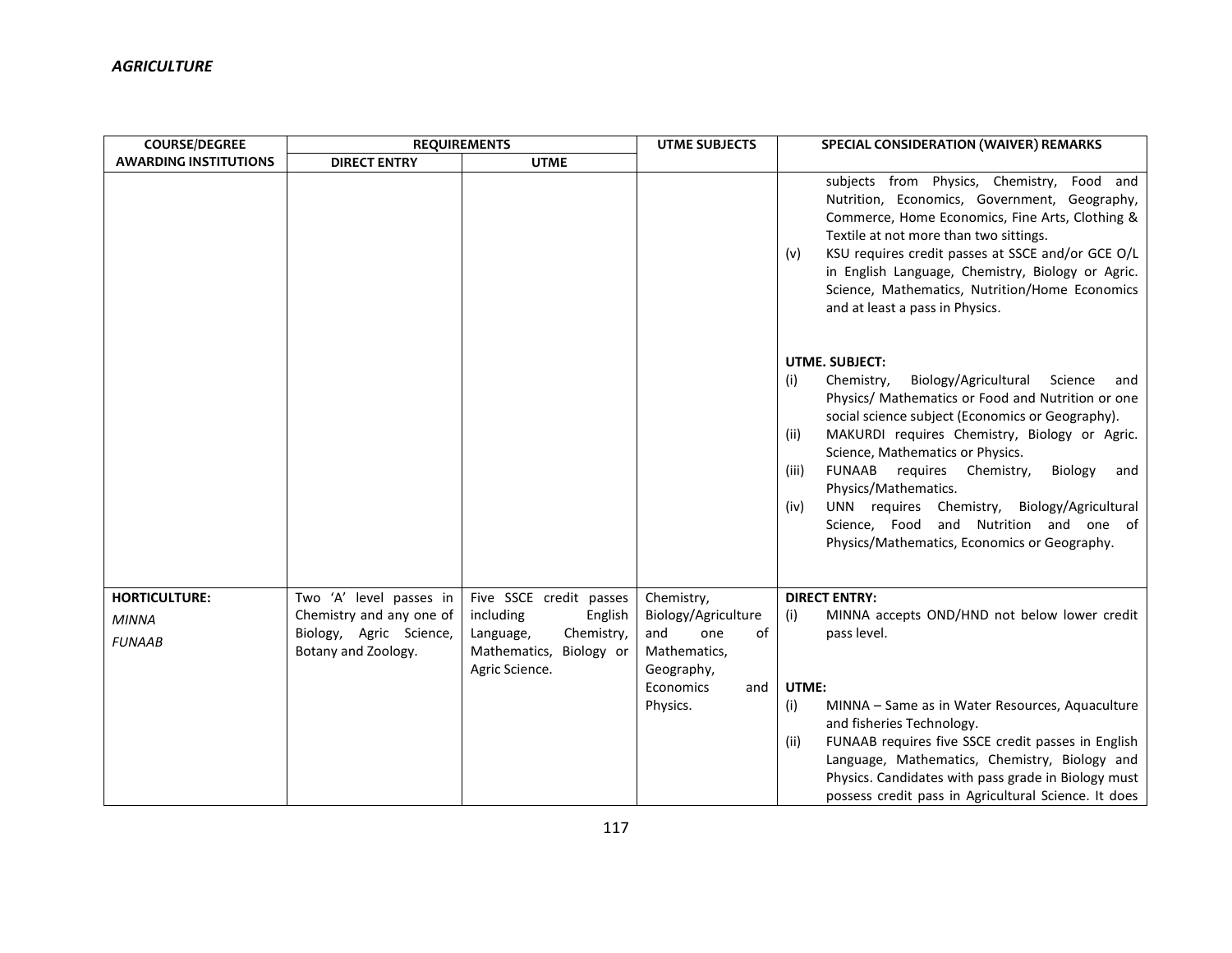*AGRICULTURE*

| COURSE/DEGREE AWARDING INSTITUTIONS | REQUIREMENTS | | UTME SUBJECTS | SPECIAL CONSIDERATION (WAIVER) REMARKS |
|---|---|---|---|---|
| | DIRECT ENTRY | UTME | | |
| | | | | subjects from Physics, Chemistry, Food and Nutrition, Economics, Government, Geography, Commerce, Home Economics, Fine Arts, Clothing & Textile at not more than two sittings.<br>(v) KSU requires credit passes at SSCE and/or GCE O/L in English Language, Chemistry, Biology or Agric. Science, Mathematics, Nutrition/Home Economics and at least a pass in Physics.<br><br>**UTME. SUBJECT:**<br>(i) Chemistry, Biology/Agricultural Science and Physics/ Mathematics or Food and Nutrition or one social science subject (Economics or Geography).<br>(ii) MAKURDI requires Chemistry, Biology or Agric. Science, Mathematics or Physics.<br>(iii) FUNAAB requires Chemistry, Biology and Physics/Mathematics.<br>(iv) UNN requires Chemistry, Biology/Agricultural Science, Food and Nutrition and one of Physics/Mathematics, Economics or Geography. |
| **HORTICULTURE:**<br>*MINNA*<br>*FUNAAB* | Two 'A' level passes in Chemistry and any one of Biology, Agric Science, Botany and Zoology. | Five SSCE credit passes including English Language, Chemistry, Mathematics, Biology or Agric Science. | Chemistry, Biology/Agriculture and one of Mathematics, Geography, Economics and Physics. | **DIRECT ENTRY:**<br>(i) MINNA accepts OND/HND not below lower credit pass level.<br><br>**UTME:**<br>(i) MINNA – Same as in Water Resources, Aquaculture and fisheries Technology.<br>(ii) FUNAAB requires five SSCE credit passes in English Language, Mathematics, Chemistry, Biology and Physics. Candidates with pass grade in Biology must possess credit pass in Agricultural Science. It does |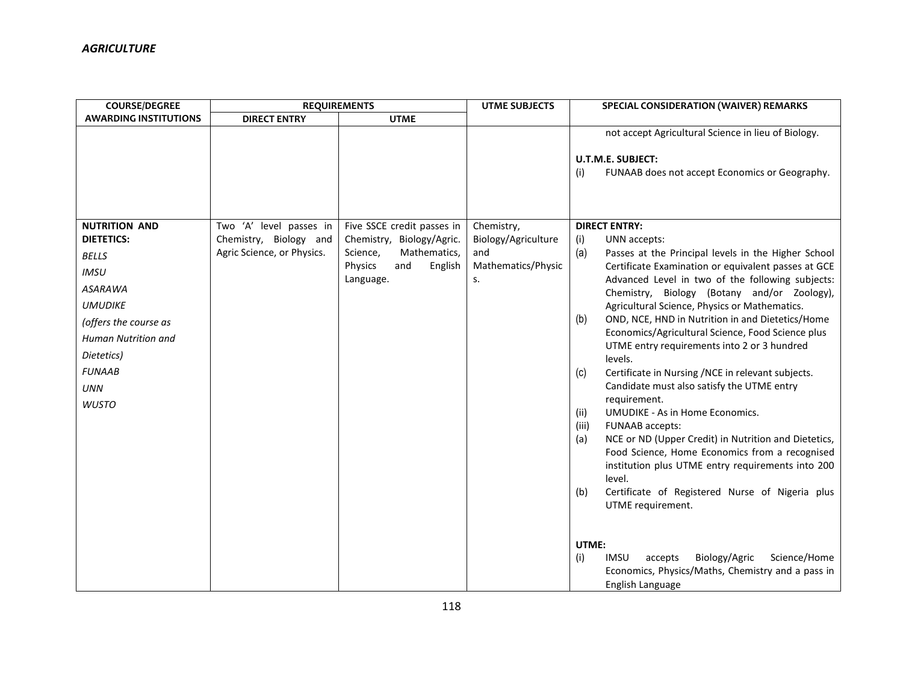*AGRICULTURE*

| COURSE/DEGREE AWARDING INSTITUTIONS | REQUIREMENTS | | UTME SUBJECTS | SPECIAL CONSIDERATION (WAIVER) REMARKS |
|---|---|---|---|---|
| | DIRECT ENTRY | UTME | | |
| | | | | not accept Agricultural Science in lieu of Biology.<br><br>**U.T.M.E. SUBJECT:**<br>(i) FUNAAB does not accept Economics or Geography. |
| **NUTRITION AND DIETETICS:**<br>*BELLS*<br>*IMSU*<br>*ASARAWA*<br>*UMUDIKE*<br>*(offers the course as Human Nutrition and Dietetics)*<br>*FUNAAB*<br>*UNN*<br>*WUSTO* | Two 'A' level passes in Chemistry, Biology and Agric Science, or Physics. | Five SSCE credit passes in Chemistry, Biology/Agric. Science, Mathematics, Physics and English Language. | Chemistry, Biology/Agriculture and Mathematics/Physics. | **DIRECT ENTRY:**<br>(i) UNN accepts:<br>(a) Passes at the Principal levels in the Higher School Certificate Examination or equivalent passes at GCE Advanced Level in two of the following subjects: Chemistry, Biology (Botany and/or Zoology), Agricultural Science, Physics or Mathematics.<br>(b) OND, NCE, HND in Nutrition in and Dietetics/Home Economics/Agricultural Science, Food Science plus UTME entry requirements into 2 or 3 hundred levels.<br>(c) Certificate in Nursing /NCE in relevant subjects. Candidate must also satisfy the UTME entry requirement.<br>(ii) UMUDIKE - As in Home Economics.<br>(iii) FUNAAB accepts:<br>(a) NCE or ND (Upper Credit) in Nutrition and Dietetics, Food Science, Home Economics from a recognised institution plus UTME entry requirements into 200 level.<br>(b) Certificate of Registered Nurse of Nigeria plus UTME requirement.<br><br>**UTME:**<br>(i) IMSU accepts Biology/Agric Science/Home Economics, Physics/Maths, Chemistry and a pass in English Language |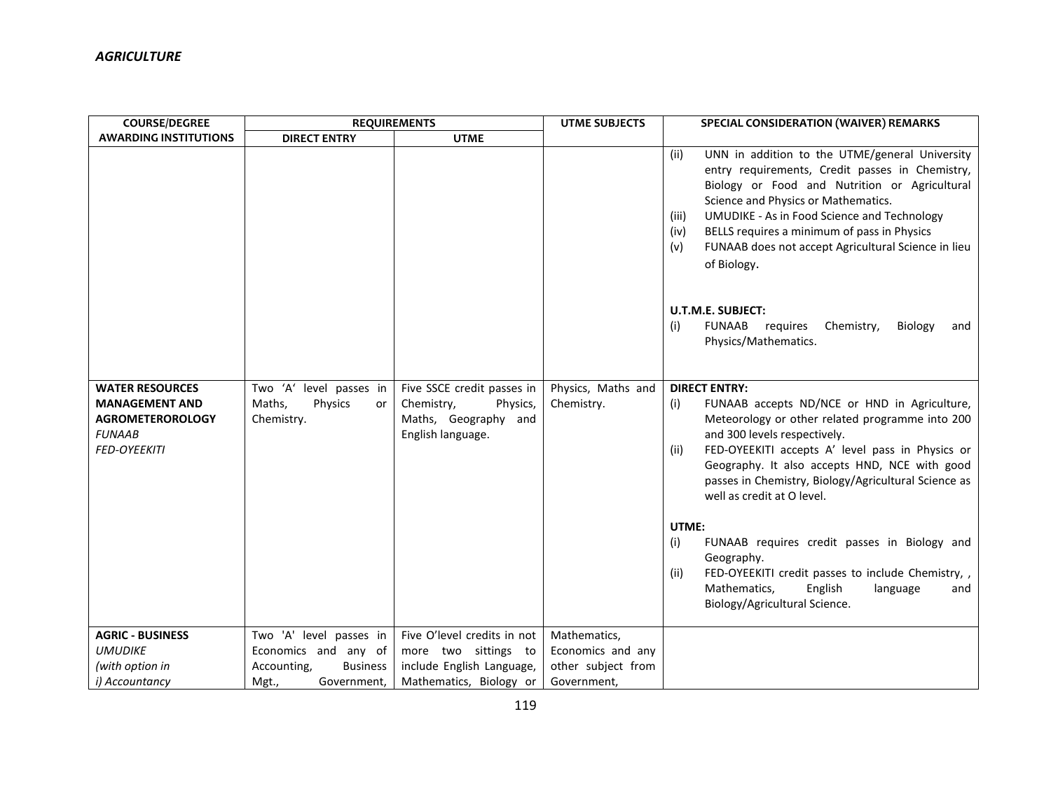*AGRICULTURE*

| COURSE/DEGREE AWARDING INSTITUTIONS | REQUIREMENTS | | UTME SUBJECTS | SPECIAL CONSIDERATION (WAIVER) REMARKS |
|---|---|---|---|---|
| | DIRECT ENTRY | UTME | | |
| | | | | (ii) UNN in addition to the UTME/general University entry requirements, Credit passes in Chemistry, Biology or Food and Nutrition or Agricultural Science and Physics or Mathematics.<br>(iii) UMUDIKE - As in Food Science and Technology<br>(iv) BELLS requires a minimum of pass in Physics<br>(v) FUNAAB does not accept Agricultural Science in lieu of Biology.<br><br>**U.T.M.E. SUBJECT:**<br>(i) FUNAAB requires Chemistry, Biology and Physics/Mathematics. |
| **WATER RESOURCES MANAGEMENT AND AGROMETERОROLOGY**<br>*FUNAAB*<br>*FED-OYEEKITI* | Two 'A' level passes in Maths, Physics or Chemistry. | Five SSCE credit passes in Chemistry, Physics, Maths, Geography and English language. | Physics, Maths and Chemistry. | **DIRECT ENTRY:**<br>(i) FUNAAB accepts ND/NCE or HND in Agriculture, Meteorology or other related programme into 200 and 300 levels respectively.<br>(ii) FED-OYEEKITI accepts A' level pass in Physics or Geography. It also accepts HND, NCE with good passes in Chemistry, Biology/Agricultural Science as well as credit at O level.<br><br>**UTME:**<br>(i) FUNAAB requires credit passes in Biology and Geography.<br>(ii) FED-OYEEKITI credit passes to include Chemistry, , Mathematics, English language and Biology/Agricultural Science. |
| **AGRIC - BUSINESS**<br>*UMUDIKE*<br>*(with option in*<br>*i) Accountancy* | Two 'A' level passes in Economics and any of Accounting, Business Mgt., Government, | Five O'level credits in not more two sittings to include English Language, Mathematics, Biology or | Mathematics, Economics and any other subject from Government, | |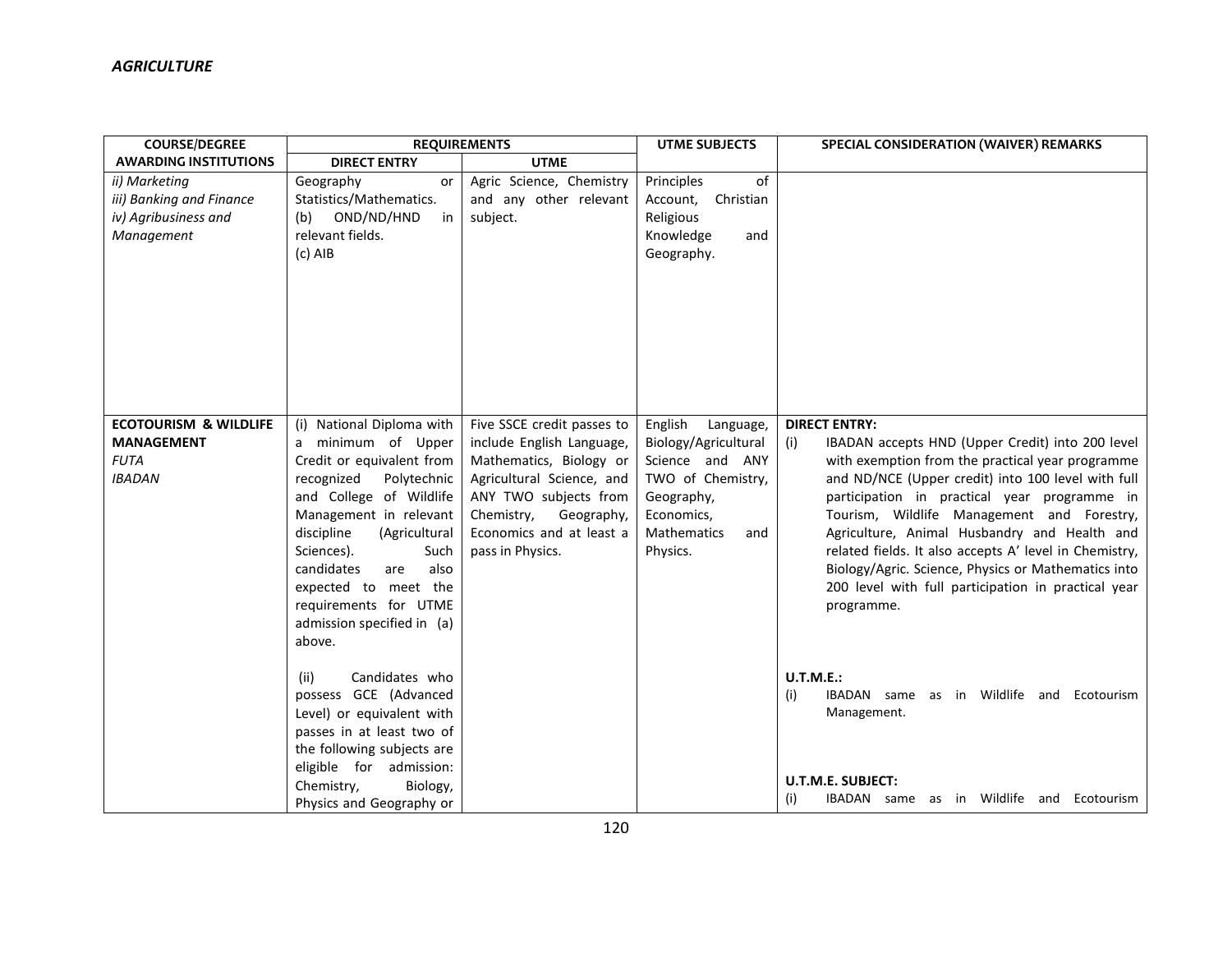*AGRICULTURE*

| COURSE/DEGREE AWARDING INSTITUTIONS | REQUIREMENTS | | UTME SUBJECTS | SPECIAL CONSIDERATION (WAIVER) REMARKS |
|---|---|---|---|---|
| | DIRECT ENTRY | UTME | | |
| *ii) Marketing*<br>*iii) Banking and Finance*<br>*iv) Agribusiness and Management* | Geography or Statistics/Mathematics.<br>(b) OND/ND/HND in relevant fields.<br>(c) AIB | Agric Science, Chemistry and any other relevant subject. | Principles of Account, Christian Religious Knowledge and Geography. | |
| **ECOTOURISM & WILDLIFE MANAGEMENT**<br>*FUTA*<br>*IBADAN* | (i) National Diploma with a minimum of Upper Credit or equivalent from recognized Polytechnic and College of Wildlife Management in relevant discipline (Agricultural Sciences). Such candidates are also expected to meet the requirements for UTME admission specified in (a) above.<br><br>(ii) Candidates who possess GCE (Advanced Level) or equivalent with passes in at least two of the following subjects are eligible for admission: Chemistry, Biology, Physics and Geography or | Five SSCE credit passes to include English Language, Mathematics, Biology or Agricultural Science, and ANY TWO subjects from Chemistry, Geography, Economics and at least a pass in Physics. | English Language, Biology/Agricultural Science and ANY TWO of Chemistry, Geography, Economics, Mathematics and Physics. | **DIRECT ENTRY:**<br>(i) IBADAN accepts HND (Upper Credit) into 200 level with exemption from the practical year programme and ND/NCE (Upper credit) into 100 level with full participation in practical year programme in Tourism, Wildlife Management and Forestry, Agriculture, Animal Husbandry and Health and related fields. It also accepts A' level in Chemistry, Biology/Agric. Science, Physics or Mathematics into 200 level with full participation in practical year programme.<br><br>**U.T.M.E.:**<br>(i) IBADAN same as in Wildlife and Ecotourism Management.<br><br>**U.T.M.E. SUBJECT:**<br>(i) IBADAN same as in Wildlife and Ecotourism |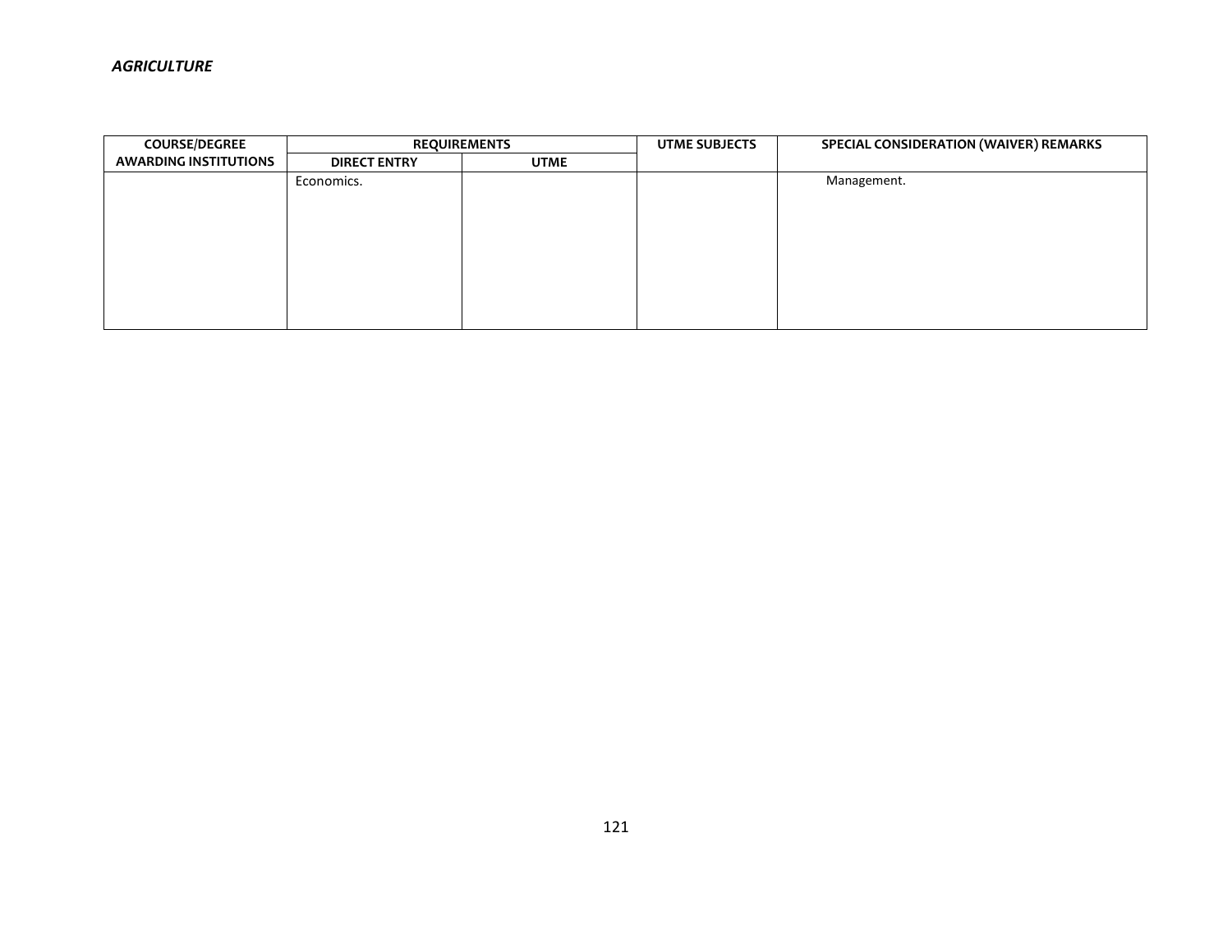*AGRICULTURE*

| COURSE/DEGREE AWARDING INSTITUTIONS | REQUIREMENTS | | UTME SUBJECTS | SPECIAL CONSIDERATION (WAIVER) REMARKS |
|---|---|---|---|---|
| | DIRECT ENTRY | UTME | | |
| | Economics. | | | Management. |